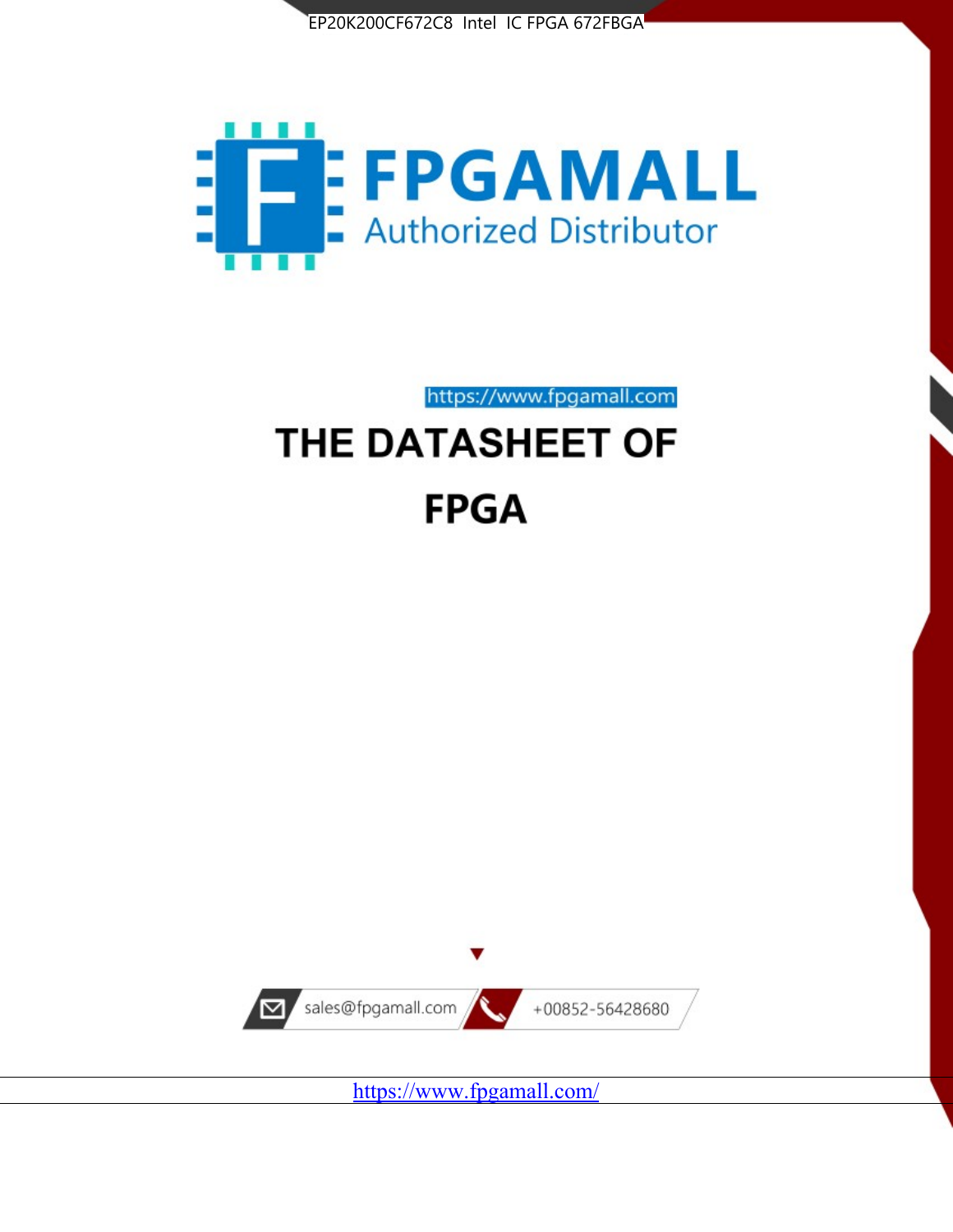EP20K200CF672C8 Intel IC FPGA 672FBGA

FPGAMALL

Authorized Distributor

https://www.fpgamall.com

# THE DATASHEET OF

# FPGA

sales@fpgamall.com

+00852-56428680

https://www.fpgamall.com/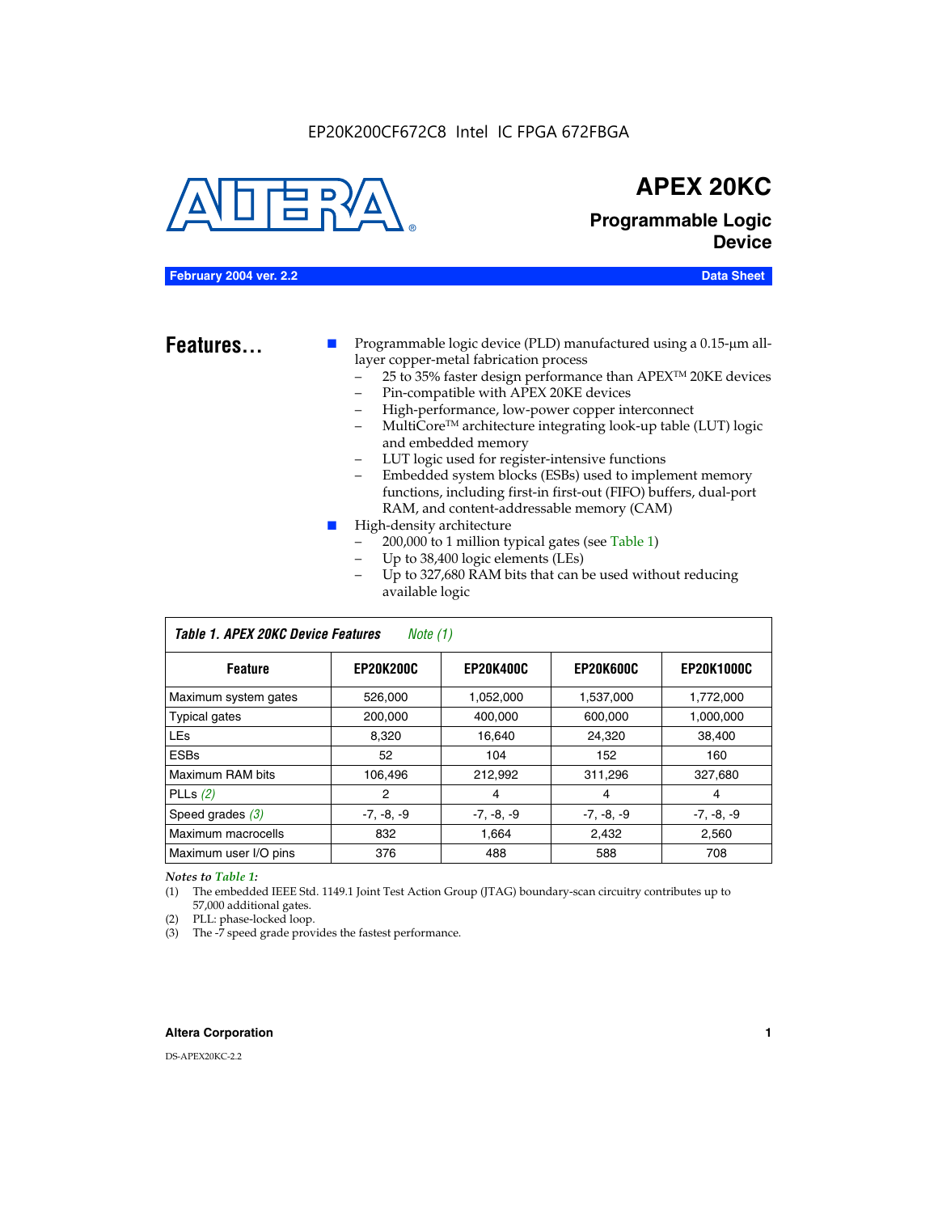EP20K200CF672C8 Intel IC FPGA 672FBGA

# APEX 20KC

## Programmable Logic Device

**February 2004 ver. 2.2** — **Data Sheet**

## Features...

- Programmable logic device (PLD) manufactured using a 0.15-µm all-layer copper-metal fabrication process
  - 25 to 35% faster design performance than APEX™ 20KE devices
  - Pin-compatible with APEX 20KE devices
  - High-performance, low-power copper interconnect
  - MultiCore™ architecture integrating look-up table (LUT) logic and embedded memory
  - LUT logic used for register-intensive functions
  - Embedded system blocks (ESBs) used to implement memory functions, including first-in first-out (FIFO) buffers, dual-port RAM, and content-addressable memory (CAM)
- High-density architecture
  - 200,000 to 1 million typical gates (see Table 1)
  - Up to 38,400 logic elements (LEs)
  - Up to 327,680 RAM bits that can be used without reducing available logic

*Table 1. APEX 20KC Device Features* *Note (1)*

| Feature | EP20K200C | EP20K400C | EP20K600C | EP20K1000C |
|---|---|---|---|---|
| Maximum system gates | 526,000 | 1,052,000 | 1,537,000 | 1,772,000 |
| Typical gates | 200,000 | 400,000 | 600,000 | 1,000,000 |
| LEs | 8,320 | 16,640 | 24,320 | 38,400 |
| ESBs | 52 | 104 | 152 | 160 |
| Maximum RAM bits | 106,496 | 212,992 | 311,296 | 327,680 |
| PLLs *(2)* | 2 | 4 | 4 | 4 |
| Speed grades *(3)* | -7, -8, -9 | -7, -8, -9 | -7, -8, -9 | -7, -8, -9 |
| Maximum macrocells | 832 | 1,664 | 2,432 | 2,560 |
| Maximum user I/O pins | 376 | 488 | 588 | 708 |

*Notes to Table 1:*

(1) The embedded IEEE Std. 1149.1 Joint Test Action Group (JTAG) boundary-scan circuitry contributes up to 57,000 additional gates.

(2) PLL: phase-locked loop.

(3) The -7 speed grade provides the fastest performance.

**Altera Corporation**

DS-APEX20KC-2.2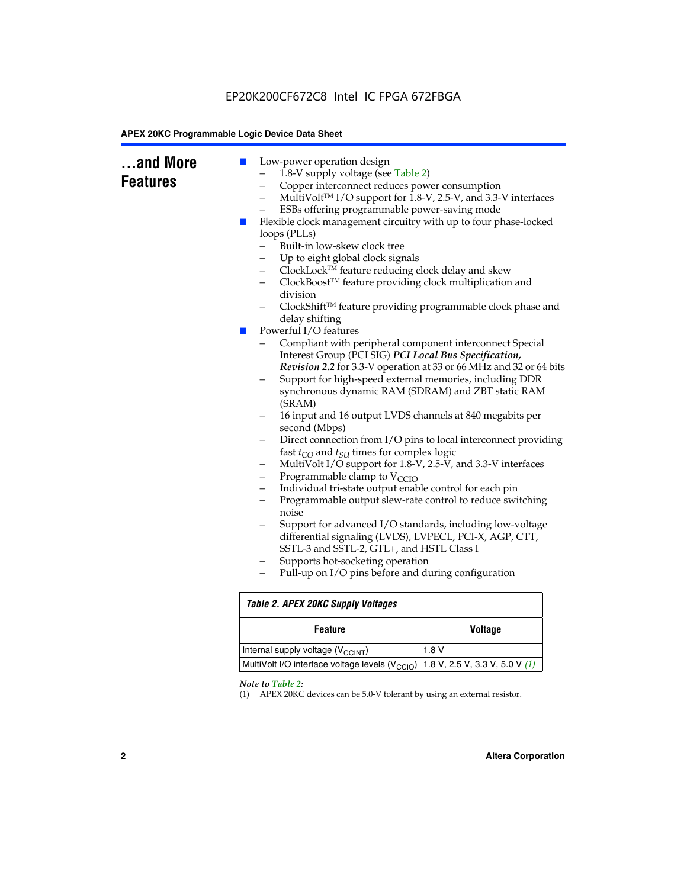## ...and More Features

- Low-power operation design
  - 1.8-V supply voltage (see Table 2)
  - Copper interconnect reduces power consumption
  - MultiVolt™ I/O support for 1.8-V, 2.5-V, and 3.3-V interfaces
  - ESBs offering programmable power-saving mode
- Flexible clock management circuitry with up to four phase-locked loops (PLLs)
  - Built-in low-skew clock tree
  - Up to eight global clock signals
  - ClockLock™ feature reducing clock delay and skew
  - ClockBoost™ feature providing clock multiplication and division
  - ClockShift™ feature providing programmable clock phase and delay shifting
- Powerful I/O features
  - Compliant with peripheral component interconnect Special Interest Group (PCI SIG) ***PCI Local Bus Specification, Revision 2.2*** for 3.3-V operation at 33 or 66 MHz and 32 or 64 bits
  - Support for high-speed external memories, including DDR synchronous dynamic RAM (SDRAM) and ZBT static RAM (SRAM)
  - 16 input and 16 output LVDS channels at 840 megabits per second (Mbps)
  - Direct connection from I/O pins to local interconnect providing fast $t_{CO}$ and $t_{SU}$ times for complex logic
  - MultiVolt I/O support for 1.8-V, 2.5-V, and 3.3-V interfaces
  - Programmable clamp to $V_{CCIO}$
  - Individual tri-state output enable control for each pin
  - Programmable output slew-rate control to reduce switching noise
  - Support for advanced I/O standards, including low-voltage differential signaling (LVDS), LVPECL, PCI-X, AGP, CTT, SSTL-3 and SSTL-2, GTL+, and HSTL Class I
  - Supports hot-socketing operation
  - Pull-up on I/O pins before and during configuration

**Table 2. APEX 20KC Supply Voltages**

| Feature | Voltage |
|---|---|
| Internal supply voltage ($V_{CCINT}$) | 1.8 V |
| MultiVolt I/O interface voltage levels ($V_{CCIO}$) | 1.8 V, 2.5 V, 3.3 V, 5.0 V *(1)* |

*Note to Table 2:*

(1) APEX 20KC devices can be 5.0-V tolerant by using an external resistor.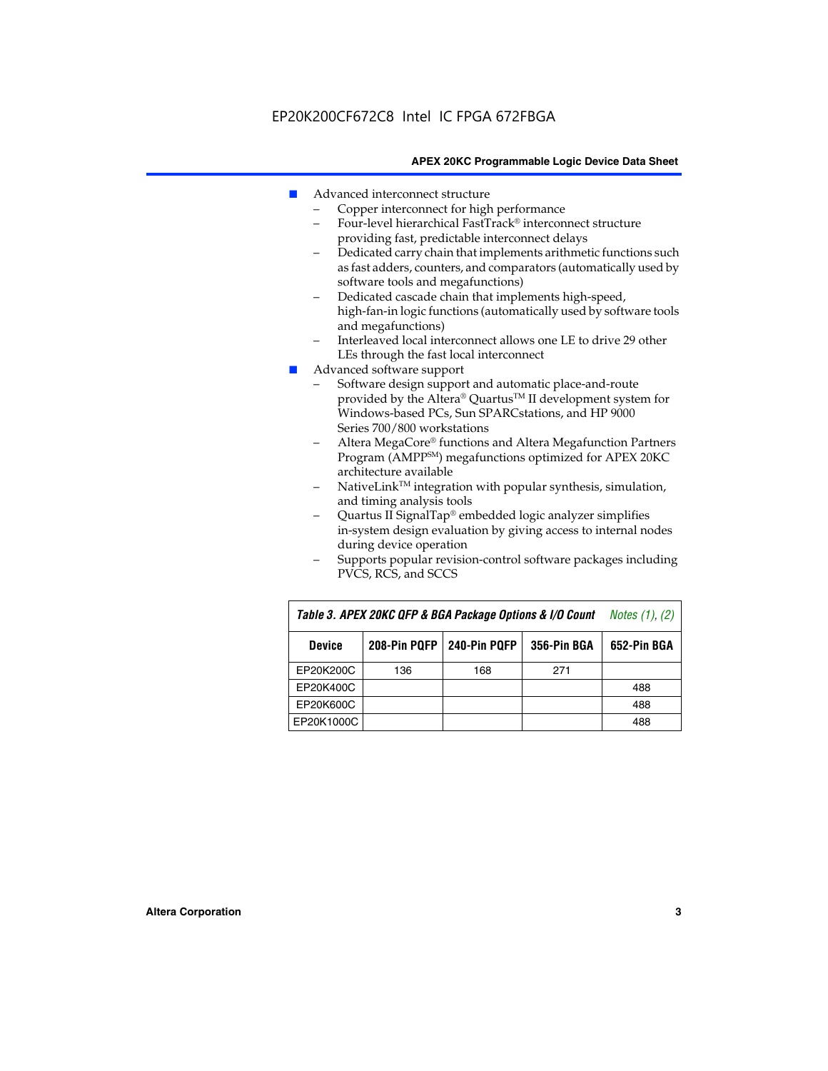- Advanced interconnect structure
  - Copper interconnect for high performance
  - Four-level hierarchical FastTrack® interconnect structure providing fast, predictable interconnect delays
  - Dedicated carry chain that implements arithmetic functions such as fast adders, counters, and comparators (automatically used by software tools and megafunctions)
  - Dedicated cascade chain that implements high-speed, high-fan-in logic functions (automatically used by software tools and megafunctions)
  - Interleaved local interconnect allows one LE to drive 29 other LEs through the fast local interconnect
- Advanced software support
  - Software design support and automatic place-and-route provided by the Altera® Quartus™ II development system for Windows-based PCs, Sun SPARCstations, and HP 9000 Series 700/800 workstations
  - Altera MegaCore® functions and Altera Megafunction Partners Program (AMPP℠) megafunctions optimized for APEX 20KC architecture available
  - NativeLink™ integration with popular synthesis, simulation, and timing analysis tools
  - Quartus II SignalTap® embedded logic analyzer simplifies in-system design evaluation by giving access to internal nodes during device operation
  - Supports popular revision-control software packages including PVCS, RCS, and SCCS

**Table 3. APEX 20KC QFP & BGA Package Options & I/O Count** *Notes (1), (2)*

| Device | 208-Pin PQFP | 240-Pin PQFP | 356-Pin BGA | 652-Pin BGA |
|---|---|---|---|---|
| EP20K200C | 136 | 168 | 271 | |
| EP20K400C | | | | 488 |
| EP20K600C | | | | 488 |
| EP20K1000C | | | | 488 |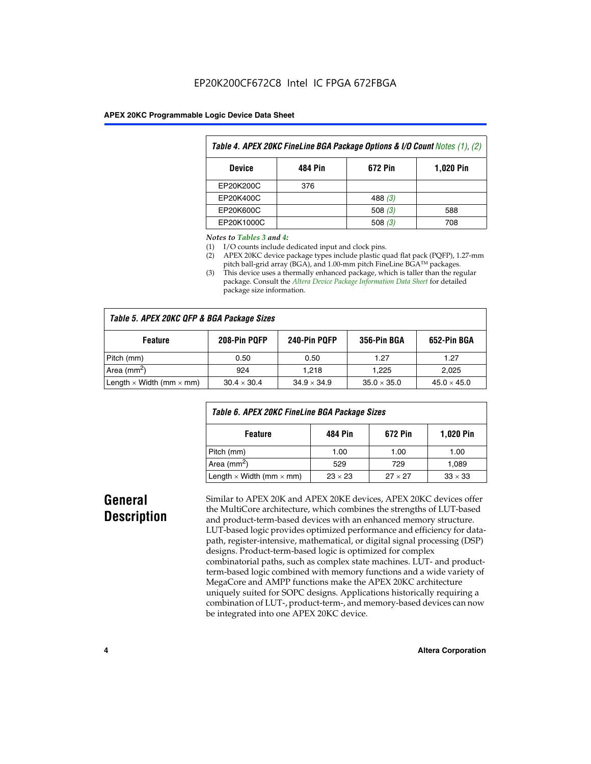Table 4. APEX 20KC FineLine BGA Package Options & I/O Count Notes (1), (2)

| Device | 484 Pin | 672 Pin | 1,020 Pin |
|---|---|---|---|
| EP20K200C | 376 | | |
| EP20K400C | | 488 (3) | |
| EP20K600C | | 508 (3) | 588 |
| EP20K1000C | | 508 (3) | 708 |

*Notes to Tables 3 and 4:*

(1) I/O counts include dedicated input and clock pins.
(2) APEX 20KC device package types include plastic quad flat pack (PQFP), 1.27-mm pitch ball-grid array (BGA), and 1.00-mm pitch FineLine BGA™ packages.
(3) This device uses a thermally enhanced package, which is taller than the regular package. Consult the *Altera Device Package Information Data Sheet* for detailed package size information.

Table 5. APEX 20KC QFP & BGA Package Sizes

| Feature | 208-Pin PQFP | 240-Pin PQFP | 356-Pin BGA | 652-Pin BGA |
|---|---|---|---|---|
| Pitch (mm) | 0.50 | 0.50 | 1.27 | 1.27 |
| Area ($mm^2$) | 924 | 1,218 | 1,225 | 2,025 |
| Length × Width (mm × mm) | 30.4 × 30.4 | 34.9 × 34.9 | 35.0 × 35.0 | 45.0 × 45.0 |

Table 6. APEX 20KC FineLine BGA Package Sizes

| Feature | 484 Pin | 672 Pin | 1,020 Pin |
|---|---|---|---|
| Pitch (mm) | 1.00 | 1.00 | 1.00 |
| Area ($mm^2$) | 529 | 729 | 1,089 |
| Length × Width (mm × mm) | 23 × 23 | 27 × 27 | 33 × 33 |

## General Description

Similar to APEX 20K and APEX 20KE devices, APEX 20KC devices offer the MultiCore architecture, which combines the strengths of LUT-based and product-term-based devices with an enhanced memory structure. LUT-based logic provides optimized performance and efficiency for data-path, register-intensive, mathematical, or digital signal processing (DSP) designs. Product-term-based logic is optimized for complex combinatorial paths, such as complex state machines. LUT- and product-term-based logic combined with memory functions and a wide variety of MegaCore and AMPP functions make the APEX 20KC architecture uniquely suited for SOPC designs. Applications historically requiring a combination of LUT-, product-term-, and memory-based devices can now be integrated into one APEX 20KC device.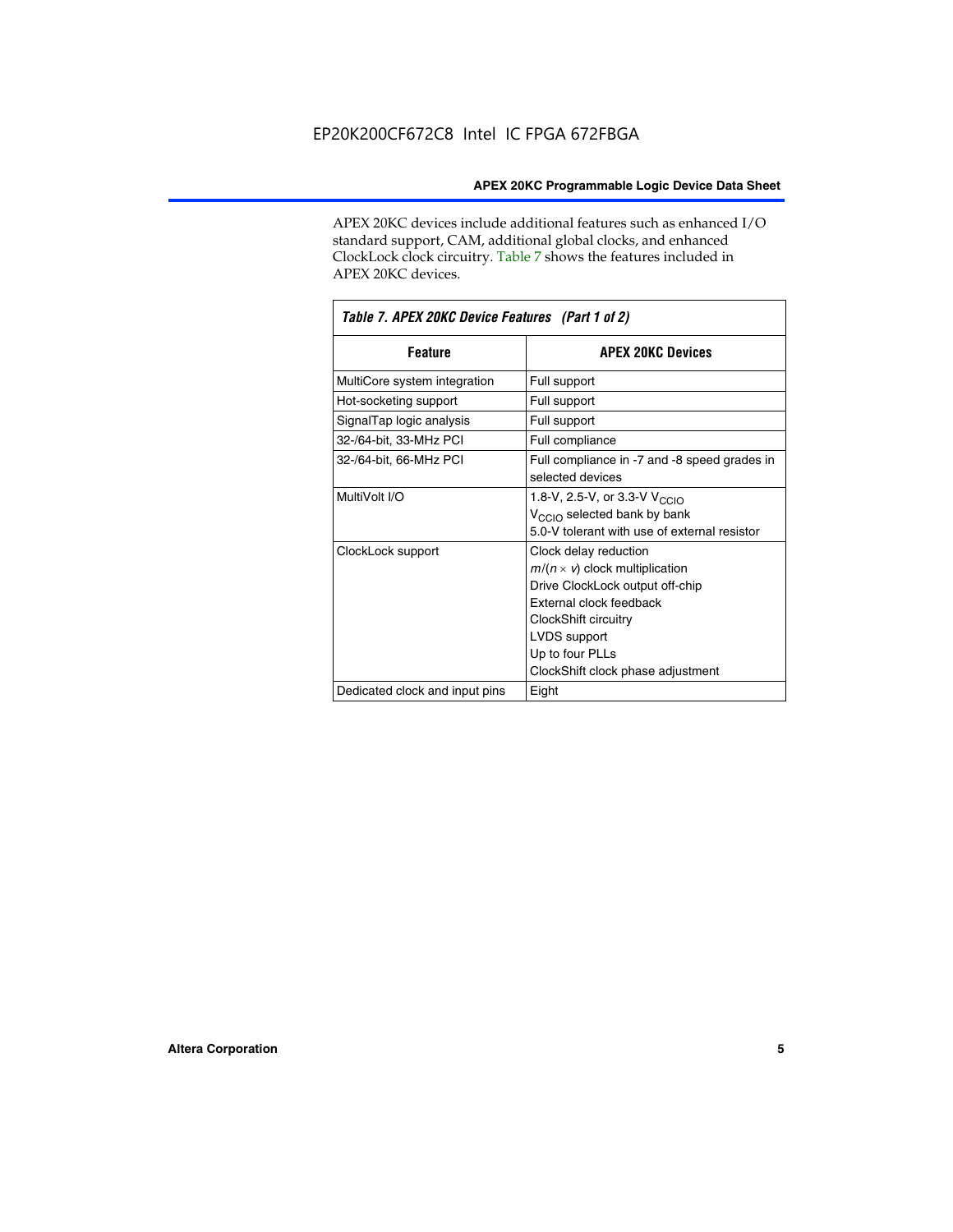APEX 20KC devices include additional features such as enhanced I/O standard support, CAM, additional global clocks, and enhanced ClockLock clock circuitry. Table 7 shows the features included in APEX 20KC devices.

*Table 7. APEX 20KC Device Features (Part 1 of 2)*

| Feature | APEX 20KC Devices |
|---|---|
| MultiCore system integration | Full support |
| Hot-socketing support | Full support |
| SignalTap logic analysis | Full support |
| 32-/64-bit, 33-MHz PCI | Full compliance |
| 32-/64-bit, 66-MHz PCI | Full compliance in -7 and -8 speed grades in selected devices |
| MultiVolt I/O | 1.8-V, 2.5-V, or 3.3-V $V_{CCIO}$<br>$V_{CCIO}$ selected bank by bank<br>5.0-V tolerant with use of external resistor |
| ClockLock support | Clock delay reduction<br>$m/(n \times v)$ clock multiplication<br>Drive ClockLock output off-chip<br>External clock feedback<br>ClockShift circuitry<br>LVDS support<br>Up to four PLLs<br>ClockShift clock phase adjustment |
| Dedicated clock and input pins | Eight |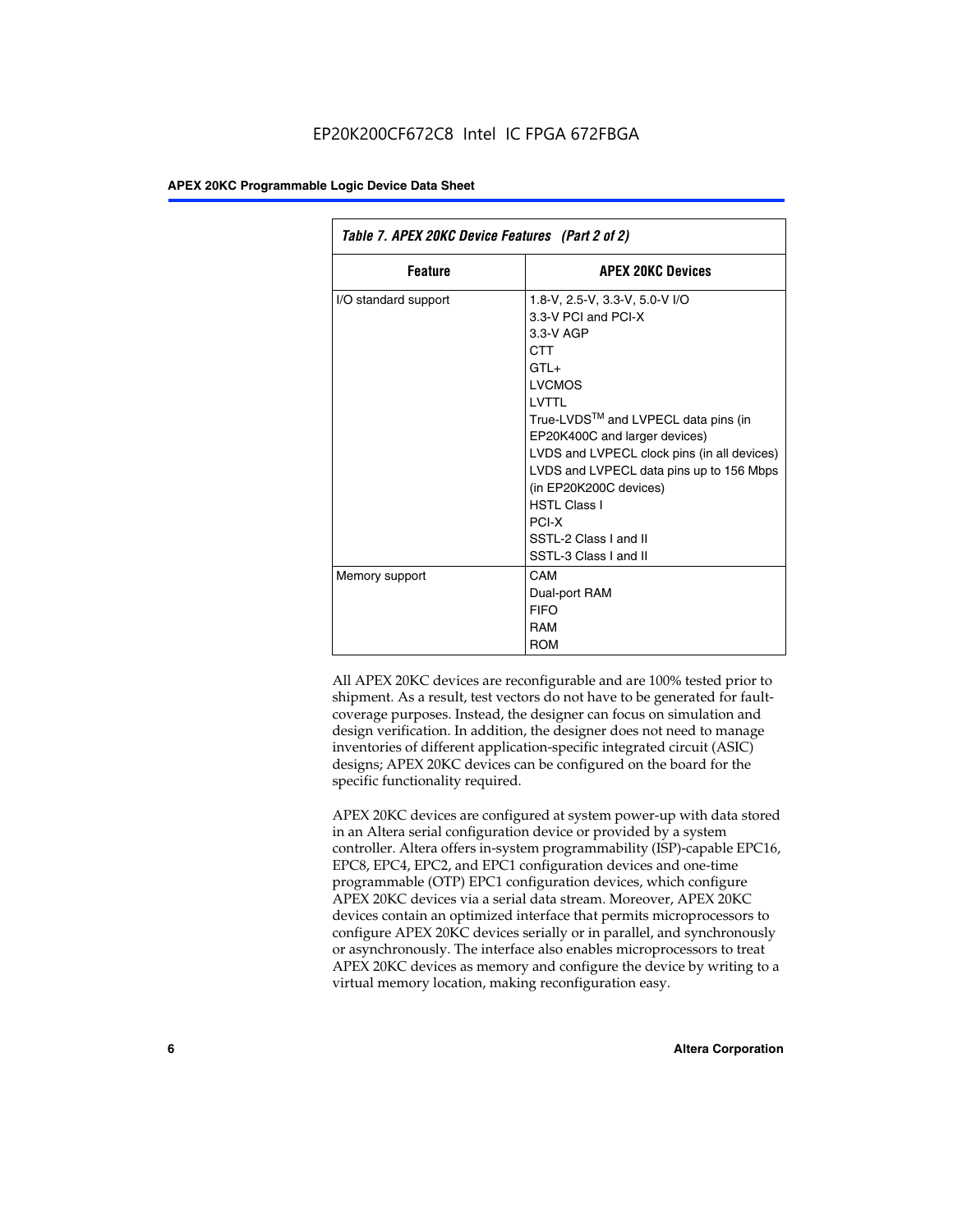*Table 7. APEX 20KC Device Features (Part 2 of 2)*

| Feature | APEX 20KC Devices |
|---|---|
| I/O standard support | 1.8-V, 2.5-V, 3.3-V, 5.0-V I/O<br>3.3-V PCI and PCI-X<br>3.3-V AGP<br>CTT<br>GTL+<br>LVCMOS<br>LVTTL<br>True-LVDS™ and LVPECL data pins (in EP20K400C and larger devices)<br>LVDS and LVPECL clock pins (in all devices)<br>LVDS and LVPECL data pins up to 156 Mbps (in EP20K200C devices)<br>HSTL Class I<br>PCI-X<br>SSTL-2 Class I and II<br>SSTL-3 Class I and II |
| Memory support | CAM<br>Dual-port RAM<br>FIFO<br>RAM<br>ROM |

All APEX 20KC devices are reconfigurable and are 100% tested prior to shipment. As a result, test vectors do not have to be generated for fault-coverage purposes. Instead, the designer can focus on simulation and design verification. In addition, the designer does not need to manage inventories of different application-specific integrated circuit (ASIC) designs; APEX 20KC devices can be configured on the board for the specific functionality required.

APEX 20KC devices are configured at system power-up with data stored in an Altera serial configuration device or provided by a system controller. Altera offers in-system programmability (ISP)-capable EPC16, EPC8, EPC4, EPC2, and EPC1 configuration devices and one-time programmable (OTP) EPC1 configuration devices, which configure APEX 20KC devices via a serial data stream. Moreover, APEX 20KC devices contain an optimized interface that permits microprocessors to configure APEX 20KC devices serially or in parallel, and synchronously or asynchronously. The interface also enables microprocessors to treat APEX 20KC devices as memory and configure the device by writing to a virtual memory location, making reconfiguration easy.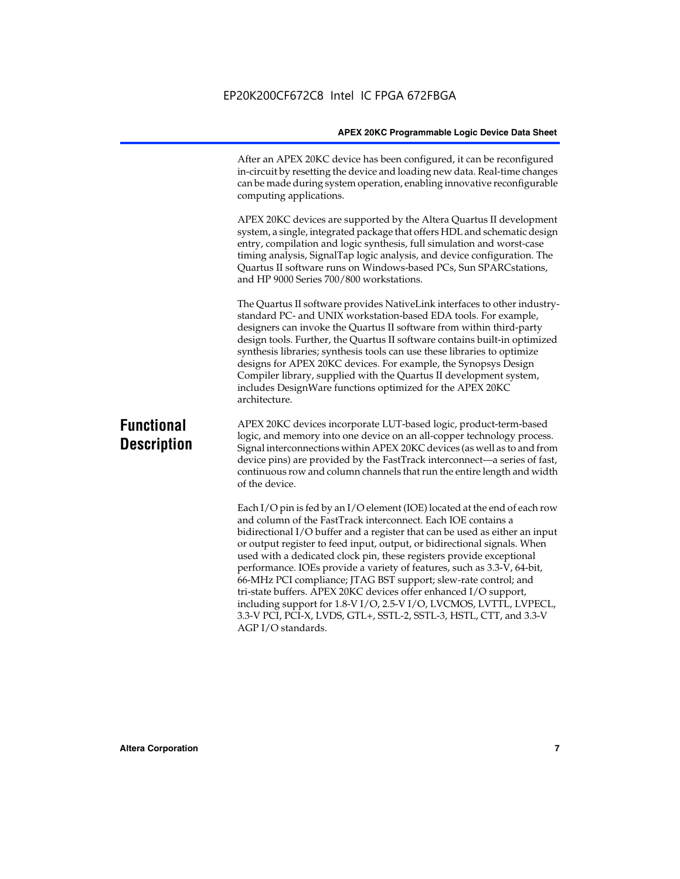After an APEX 20KC device has been configured, it can be reconfigured in-circuit by resetting the device and loading new data. Real-time changes can be made during system operation, enabling innovative reconfigurable computing applications.

APEX 20KC devices are supported by the Altera Quartus II development system, a single, integrated package that offers HDL and schematic design entry, compilation and logic synthesis, full simulation and worst-case timing analysis, SignalTap logic analysis, and device configuration. The Quartus II software runs on Windows-based PCs, Sun SPARCstations, and HP 9000 Series 700/800 workstations.

The Quartus II software provides NativeLink interfaces to other industry-standard PC- and UNIX workstation-based EDA tools. For example, designers can invoke the Quartus II software from within third-party design tools. Further, the Quartus II software contains built-in optimized synthesis libraries; synthesis tools can use these libraries to optimize designs for APEX 20KC devices. For example, the Synopsys Design Compiler library, supplied with the Quartus II development system, includes DesignWare functions optimized for the APEX 20KC architecture.

## Functional Description

APEX 20KC devices incorporate LUT-based logic, product-term-based logic, and memory into one device on an all-copper technology process. Signal interconnections within APEX 20KC devices (as well as to and from device pins) are provided by the FastTrack interconnect—a series of fast, continuous row and column channels that run the entire length and width of the device.

Each I/O pin is fed by an I/O element (IOE) located at the end of each row and column of the FastTrack interconnect. Each IOE contains a bidirectional I/O buffer and a register that can be used as either an input or output register to feed input, output, or bidirectional signals. When used with a dedicated clock pin, these registers provide exceptional performance. IOEs provide a variety of features, such as 3.3-V, 64-bit, 66-MHz PCI compliance; JTAG BST support; slew-rate control; and tri-state buffers. APEX 20KC devices offer enhanced I/O support, including support for 1.8-V I/O, 2.5-V I/O, LVCMOS, LVTTL, LVPECL, 3.3-V PCI, PCI-X, LVDS, GTL+, SSTL-2, SSTL-3, HSTL, CTT, and 3.3-V AGP I/O standards.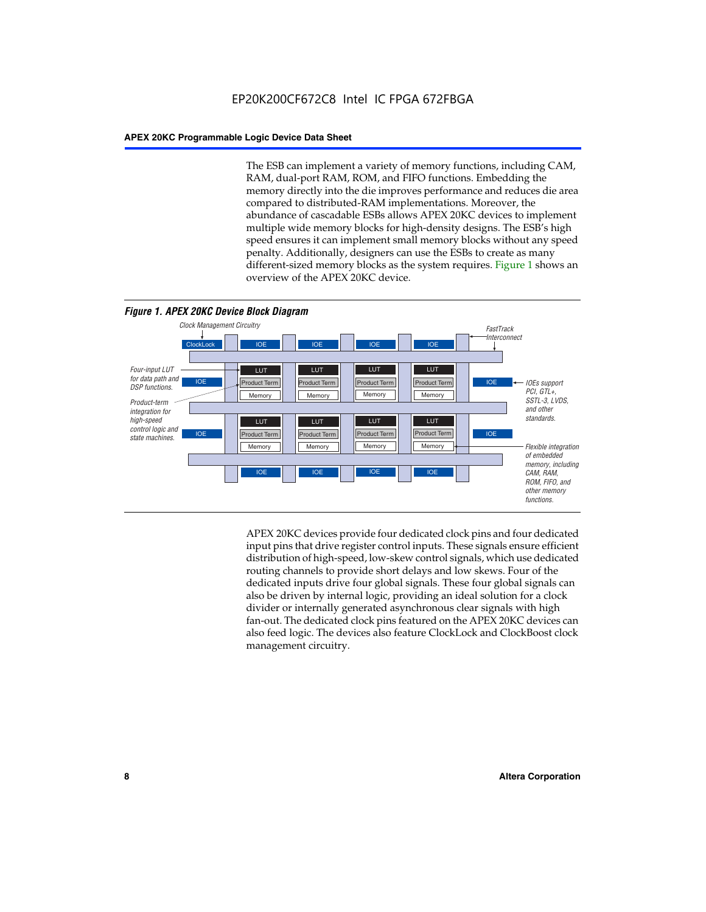The ESB can implement a variety of memory functions, including CAM, RAM, dual-port RAM, ROM, and FIFO functions. Embedding the memory directly into the die improves performance and reduces die area compared to distributed-RAM implementations. Moreover, the abundance of cascadable ESBs allows APEX 20KC devices to implement multiple wide memory blocks for high-density designs. The ESB's high speed ensures it can implement small memory blocks without any speed penalty. Additionally, designers can use the ESBs to create as many different-sized memory blocks as the system requires. Figure 1 shows an overview of the APEX 20KC device.

*Figure 1. APEX 20KC Device Block Diagram*

Clock Management Circuitry

ClockLock | IOE | IOE | IOE | IOE

FastTrack Interconnect

Four-input LUT for data path and DSP functions.

Product-term integration for high-speed control logic and state machines.

IOEs support PCI, GTL+, SSTL-3, LVDS, and other standards.

Flexible integration of embedded memory, including CAM, RAM, ROM, FIFO, and other memory functions.

APEX 20KC devices provide four dedicated clock pins and four dedicated input pins that drive register control inputs. These signals ensure efficient distribution of high-speed, low-skew control signals, which use dedicated routing channels to provide short delays and low skews. Four of the dedicated inputs drive four global signals. These four global signals can also be driven by internal logic, providing an ideal solution for a clock divider or internally generated asynchronous clear signals with high fan-out. The dedicated clock pins featured on the APEX 20KC devices can also feed logic. The devices also feature ClockLock and ClockBoost clock management circuitry.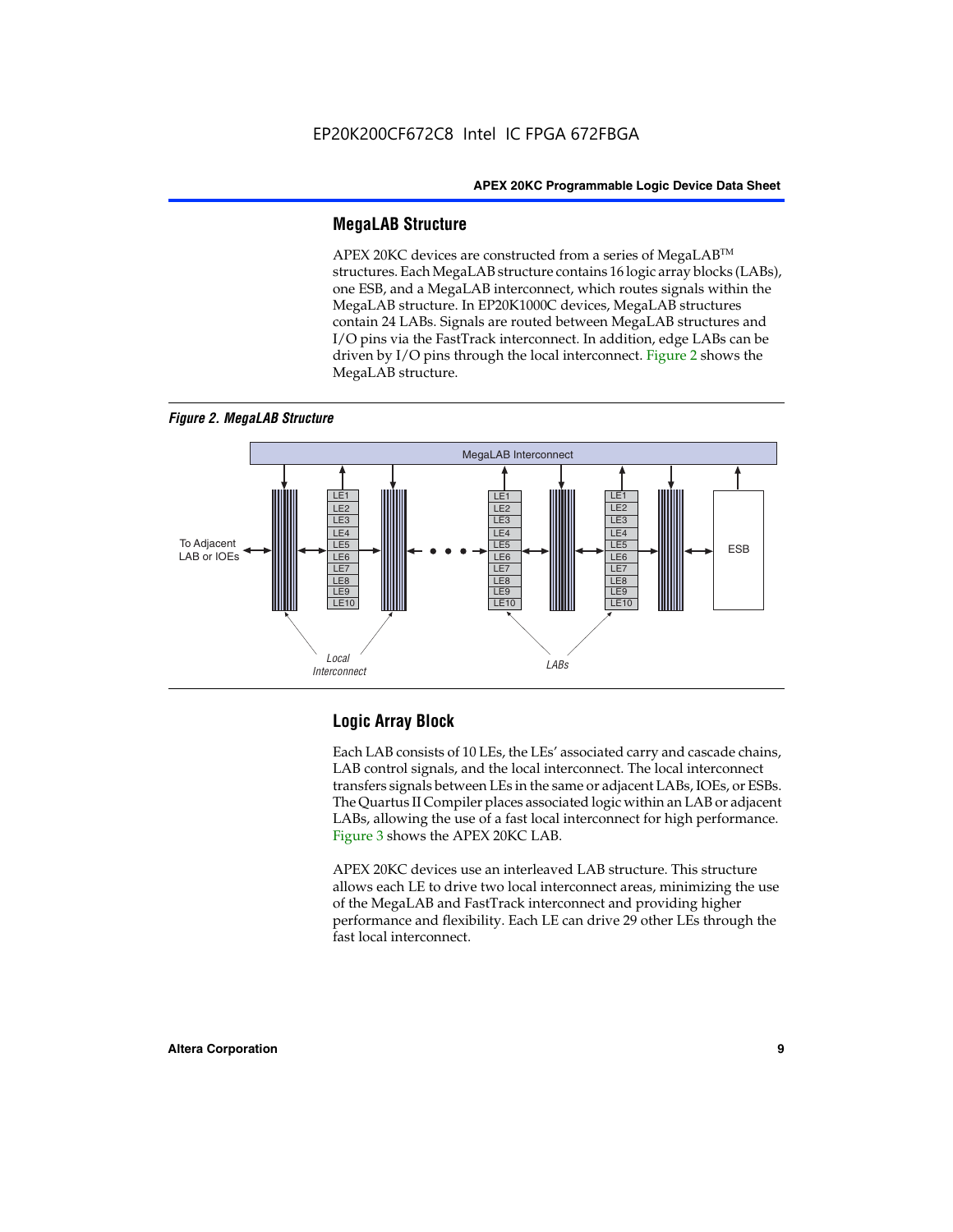## MegaLAB Structure

APEX 20KC devices are constructed from a series of MegaLAB™ structures. Each MegaLAB structure contains 16 logic array blocks (LABs), one ESB, and a MegaLAB interconnect, which routes signals within the MegaLAB structure. In EP20K1000C devices, MegaLAB structures contain 24 LABs. Signals are routed between MegaLAB structures and I/O pins via the FastTrack interconnect. In addition, edge LABs can be driven by I/O pins through the local interconnect. Figure 2 shows the MegaLAB structure.

*Figure 2. MegaLAB Structure*

## Logic Array Block

Each LAB consists of 10 LEs, the LEs' associated carry and cascade chains, LAB control signals, and the local interconnect. The local interconnect transfers signals between LEs in the same or adjacent LABs, IOEs, or ESBs. The Quartus II Compiler places associated logic within an LAB or adjacent LABs, allowing the use of a fast local interconnect for high performance. Figure 3 shows the APEX 20KC LAB.

APEX 20KC devices use an interleaved LAB structure. This structure allows each LE to drive two local interconnect areas, minimizing the use of the MegaLAB and FastTrack interconnect and providing higher performance and flexibility. Each LE can drive 29 other LEs through the fast local interconnect.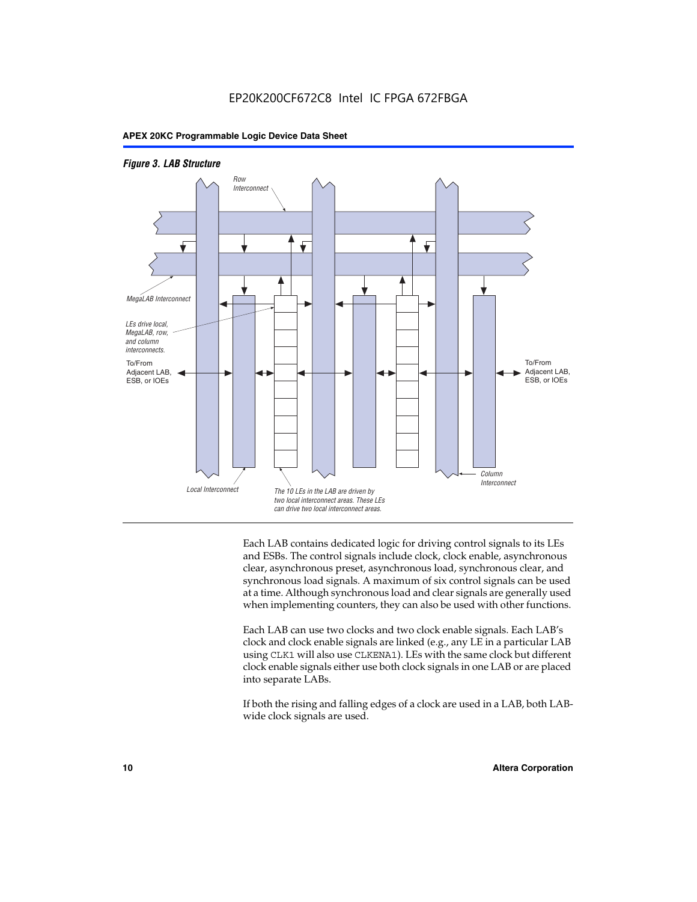*Figure 3. LAB Structure*

Row Interconnect

MegaLAB Interconnect

LEs drive local, MegaLAB, row, and column interconnects.

To/From Adjacent LAB, ESB, or IOEs

To/From Adjacent LAB, ESB, or IOEs

Column Interconnect

Local Interconnect

The 10 LEs in the LAB are driven by two local interconnect areas. These LEs can drive two local interconnect areas.

Each LAB contains dedicated logic for driving control signals to its LEs and ESBs. The control signals include clock, clock enable, asynchronous clear, asynchronous preset, asynchronous load, synchronous clear, and synchronous load signals. A maximum of six control signals can be used at a time. Although synchronous load and clear signals are generally used when implementing counters, they can also be used with other functions.

Each LAB can use two clocks and two clock enable signals. Each LAB's clock and clock enable signals are linked (e.g., any LE in a particular LAB using `CLK1` will also use `CLKENA1`). LEs with the same clock but different clock enable signals either use both clock signals in one LAB or are placed into separate LABs.

If both the rising and falling edges of a clock are used in a LAB, both LAB-wide clock signals are used.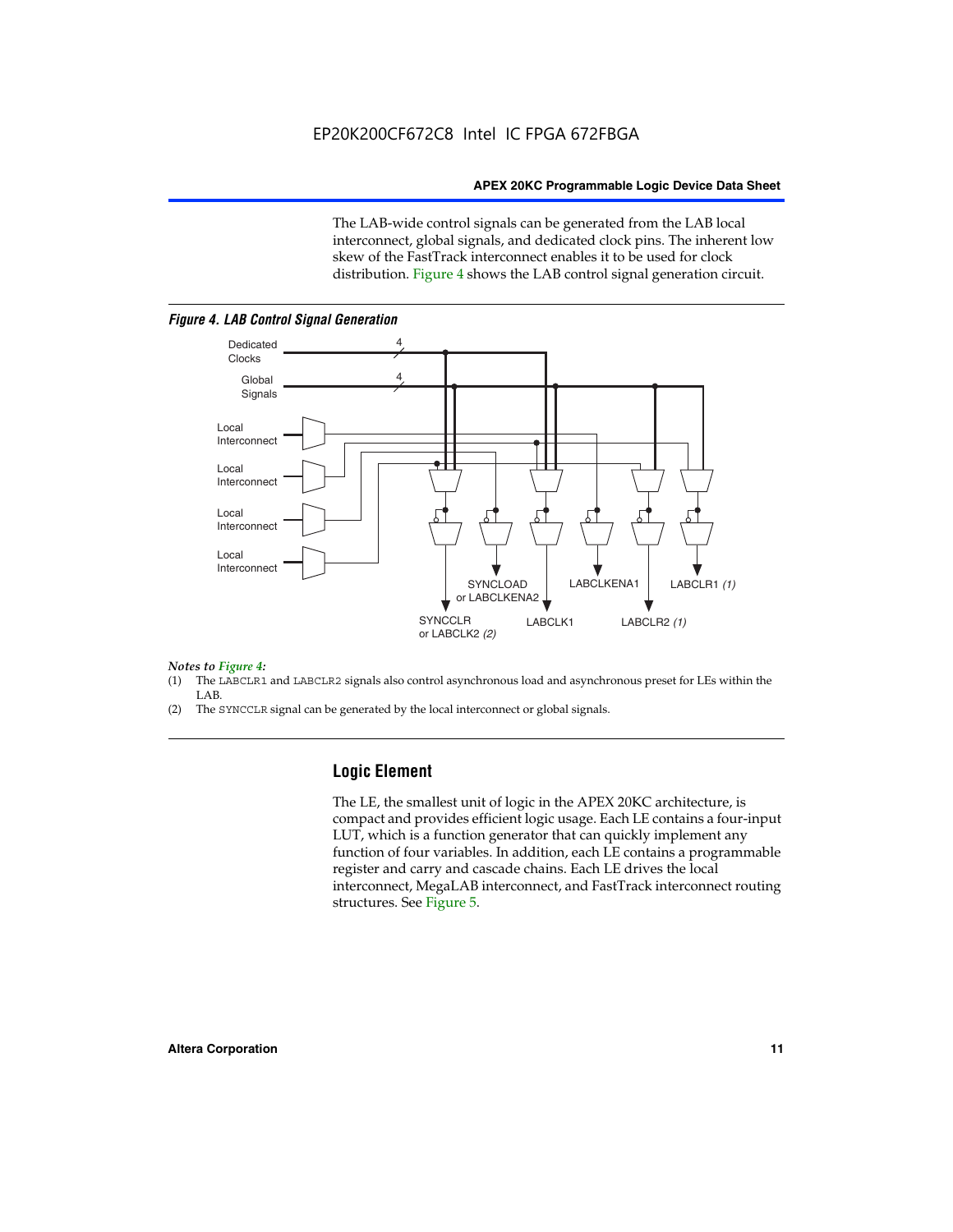The LAB-wide control signals can be generated from the LAB local interconnect, global signals, and dedicated clock pins. The inherent low skew of the FastTrack interconnect enables it to be used for clock distribution. Figure 4 shows the LAB control signal generation circuit.

*Figure 4. LAB Control Signal Generation*

*Notes to Figure 4:*

(1) The LABCLR1 and LABCLR2 signals also control asynchronous load and asynchronous preset for LEs within the LAB.

(2) The SYNCCLR signal can be generated by the local interconnect or global signals.

## Logic Element

The LE, the smallest unit of logic in the APEX 20KC architecture, is compact and provides efficient logic usage. Each LE contains a four-input LUT, which is a function generator that can quickly implement any function of four variables. In addition, each LE contains a programmable register and carry and cascade chains. Each LE drives the local interconnect, MegaLAB interconnect, and FastTrack interconnect routing structures. See Figure 5.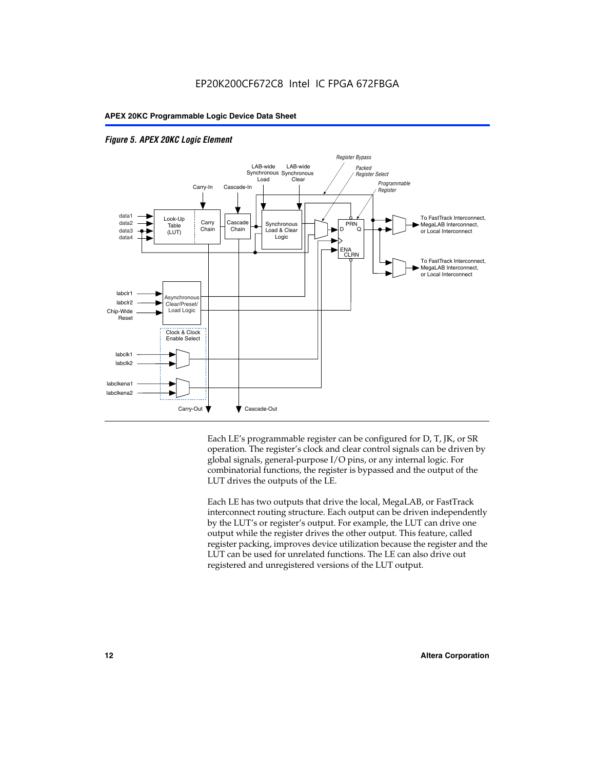*Figure 5. APEX 20KC Logic Element*

Each LE's programmable register can be configured for D, T, JK, or SR operation. The register's clock and clear control signals can be driven by global signals, general-purpose I/O pins, or any internal logic. For combinatorial functions, the register is bypassed and the output of the LUT drives the outputs of the LE.

Each LE has two outputs that drive the local, MegaLAB, or FastTrack interconnect routing structure. Each output can be driven independently by the LUT's or register's output. For example, the LUT can drive one output while the register drives the other output. This feature, called register packing, improves device utilization because the register and the LUT can be used for unrelated functions. The LE can also drive out registered and unregistered versions of the LUT output.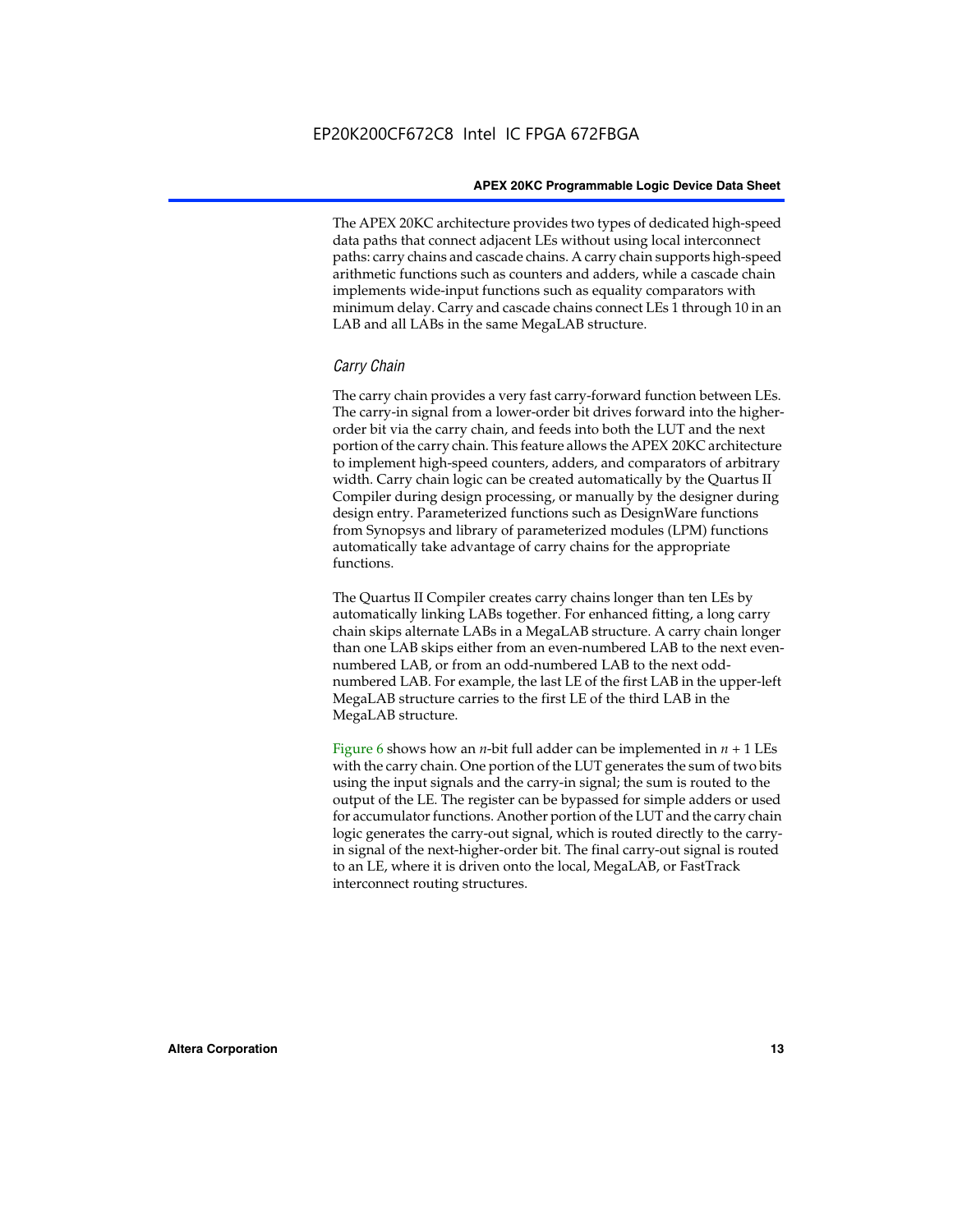The APEX 20KC architecture provides two types of dedicated high-speed data paths that connect adjacent LEs without using local interconnect paths: carry chains and cascade chains. A carry chain supports high-speed arithmetic functions such as counters and adders, while a cascade chain implements wide-input functions such as equality comparators with minimum delay. Carry and cascade chains connect LEs 1 through 10 in an LAB and all LABs in the same MegaLAB structure.

### *Carry Chain*

The carry chain provides a very fast carry-forward function between LEs. The carry-in signal from a lower-order bit drives forward into the higher-order bit via the carry chain, and feeds into both the LUT and the next portion of the carry chain. This feature allows the APEX 20KC architecture to implement high-speed counters, adders, and comparators of arbitrary width. Carry chain logic can be created automatically by the Quartus II Compiler during design processing, or manually by the designer during design entry. Parameterized functions such as DesignWare functions from Synopsys and library of parameterized modules (LPM) functions automatically take advantage of carry chains for the appropriate functions.

The Quartus II Compiler creates carry chains longer than ten LEs by automatically linking LABs together. For enhanced fitting, a long carry chain skips alternate LABs in a MegaLAB structure. A carry chain longer than one LAB skips either from an even-numbered LAB to the next even-numbered LAB, or from an odd-numbered LAB to the next odd-numbered LAB. For example, the last LE of the first LAB in the upper-left MegaLAB structure carries to the first LE of the third LAB in the MegaLAB structure.

Figure 6 shows how an $n$-bit full adder can be implemented in $n + 1$ LEs with the carry chain. One portion of the LUT generates the sum of two bits using the input signals and the carry-in signal; the sum is routed to the output of the LE. The register can be bypassed for simple adders or used for accumulator functions. Another portion of the LUT and the carry chain logic generates the carry-out signal, which is routed directly to the carry-in signal of the next-higher-order bit. The final carry-out signal is routed to an LE, where it is driven onto the local, MegaLAB, or FastTrack interconnect routing structures.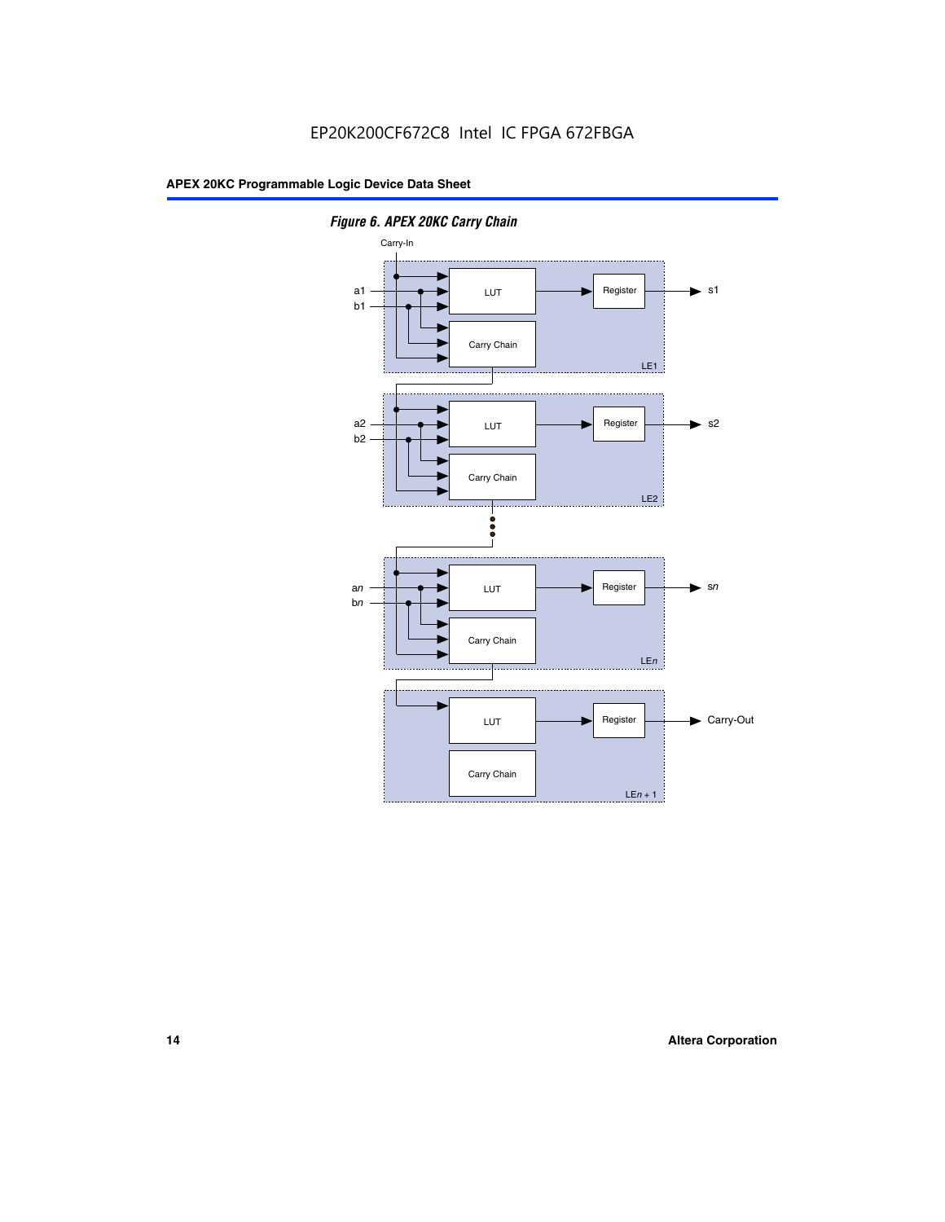EP20K200CF672C8 Intel IC FPGA 672FBGA

**Figure 6. APEX 20KC Carry Chain**

Carry-In

a1
b1

LUT

Register

s1

Carry Chain

LE1

a2
b2

LUT

Register

s2

Carry Chain

LE2

an
bn

LUT

Register

sn

Carry Chain

LEn

LUT

Register

Carry-Out

Carry Chain

LEn + 1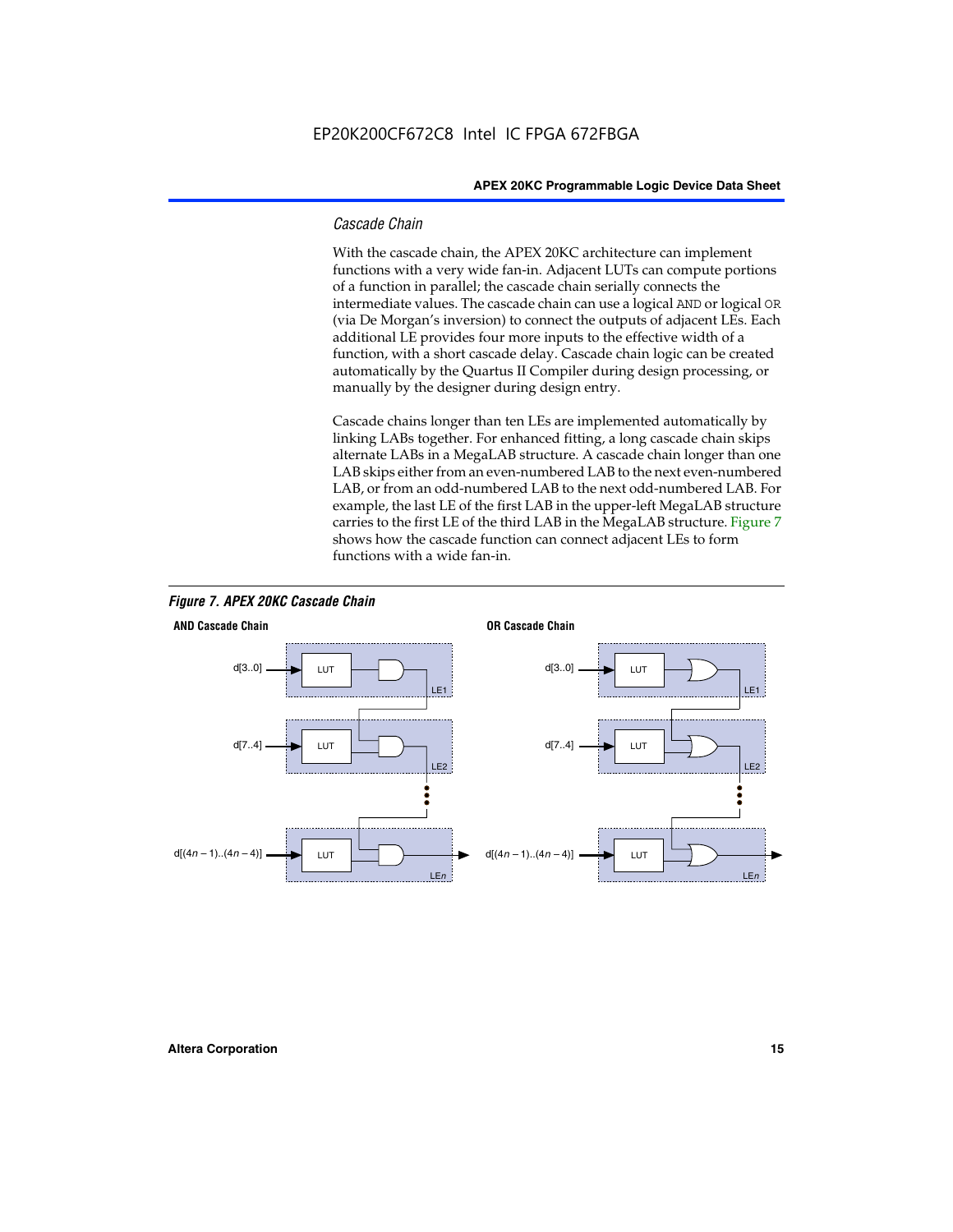### *Cascade Chain*

With the cascade chain, the APEX 20KC architecture can implement functions with a very wide fan-in. Adjacent LUTs can compute portions of a function in parallel; the cascade chain serially connects the intermediate values. The cascade chain can use a logical `AND` or logical `OR` (via De Morgan's inversion) to connect the outputs of adjacent LEs. Each additional LE provides four more inputs to the effective width of a function, with a short cascade delay. Cascade chain logic can be created automatically by the Quartus II Compiler during design processing, or manually by the designer during design entry.

Cascade chains longer than ten LEs are implemented automatically by linking LABs together. For enhanced fitting, a long cascade chain skips alternate LABs in a MegaLAB structure. A cascade chain longer than one LAB skips either from an even-numbered LAB to the next even-numbered LAB, or from an odd-numbered LAB to the next odd-numbered LAB. For example, the last LE of the first LAB in the upper-left MegaLAB structure carries to the first LE of the third LAB in the MegaLAB structure. Figure 7 shows how the cascade function can connect adjacent LEs to form functions with a wide fan-in.

***Figure 7. APEX 20KC Cascade Chain***

**AND Cascade Chain**

d[3..0] → LUT → LE1

d[7..4] → LUT → LE2

d[(4*n* – 1)..(4*n* – 4)] → LUT → LE*n*

**OR Cascade Chain**

d[3..0] → LUT → LE1

d[7..4] → LUT → LE2

d[(4*n* – 1)..(4*n* – 4)] → LUT → LE*n*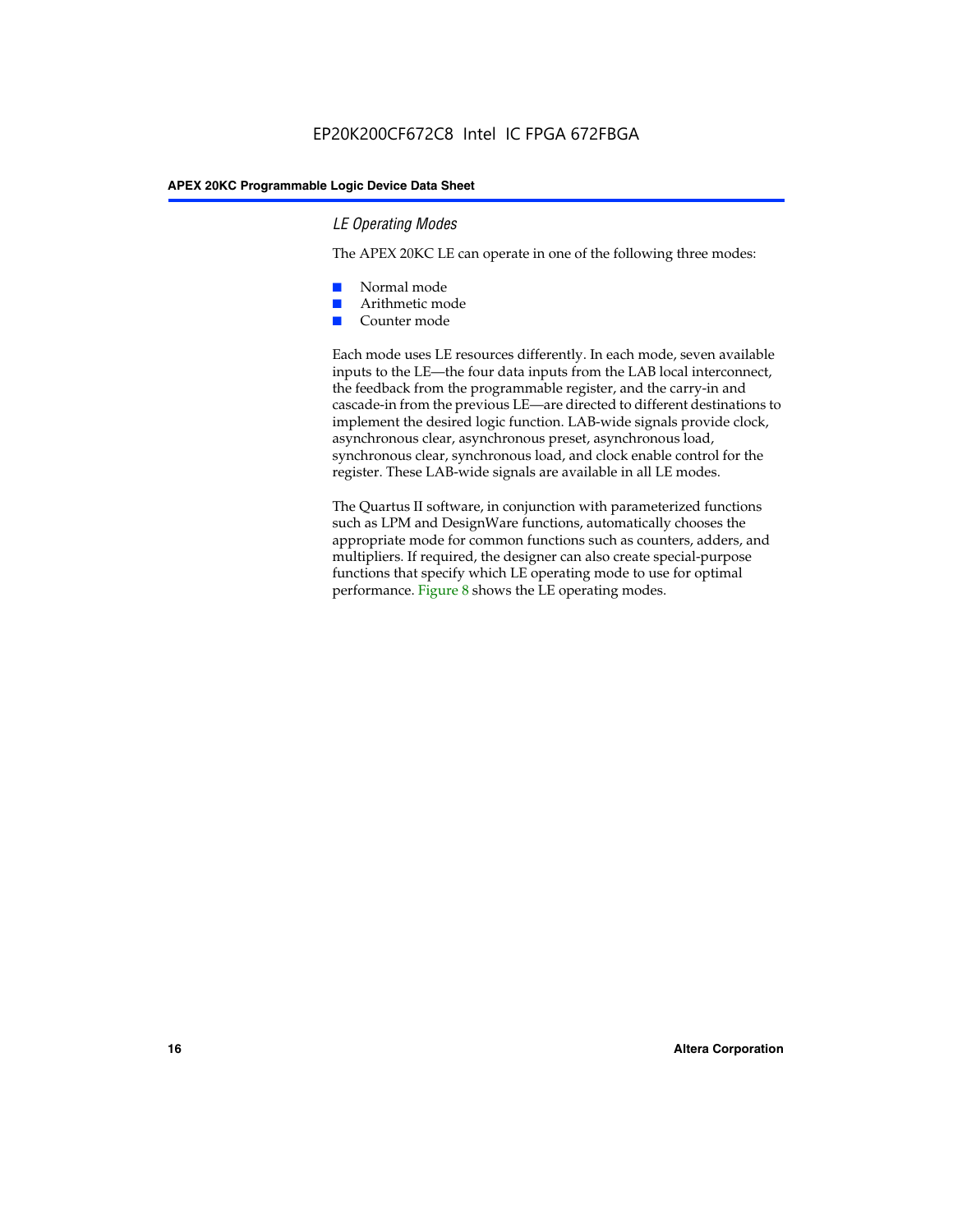### LE Operating Modes

The APEX 20KC LE can operate in one of the following three modes:

- Normal mode
- Arithmetic mode
- Counter mode

Each mode uses LE resources differently. In each mode, seven available inputs to the LE—the four data inputs from the LAB local interconnect, the feedback from the programmable register, and the carry-in and cascade-in from the previous LE—are directed to different destinations to implement the desired logic function. LAB-wide signals provide clock, asynchronous clear, asynchronous preset, asynchronous load, synchronous clear, synchronous load, and clock enable control for the register. These LAB-wide signals are available in all LE modes.

The Quartus II software, in conjunction with parameterized functions such as LPM and DesignWare functions, automatically chooses the appropriate mode for common functions such as counters, adders, and multipliers. If required, the designer can also create special-purpose functions that specify which LE operating mode to use for optimal performance. Figure 8 shows the LE operating modes.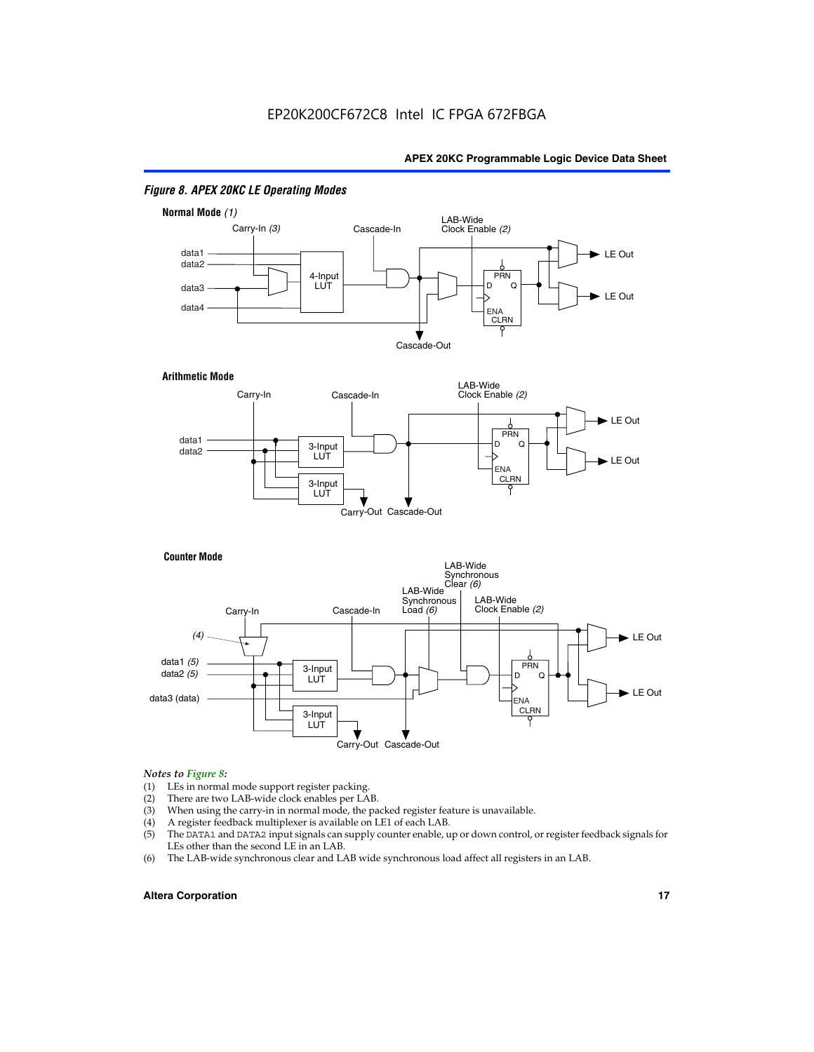*Figure 8. APEX 20KC LE Operating Modes*

**Normal Mode** *(1)*

**Arithmetic Mode**

**Counter Mode**

*Notes to Figure 8:*

(1) LEs in normal mode support register packing.
(2) There are two LAB-wide clock enables per LAB.
(3) When using the carry-in in normal mode, the packed register feature is unavailable.
(4) A register feedback multiplexer is available on LE1 of each LAB.
(5) The DATA1 and DATA2 input signals can supply counter enable, up or down control, or register feedback signals for LEs other than the second LE in an LAB.
(6) The LAB-wide synchronous clear and LAB wide synchronous load affect all registers in an LAB.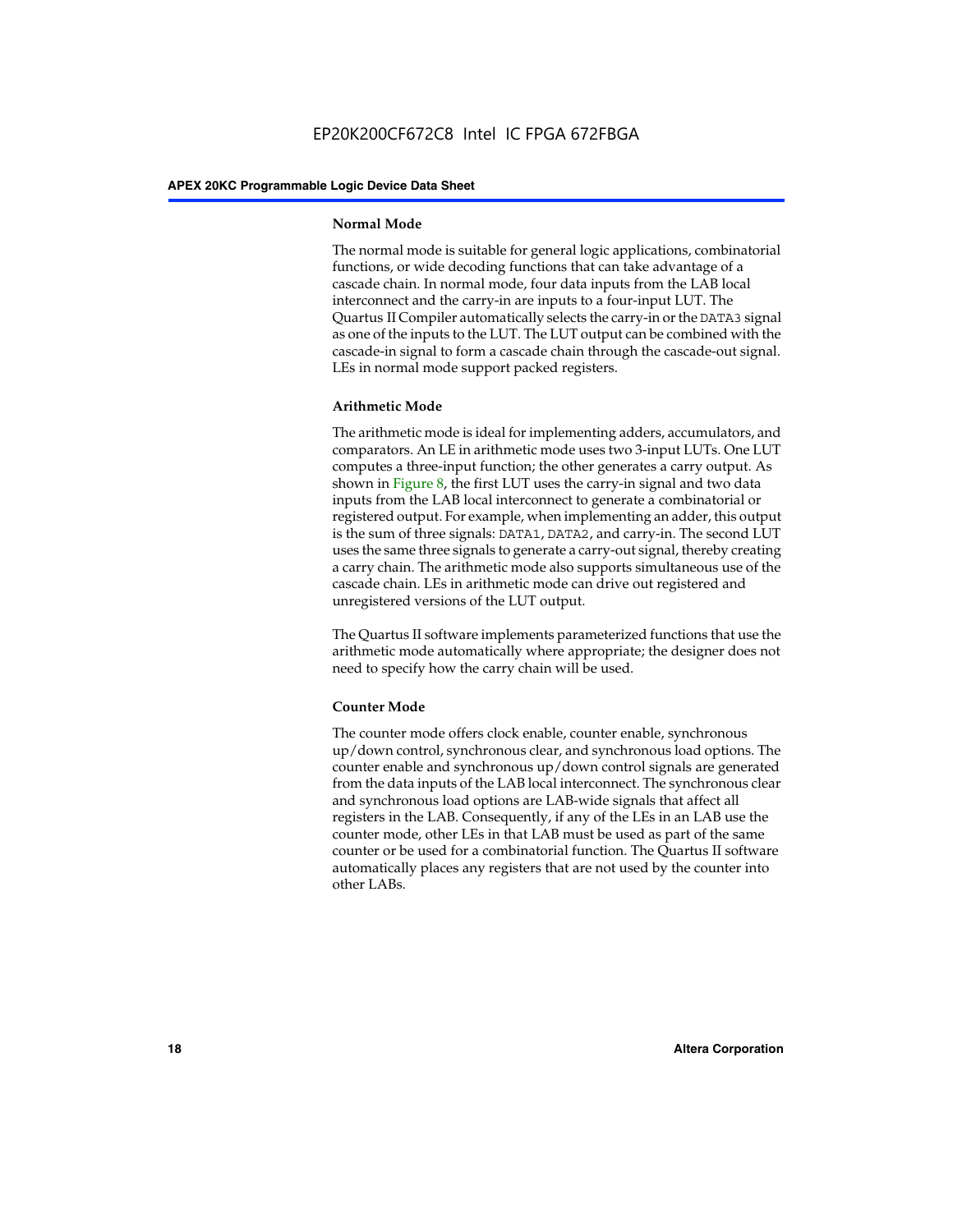### Normal Mode

The normal mode is suitable for general logic applications, combinatorial functions, or wide decoding functions that can take advantage of a cascade chain. In normal mode, four data inputs from the LAB local interconnect and the carry-in are inputs to a four-input LUT. The Quartus II Compiler automatically selects the carry-in or the DATA3 signal as one of the inputs to the LUT. The LUT output can be combined with the cascade-in signal to form a cascade chain through the cascade-out signal. LEs in normal mode support packed registers.

### Arithmetic Mode

The arithmetic mode is ideal for implementing adders, accumulators, and comparators. An LE in arithmetic mode uses two 3-input LUTs. One LUT computes a three-input function; the other generates a carry output. As shown in Figure 8, the first LUT uses the carry-in signal and two data inputs from the LAB local interconnect to generate a combinatorial or registered output. For example, when implementing an adder, this output is the sum of three signals: DATA1, DATA2, and carry-in. The second LUT uses the same three signals to generate a carry-out signal, thereby creating a carry chain. The arithmetic mode also supports simultaneous use of the cascade chain. LEs in arithmetic mode can drive out registered and unregistered versions of the LUT output.

The Quartus II software implements parameterized functions that use the arithmetic mode automatically where appropriate; the designer does not need to specify how the carry chain will be used.

### Counter Mode

The counter mode offers clock enable, counter enable, synchronous up/down control, synchronous clear, and synchronous load options. The counter enable and synchronous up/down control signals are generated from the data inputs of the LAB local interconnect. The synchronous clear and synchronous load options are LAB-wide signals that affect all registers in the LAB. Consequently, if any of the LEs in an LAB use the counter mode, other LEs in that LAB must be used as part of the same counter or be used for a combinatorial function. The Quartus II software automatically places any registers that are not used by the counter into other LABs.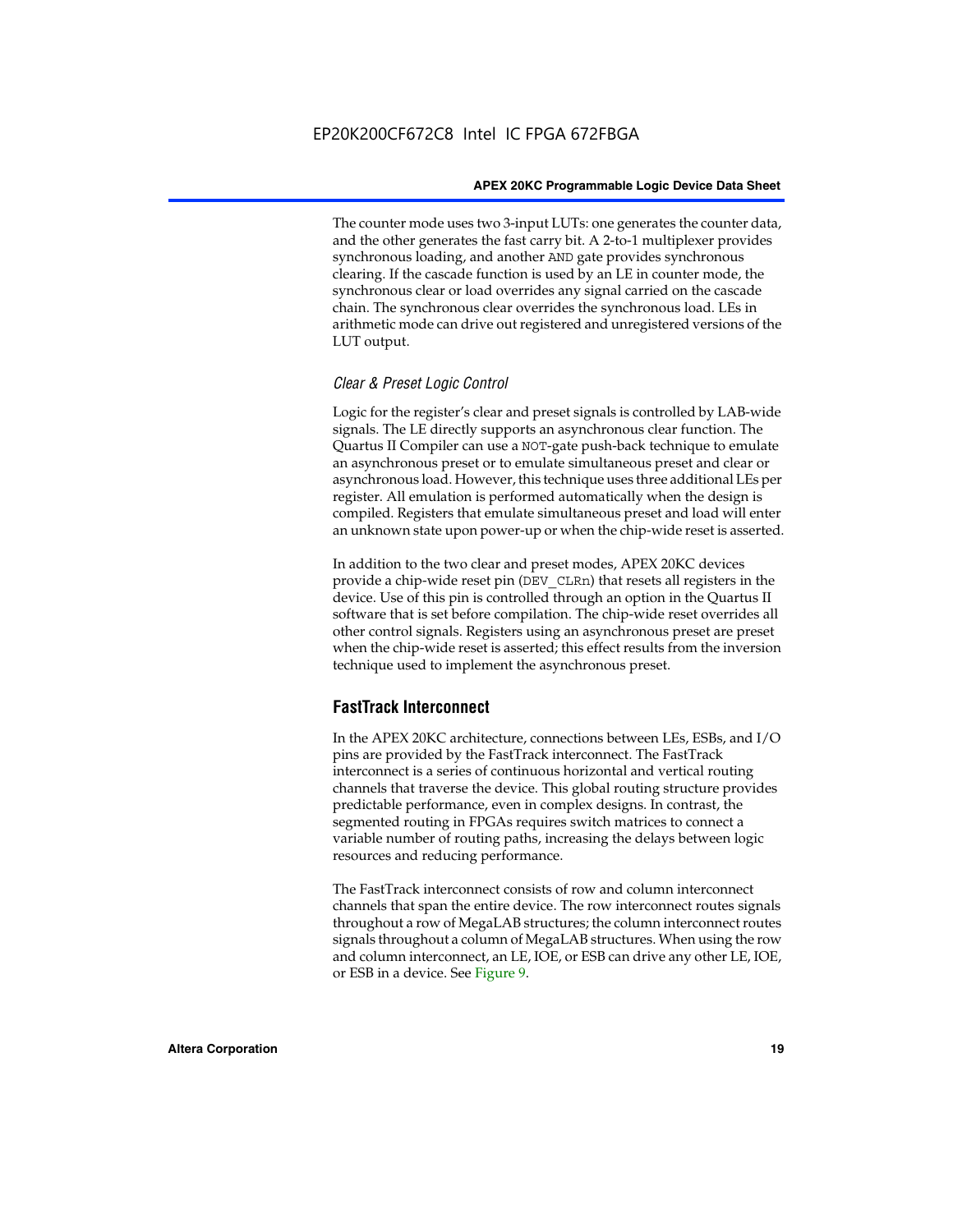The counter mode uses two 3-input LUTs: one generates the counter data, and the other generates the fast carry bit. A 2-to-1 multiplexer provides synchronous loading, and another AND gate provides synchronous clearing. If the cascade function is used by an LE in counter mode, the synchronous clear or load overrides any signal carried on the cascade chain. The synchronous clear overrides the synchronous load. LEs in arithmetic mode can drive out registered and unregistered versions of the LUT output.

### *Clear & Preset Logic Control*

Logic for the register's clear and preset signals is controlled by LAB-wide signals. The LE directly supports an asynchronous clear function. The Quartus II Compiler can use a NOT-gate push-back technique to emulate an asynchronous preset or to emulate simultaneous preset and clear or asynchronous load. However, this technique uses three additional LEs per register. All emulation is performed automatically when the design is compiled. Registers that emulate simultaneous preset and load will enter an unknown state upon power-up or when the chip-wide reset is asserted.

In addition to the two clear and preset modes, APEX 20KC devices provide a chip-wide reset pin (DEV_CLRn) that resets all registers in the device. Use of this pin is controlled through an option in the Quartus II software that is set before compilation. The chip-wide reset overrides all other control signals. Registers using an asynchronous preset are preset when the chip-wide reset is asserted; this effect results from the inversion technique used to implement the asynchronous preset.

## FastTrack Interconnect

In the APEX 20KC architecture, connections between LEs, ESBs, and I/O pins are provided by the FastTrack interconnect. The FastTrack interconnect is a series of continuous horizontal and vertical routing channels that traverse the device. This global routing structure provides predictable performance, even in complex designs. In contrast, the segmented routing in FPGAs requires switch matrices to connect a variable number of routing paths, increasing the delays between logic resources and reducing performance.

The FastTrack interconnect consists of row and column interconnect channels that span the entire device. The row interconnect routes signals throughout a row of MegaLAB structures; the column interconnect routes signals throughout a column of MegaLAB structures. When using the row and column interconnect, an LE, IOE, or ESB can drive any other LE, IOE, or ESB in a device. See Figure 9.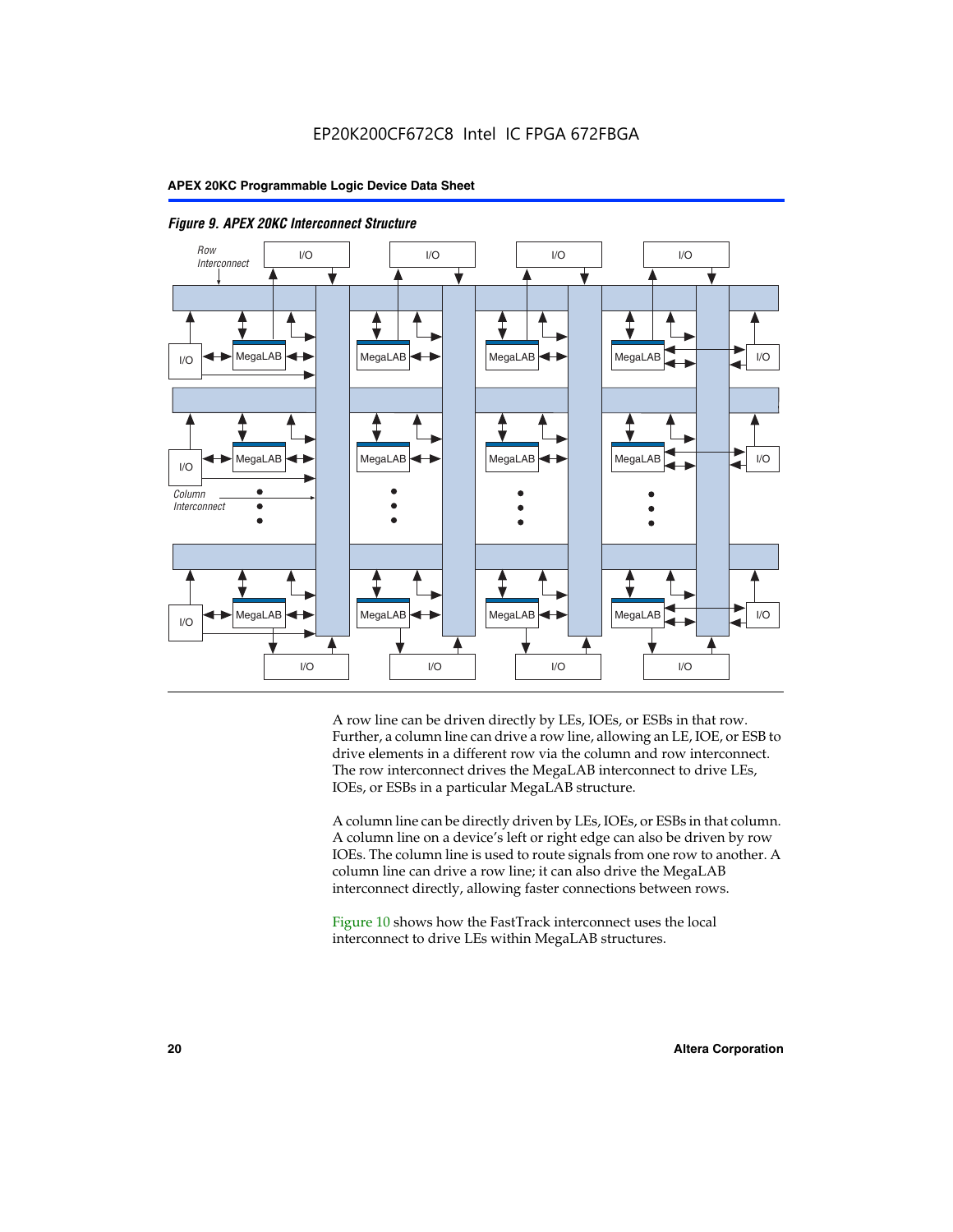*Figure 9. APEX 20KC Interconnect Structure*

A row line can be driven directly by LEs, IOEs, or ESBs in that row. Further, a column line can drive a row line, allowing an LE, IOE, or ESB to drive elements in a different row via the column and row interconnect. The row interconnect drives the MegaLAB interconnect to drive LEs, IOEs, or ESBs in a particular MegaLAB structure.

A column line can be directly driven by LEs, IOEs, or ESBs in that column. A column line on a device's left or right edge can also be driven by row IOEs. The column line is used to route signals from one row to another. A column line can drive a row line; it can also drive the MegaLAB interconnect directly, allowing faster connections between rows.

Figure 10 shows how the FastTrack interconnect uses the local interconnect to drive LEs within MegaLAB structures.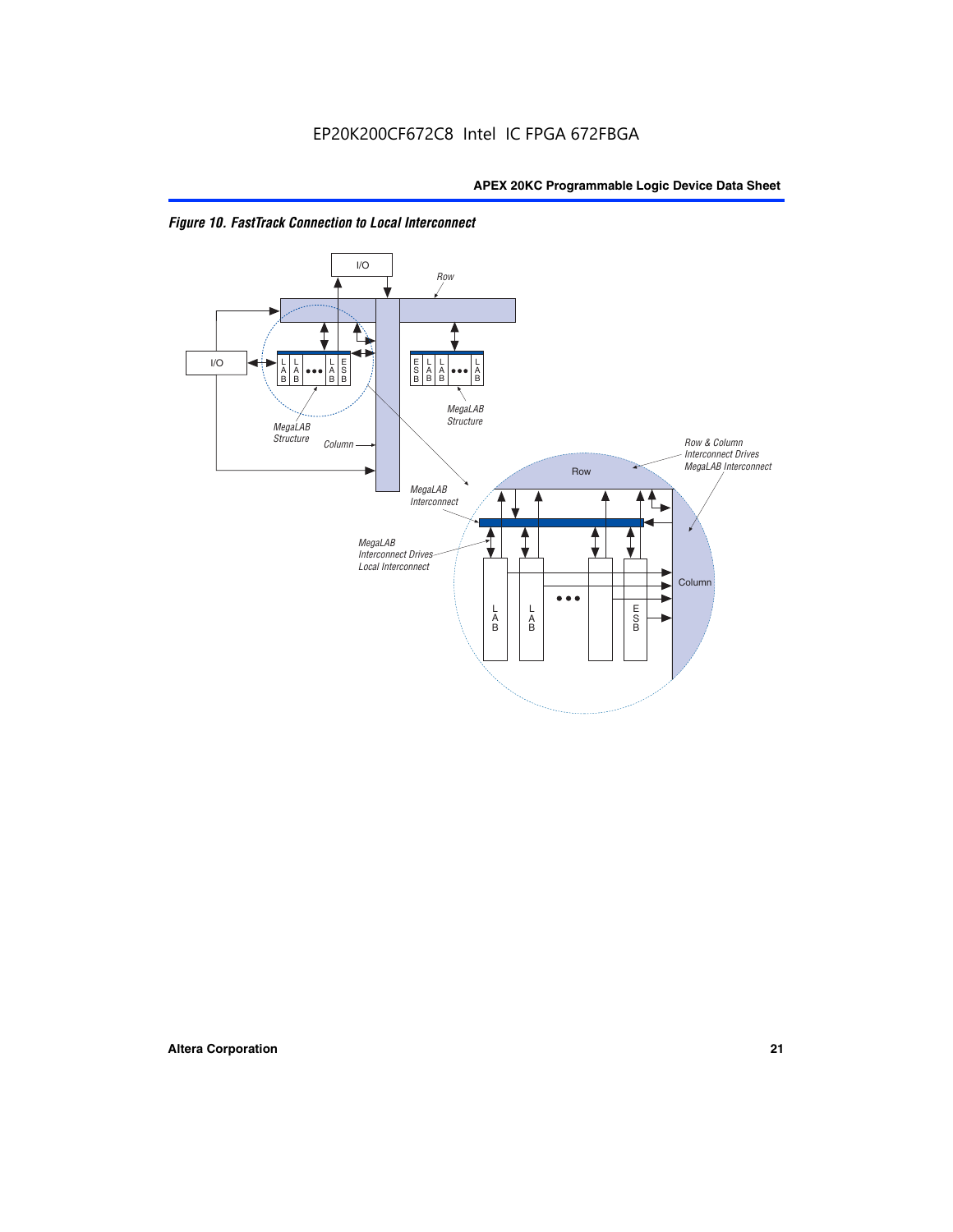EP20K200CF672C8 Intel IC FPGA 672FBGA

*Figure 10. FastTrack Connection to Local Interconnect*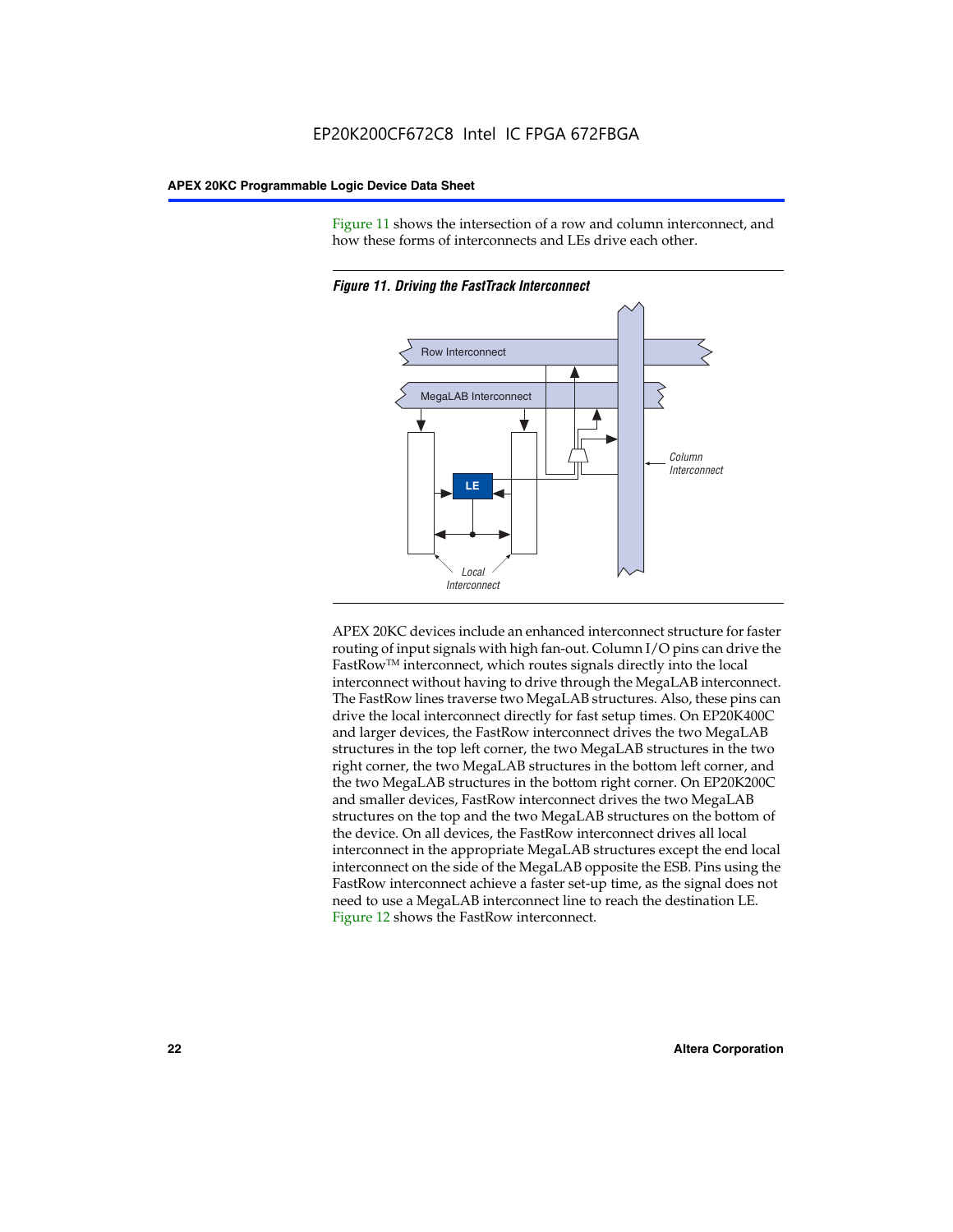Figure 11 shows the intersection of a row and column interconnect, and how these forms of interconnects and LEs drive each other.

*Figure 11. Driving the FastTrack Interconnect*

APEX 20KC devices include an enhanced interconnect structure for faster routing of input signals with high fan-out. Column I/O pins can drive the FastRow™ interconnect, which routes signals directly into the local interconnect without having to drive through the MegaLAB interconnect. The FastRow lines traverse two MegaLAB structures. Also, these pins can drive the local interconnect directly for fast setup times. On EP20K400C and larger devices, the FastRow interconnect drives the two MegaLAB structures in the top left corner, the two MegaLAB structures in the two right corner, the two MegaLAB structures in the bottom left corner, and the two MegaLAB structures in the bottom right corner. On EP20K200C and smaller devices, FastRow interconnect drives the two MegaLAB structures on the top and the two MegaLAB structures on the bottom of the device. On all devices, the FastRow interconnect drives all local interconnect in the appropriate MegaLAB structures except the end local interconnect on the side of the MegaLAB opposite the ESB. Pins using the FastRow interconnect achieve a faster set-up time, as the signal does not need to use a MegaLAB interconnect line to reach the destination LE. Figure 12 shows the FastRow interconnect.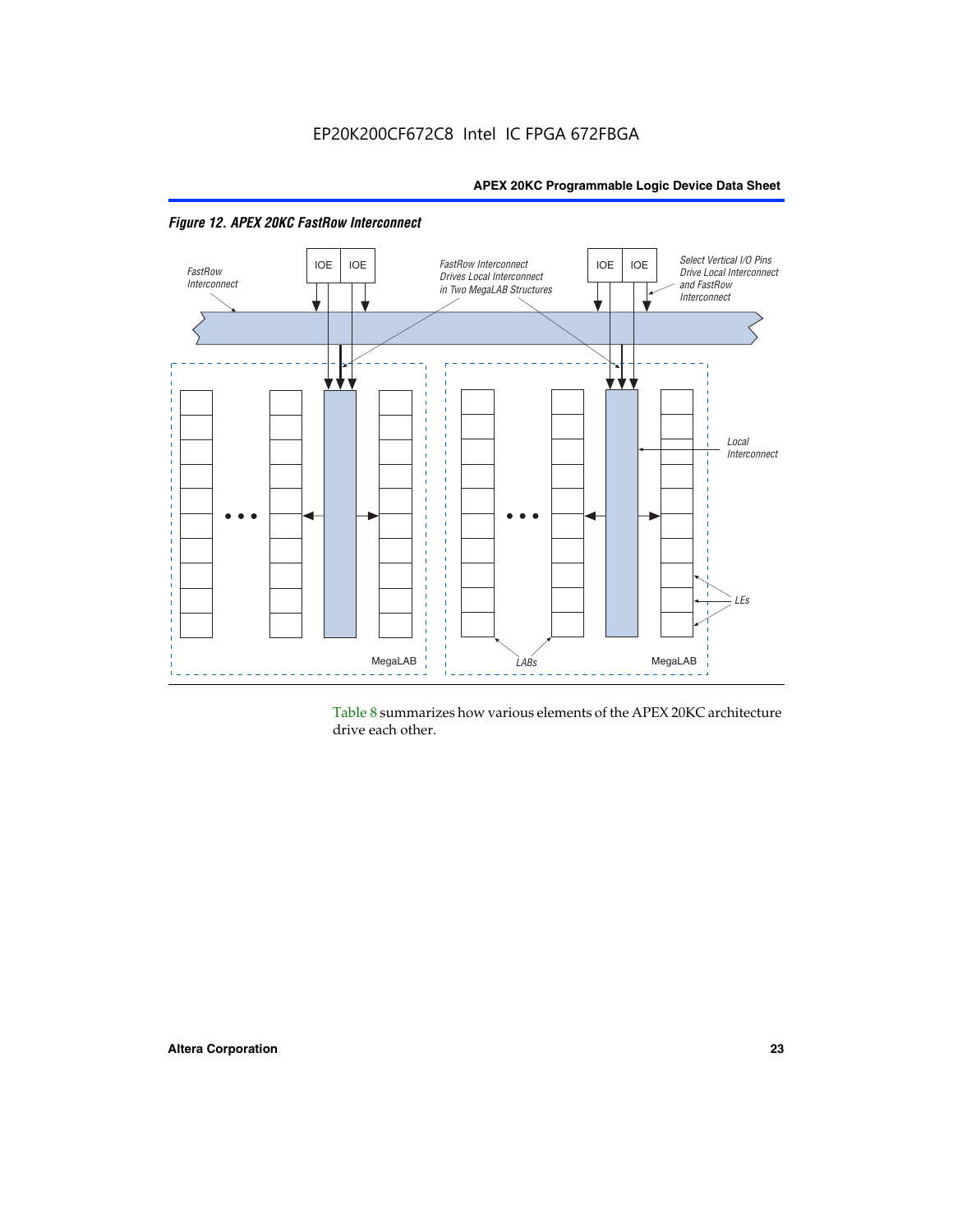*Figure 12. APEX 20KC FastRow Interconnect*

Table 8 summarizes how various elements of the APEX 20KC architecture drive each other.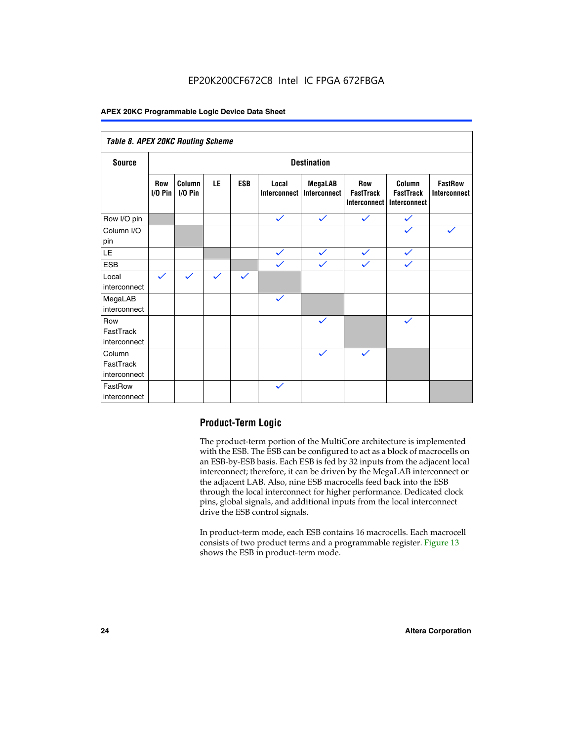*Table 8. APEX 20KC Routing Scheme*

| Source | Destination | | | | | | | | |
|---|---|---|---|---|---|---|---|---|---|
| | Row I/O Pin | Column I/O Pin | LE | ESB | Local Interconnect | MegaLAB Interconnect | Row FastTrack Interconnect | Column FastTrack Interconnect | FastRow Interconnect |
| Row I/O pin | | | | | ✓ | ✓ | ✓ | ✓ | |
| Column I/O pin | | | | | | | | ✓ | ✓ |
| LE | | | | | ✓ | ✓ | ✓ | ✓ | |
| ESB | | | | | ✓ | ✓ | ✓ | ✓ | |
| Local interconnect | ✓ | ✓ | ✓ | ✓ | | | | | |
| MegaLAB interconnect | | | | | ✓ | | | | |
| Row FastTrack interconnect | | | | | | ✓ | | ✓ | |
| Column FastTrack interconnect | | | | | | ✓ | ✓ | | |
| FastRow interconnect | | | | | ✓ | | | | |

## Product-Term Logic

The product-term portion of the MultiCore architecture is implemented with the ESB. The ESB can be configured to act as a block of macrocells on an ESB-by-ESB basis. Each ESB is fed by 32 inputs from the adjacent local interconnect; therefore, it can be driven by the MegaLAB interconnect or the adjacent LAB. Also, nine ESB macrocells feed back into the ESB through the local interconnect for higher performance. Dedicated clock pins, global signals, and additional inputs from the local interconnect drive the ESB control signals.

In product-term mode, each ESB contains 16 macrocells. Each macrocell consists of two product terms and a programmable register. Figure 13 shows the ESB in product-term mode.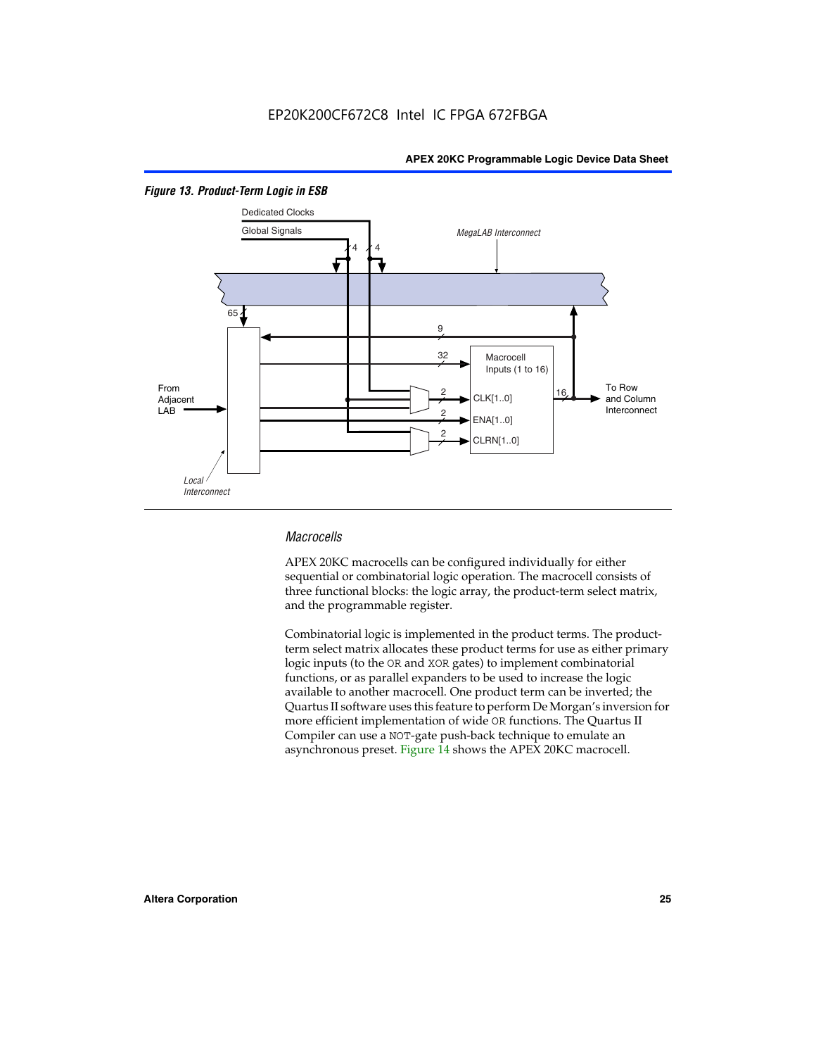*Figure 13. Product-Term Logic in ESB*

Dedicated Clocks

Global Signals

MegaLAB Interconnect

From Adjacent LAB

Macrocell Inputs (1 to 16)

CLK[1..0]

ENA[1..0]

CLRN[1..0]

To Row and Column Interconnect

Local Interconnect

### *Macrocells*

APEX 20KC macrocells can be configured individually for either sequential or combinatorial logic operation. The macrocell consists of three functional blocks: the logic array, the product-term select matrix, and the programmable register.

Combinatorial logic is implemented in the product terms. The product-term select matrix allocates these product terms for use as either primary logic inputs (to the OR and XOR gates) to implement combinatorial functions, or as parallel expanders to be used to increase the logic available to another macrocell. One product term can be inverted; the Quartus II software uses this feature to perform De Morgan's inversion for more efficient implementation of wide OR functions. The Quartus II Compiler can use a NOT-gate push-back technique to emulate an asynchronous preset. Figure 14 shows the APEX 20KC macrocell.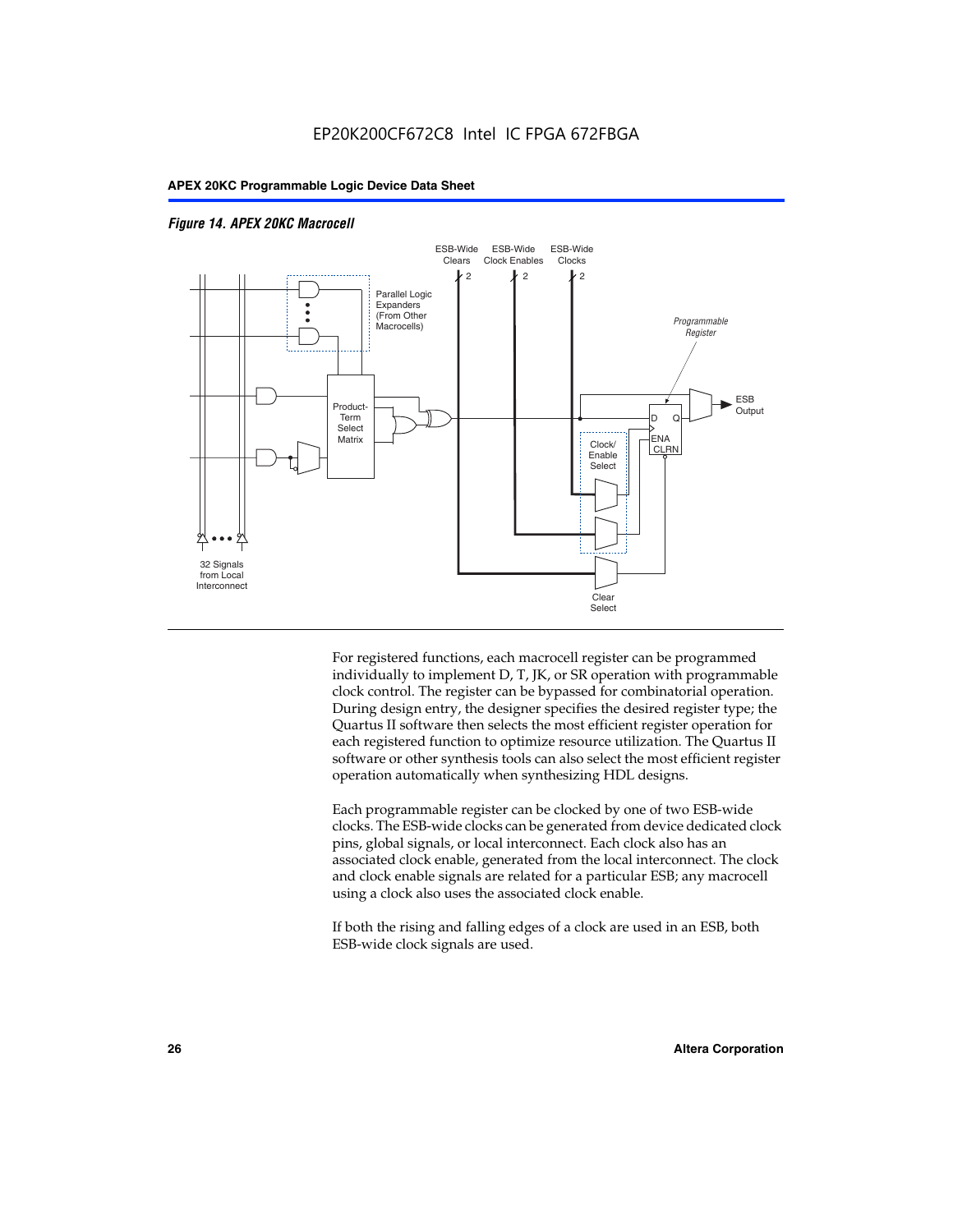*Figure 14. APEX 20KC Macrocell*

For registered functions, each macrocell register can be programmed individually to implement D, T, JK, or SR operation with programmable clock control. The register can be bypassed for combinatorial operation. During design entry, the designer specifies the desired register type; the Quartus II software then selects the most efficient register operation for each registered function to optimize resource utilization. The Quartus II software or other synthesis tools can also select the most efficient register operation automatically when synthesizing HDL designs.

Each programmable register can be clocked by one of two ESB-wide clocks. The ESB-wide clocks can be generated from device dedicated clock pins, global signals, or local interconnect. Each clock also has an associated clock enable, generated from the local interconnect. The clock and clock enable signals are related for a particular ESB; any macrocell using a clock also uses the associated clock enable.

If both the rising and falling edges of a clock are used in an ESB, both ESB-wide clock signals are used.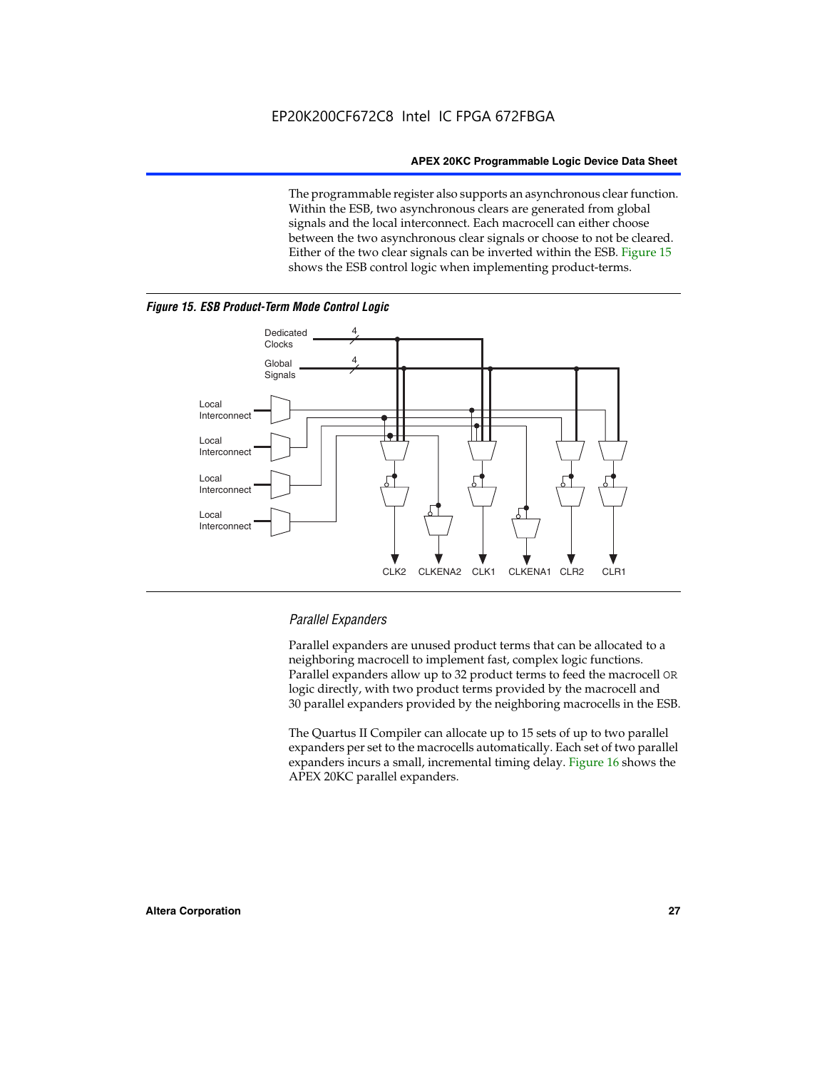The programmable register also supports an asynchronous clear function. Within the ESB, two asynchronous clears are generated from global signals and the local interconnect. Each macrocell can either choose between the two asynchronous clear signals or choose to not be cleared. Either of the two clear signals can be inverted within the ESB. Figure 15 shows the ESB control logic when implementing product-terms.

*Figure 15. ESB Product-Term Mode Control Logic*

Dedicated Clocks 4
Global Signals 4
Local Interconnect
Local Interconnect
Local Interconnect
Local Interconnect
CLK2 CLKENA2 CLK1 CLKENA1 CLR2 CLR1

### *Parallel Expanders*

Parallel expanders are unused product terms that can be allocated to a neighboring macrocell to implement fast, complex logic functions. Parallel expanders allow up to 32 product terms to feed the macrocell OR logic directly, with two product terms provided by the macrocell and 30 parallel expanders provided by the neighboring macrocells in the ESB.

The Quartus II Compiler can allocate up to 15 sets of up to two parallel expanders per set to the macrocells automatically. Each set of two parallel expanders incurs a small, incremental timing delay. Figure 16 shows the APEX 20KC parallel expanders.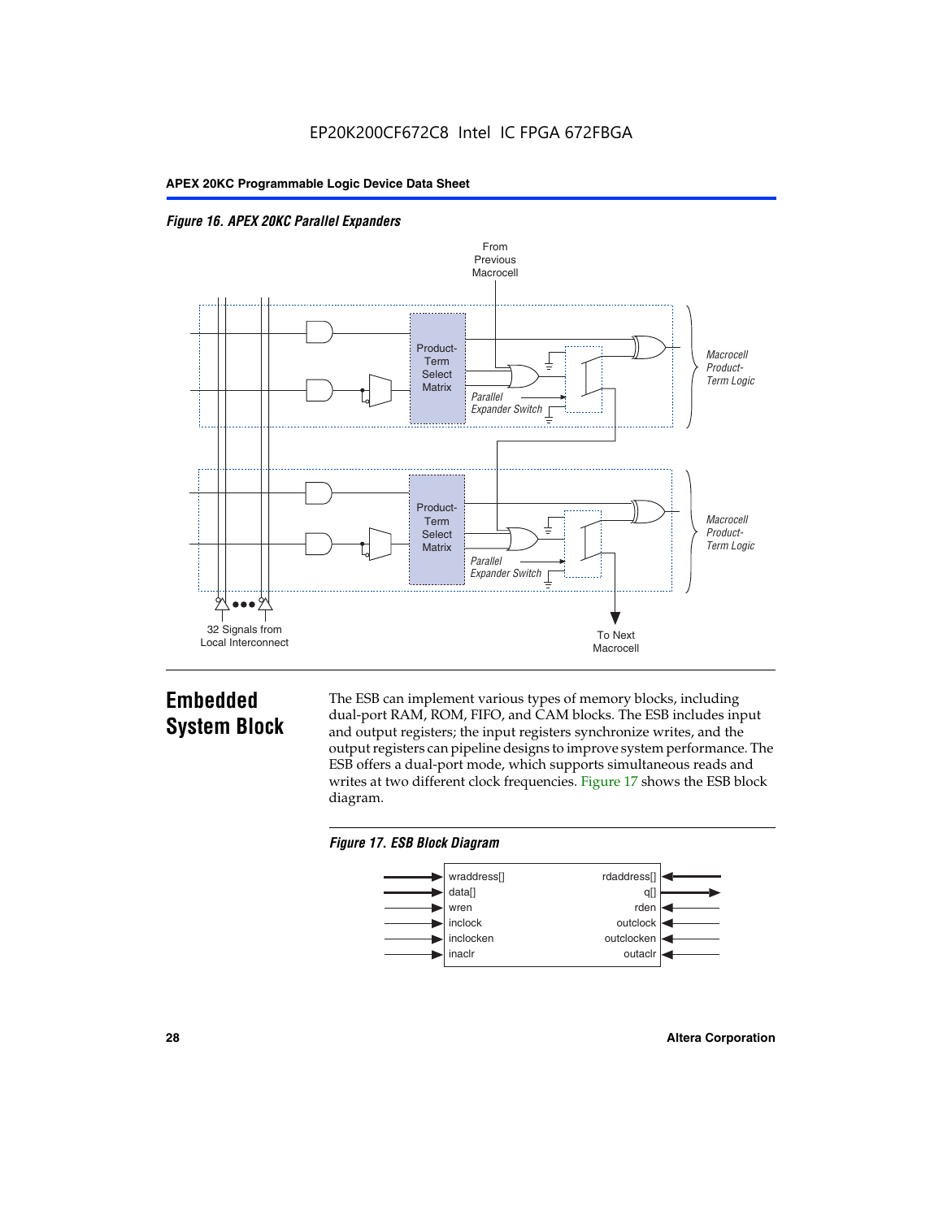*Figure 16. APEX 20KC Parallel Expanders*

## Embedded System Block

The ESB can implement various types of memory blocks, including dual-port RAM, ROM, FIFO, and CAM blocks. The ESB includes input and output registers; the input registers synchronize writes, and the output registers can pipeline designs to improve system performance. The ESB offers a dual-port mode, which supports simultaneous reads and writes at two different clock frequencies. Figure 17 shows the ESB block diagram.

*Figure 17. ESB Block Diagram*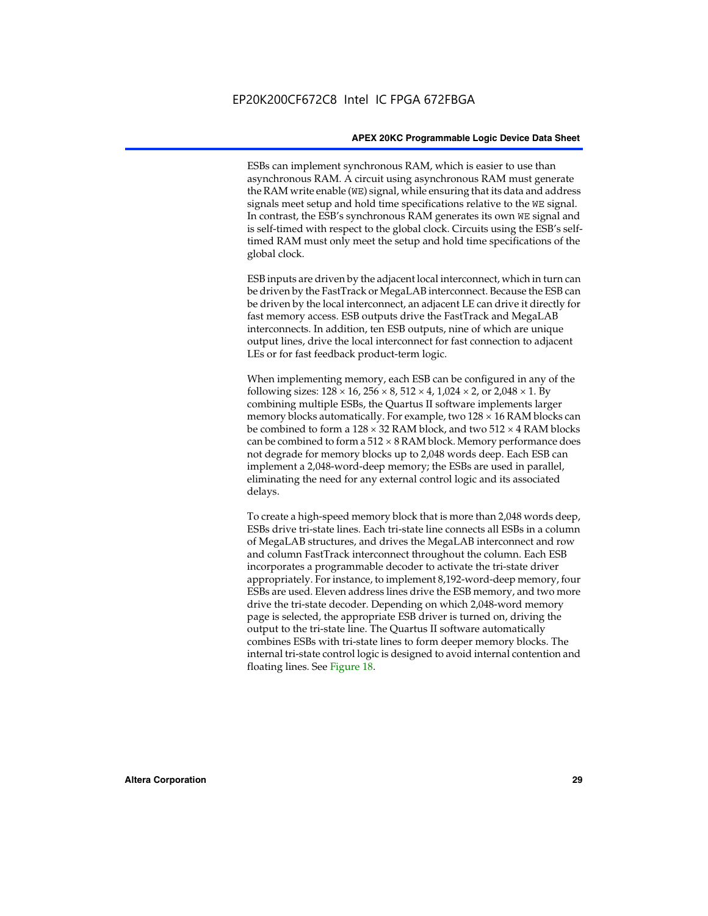ESBs can implement synchronous RAM, which is easier to use than asynchronous RAM. A circuit using asynchronous RAM must generate the RAM write enable (`WE`) signal, while ensuring that its data and address signals meet setup and hold time specifications relative to the `WE` signal. In contrast, the ESB's synchronous RAM generates its own `WE` signal and is self-timed with respect to the global clock. Circuits using the ESB's self-timed RAM must only meet the setup and hold time specifications of the global clock.

ESB inputs are driven by the adjacent local interconnect, which in turn can be driven by the FastTrack or MegaLAB interconnect. Because the ESB can be driven by the local interconnect, an adjacent LE can drive it directly for fast memory access. ESB outputs drive the FastTrack and MegaLAB interconnects. In addition, ten ESB outputs, nine of which are unique output lines, drive the local interconnect for fast connection to adjacent LEs or for fast feedback product-term logic.

When implementing memory, each ESB can be configured in any of the following sizes: $128 \times 16$, $256 \times 8$, $512 \times 4$, $1,024 \times 2$, or $2,048 \times 1$. By combining multiple ESBs, the Quartus II software implements larger memory blocks automatically. For example, two $128 \times 16$ RAM blocks can be combined to form a $128 \times 32$ RAM block, and two $512 \times 4$ RAM blocks can be combined to form a $512 \times 8$ RAM block. Memory performance does not degrade for memory blocks up to 2,048 words deep. Each ESB can implement a 2,048-word-deep memory; the ESBs are used in parallel, eliminating the need for any external control logic and its associated delays.

To create a high-speed memory block that is more than 2,048 words deep, ESBs drive tri-state lines. Each tri-state line connects all ESBs in a column of MegaLAB structures, and drives the MegaLAB interconnect and row and column FastTrack interconnect throughout the column. Each ESB incorporates a programmable decoder to activate the tri-state driver appropriately. For instance, to implement 8,192-word-deep memory, four ESBs are used. Eleven address lines drive the ESB memory, and two more drive the tri-state decoder. Depending on which 2,048-word memory page is selected, the appropriate ESB driver is turned on, driving the output to the tri-state line. The Quartus II software automatically combines ESBs with tri-state lines to form deeper memory blocks. The internal tri-state control logic is designed to avoid internal contention and floating lines. See Figure 18.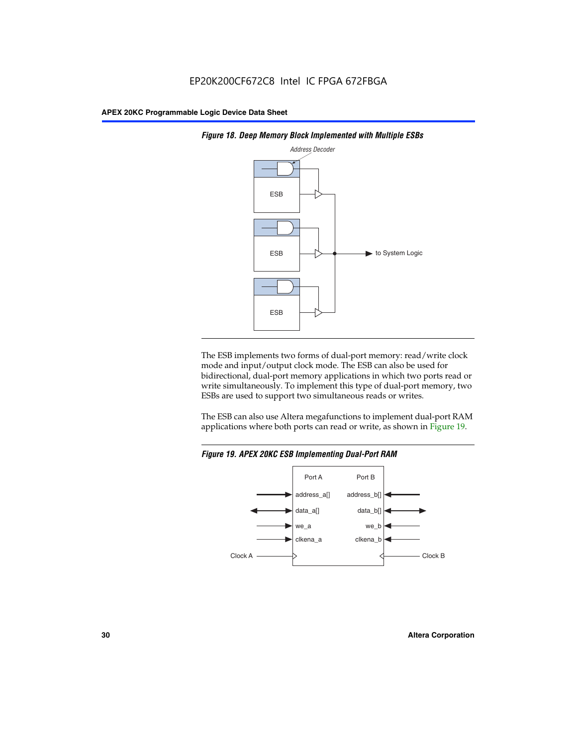Figure 18. Deep Memory Block Implemented with Multiple ESBs

The ESB implements two forms of dual-port memory: read/write clock mode and input/output clock mode. The ESB can also be used for bidirectional, dual-port memory applications in which two ports read or write simultaneously. To implement this type of dual-port memory, two ESBs are used to support two simultaneous reads or writes.

The ESB can also use Altera megafunctions to implement dual-port RAM applications where both ports can read or write, as shown in Figure 19.

Figure 19. APEX 20KC ESB Implementing Dual-Port RAM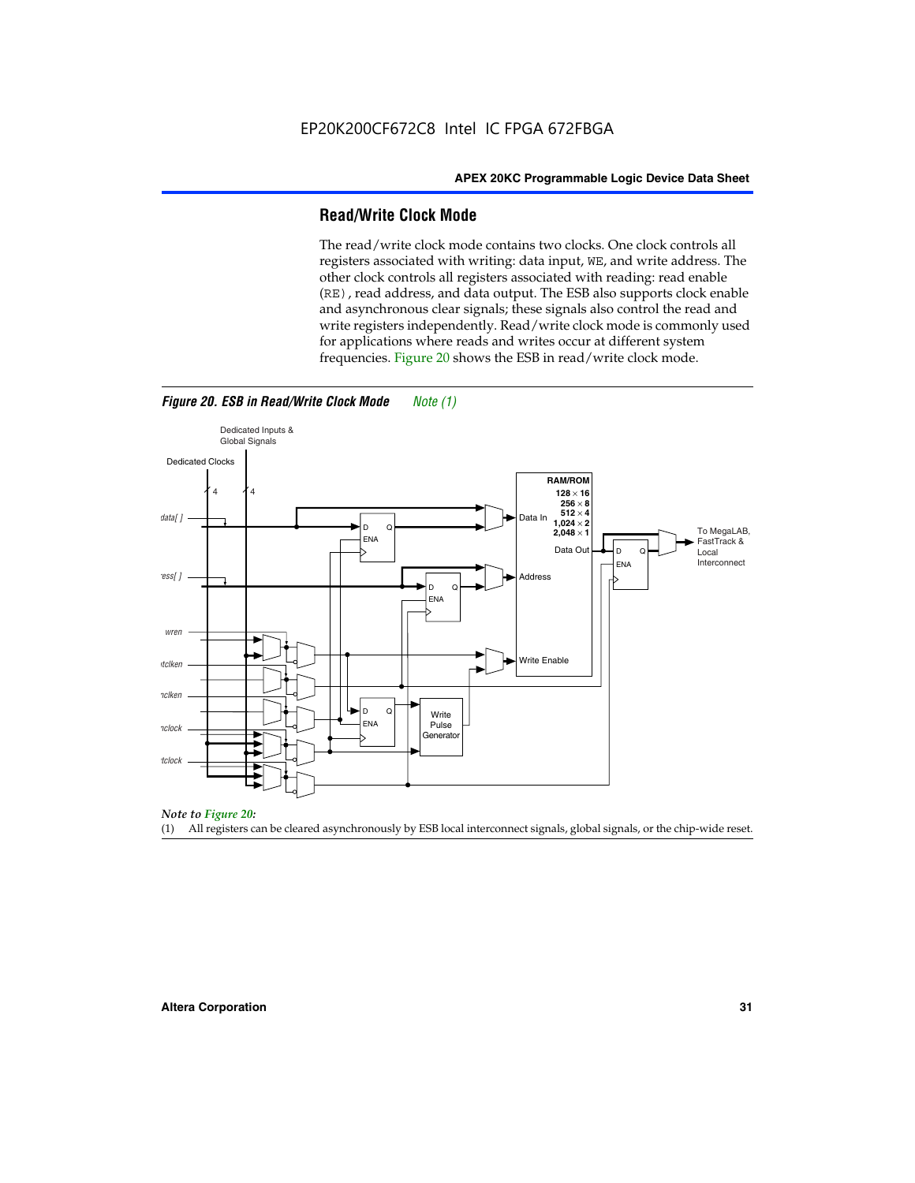## Read/Write Clock Mode

The read/write clock mode contains two clocks. One clock controls all registers associated with writing: data input, WE, and write address. The other clock controls all registers associated with reading: read enable (RE), read address, and data output. The ESB also supports clock enable and asynchronous clear signals; these signals also control the read and write registers independently. Read/write clock mode is commonly used for applications where reads and writes occur at different system frequencies. Figure 20 shows the ESB in read/write clock mode.

*Figure 20. ESB in Read/Write Clock Mode* Note (1)

*Note to Figure 20:*

(1) All registers can be cleared asynchronously by ESB local interconnect signals, global signals, or the chip-wide reset.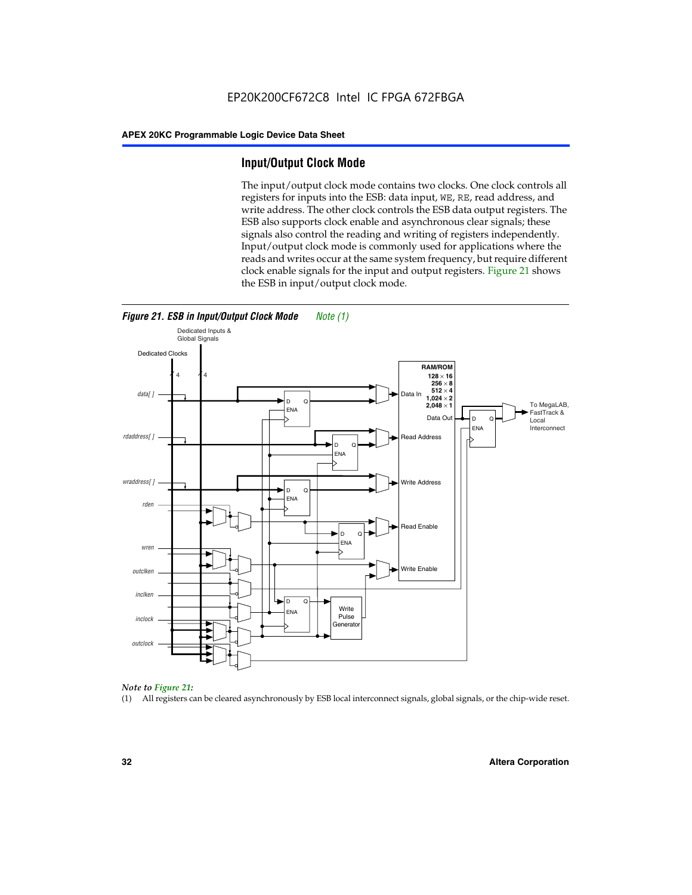## Input/Output Clock Mode

The input/output clock mode contains two clocks. One clock controls all registers for inputs into the ESB: data input, WE, RE, read address, and write address. The other clock controls the ESB data output registers. The ESB also supports clock enable and asynchronous clear signals; these signals also control the reading and writing of registers independently. Input/output clock mode is commonly used for applications where the reads and writes occur at the same system frequency, but require different clock enable signals for the input and output registers. Figure 21 shows the ESB in input/output clock mode.

*Figure 21. ESB in Input/Output Clock Mode* *Note (1)*

*Note to Figure 21:*

(1) All registers can be cleared asynchronously by ESB local interconnect signals, global signals, or the chip-wide reset.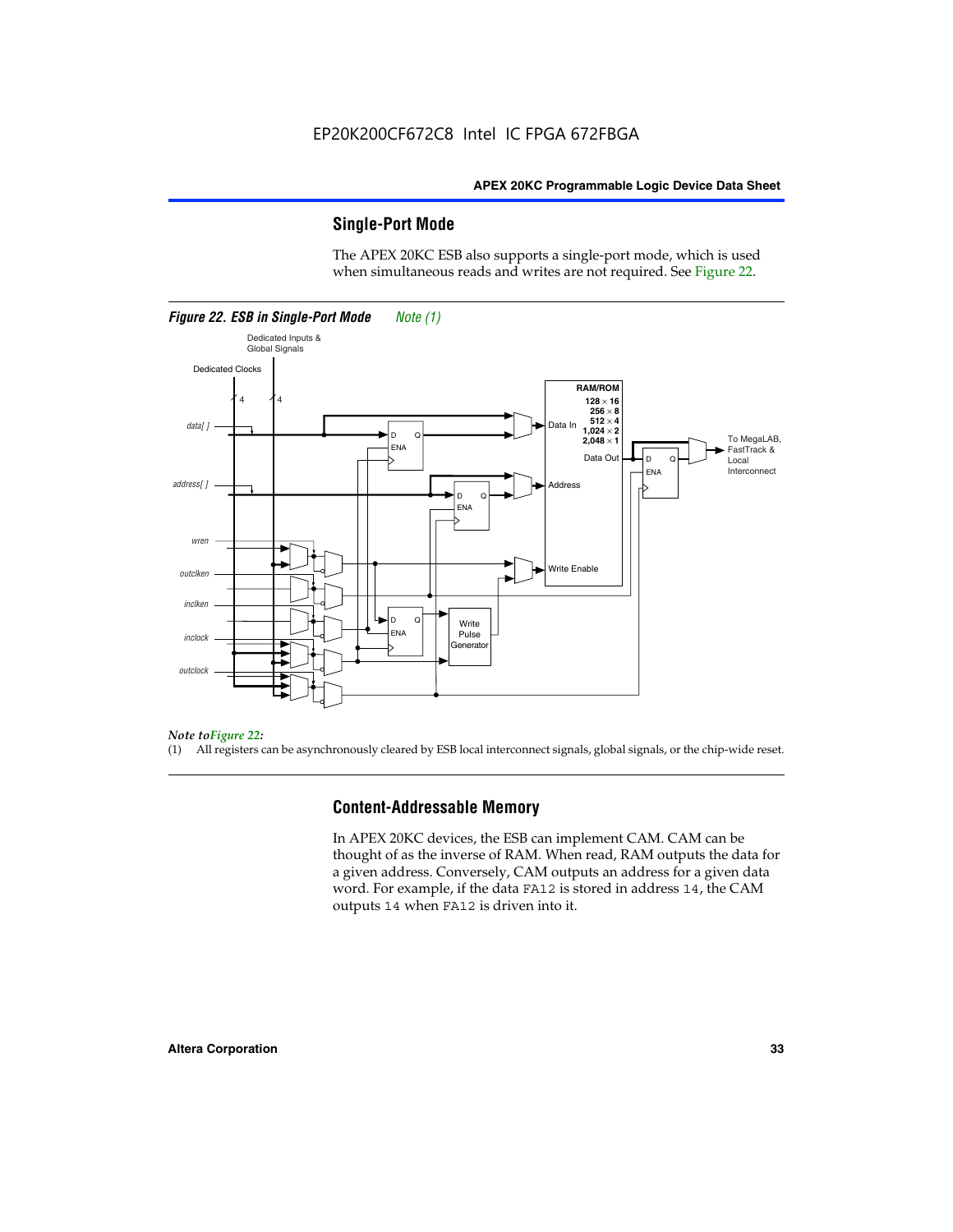## Single-Port Mode

The APEX 20KC ESB also supports a single-port mode, which is used when simultaneous reads and writes are not required. See Figure 22.

*Figure 22. ESB in Single-Port Mode* *Note (1)*

*Note to Figure 22:*

(1) All registers can be asynchronously cleared by ESB local interconnect signals, global signals, or the chip-wide reset.

## Content-Addressable Memory

In APEX 20KC devices, the ESB can implement CAM. CAM can be thought of as the inverse of RAM. When read, RAM outputs the data for a given address. Conversely, CAM outputs an address for a given data word. For example, if the data FA12 is stored in address 14, the CAM outputs 14 when FA12 is driven into it.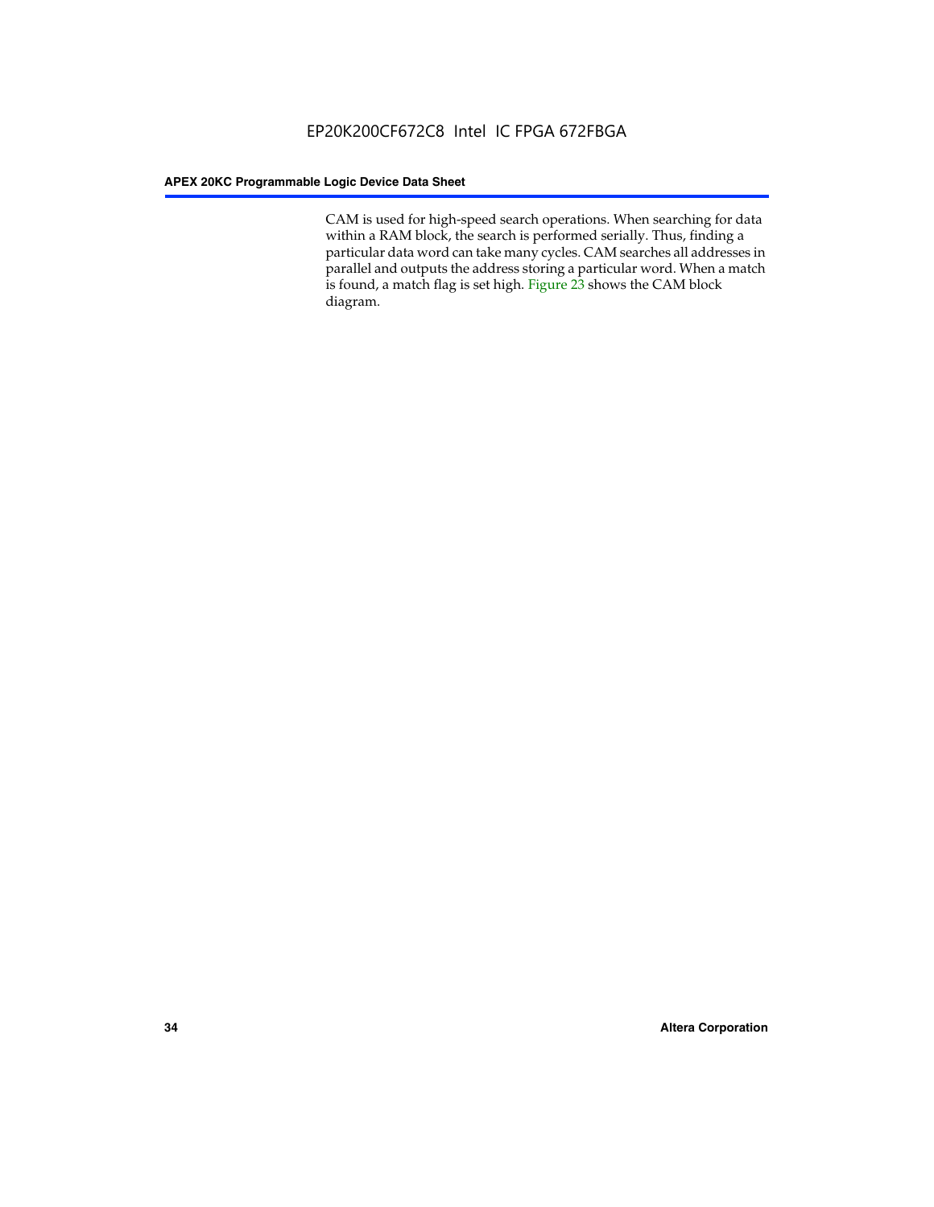CAM is used for high-speed search operations. When searching for data within a RAM block, the search is performed serially. Thus, finding a particular data word can take many cycles. CAM searches all addresses in parallel and outputs the address storing a particular word. When a match is found, a match flag is set high. Figure 23 shows the CAM block diagram.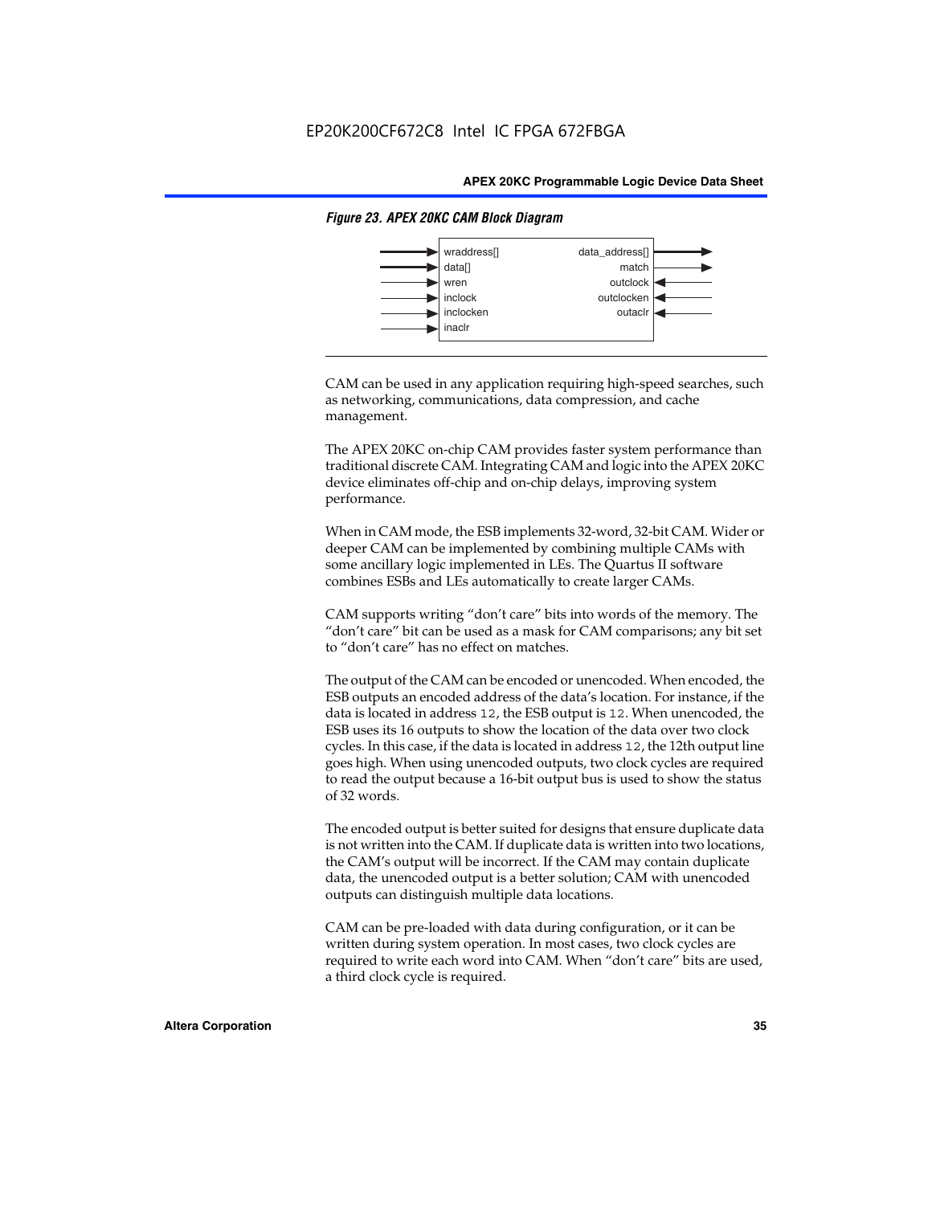*Figure 23. APEX 20KC CAM Block Diagram*

| Inputs | Outputs |
| --- | --- |
| wraddress[] | data_address[] |
| data[] | match |
| wren | outclock |
| inclock | outclocken |
| inclocken | outaclr |
| inaclr | |

CAM can be used in any application requiring high-speed searches, such as networking, communications, data compression, and cache management.

The APEX 20KC on-chip CAM provides faster system performance than traditional discrete CAM. Integrating CAM and logic into the APEX 20KC device eliminates off-chip and on-chip delays, improving system performance.

When in CAM mode, the ESB implements 32-word, 32-bit CAM. Wider or deeper CAM can be implemented by combining multiple CAMs with some ancillary logic implemented in LEs. The Quartus II software combines ESBs and LEs automatically to create larger CAMs.

CAM supports writing "don't care" bits into words of the memory. The "don't care" bit can be used as a mask for CAM comparisons; any bit set to "don't care" has no effect on matches.

The output of the CAM can be encoded or unencoded. When encoded, the ESB outputs an encoded address of the data's location. For instance, if the data is located in address `12`, the ESB output is `12`. When unencoded, the ESB uses its 16 outputs to show the location of the data over two clock cycles. In this case, if the data is located in address `12`, the 12th output line goes high. When using unencoded outputs, two clock cycles are required to read the output because a 16-bit output bus is used to show the status of 32 words.

The encoded output is better suited for designs that ensure duplicate data is not written into the CAM. If duplicate data is written into two locations, the CAM's output will be incorrect. If the CAM may contain duplicate data, the unencoded output is a better solution; CAM with unencoded outputs can distinguish multiple data locations.

CAM can be pre-loaded with data during configuration, or it can be written during system operation. In most cases, two clock cycles are required to write each word into CAM. When "don't care" bits are used, a third clock cycle is required.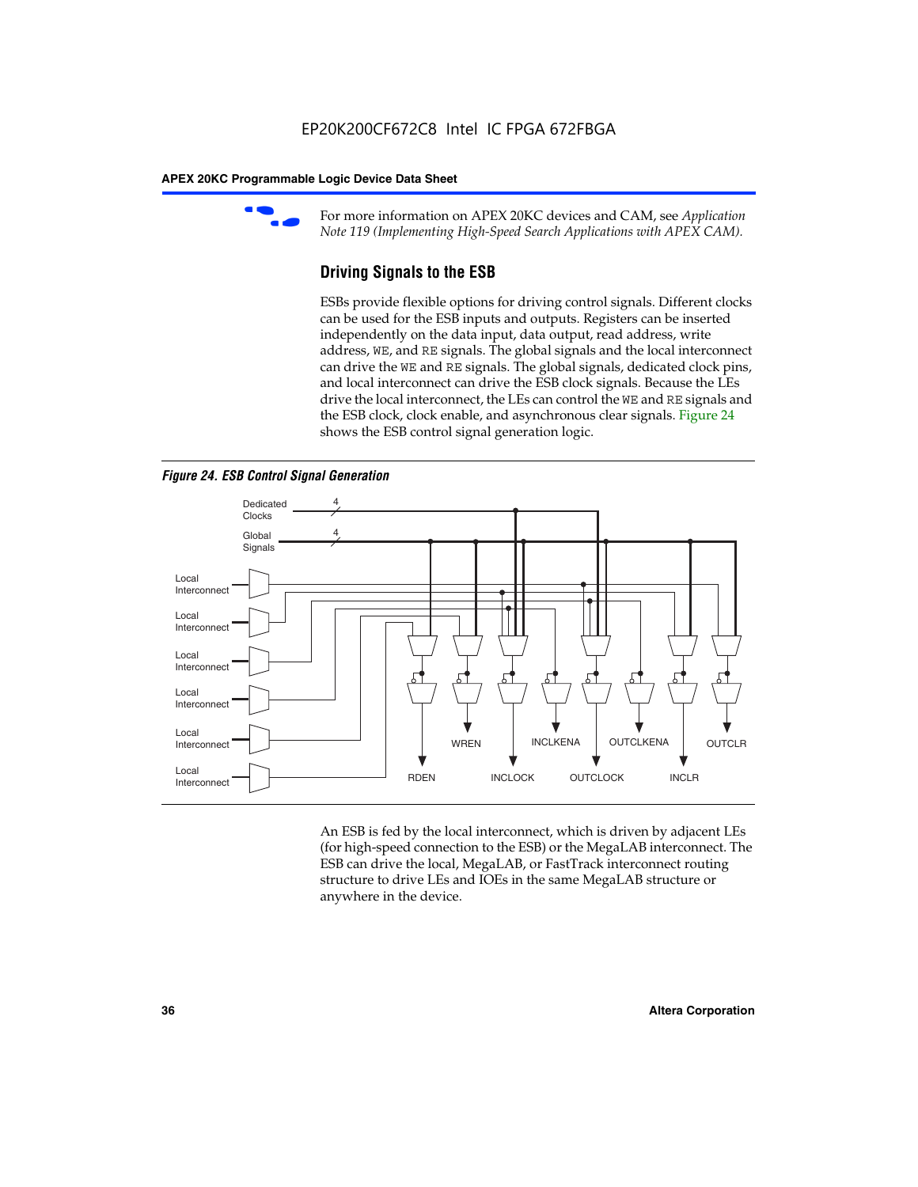For more information on APEX 20KC devices and CAM, see *Application Note 119 (Implementing High-Speed Search Applications with APEX CAM).*

### Driving Signals to the ESB

ESBs provide flexible options for driving control signals. Different clocks can be used for the ESB inputs and outputs. Registers can be inserted independently on the data input, data output, read address, write address, WE, and RE signals. The global signals and the local interconnect can drive the WE and RE signals. The global signals, dedicated clock pins, and local interconnect can drive the ESB clock signals. Because the LEs drive the local interconnect, the LEs can control the WE and RE signals and the ESB clock, clock enable, and asynchronous clear signals. Figure 24 shows the ESB control signal generation logic.

*Figure 24. ESB Control Signal Generation*

An ESB is fed by the local interconnect, which is driven by adjacent LEs (for high-speed connection to the ESB) or the MegaLAB interconnect. The ESB can drive the local, MegaLAB, or FastTrack interconnect routing structure to drive LEs and IOEs in the same MegaLAB structure or anywhere in the device.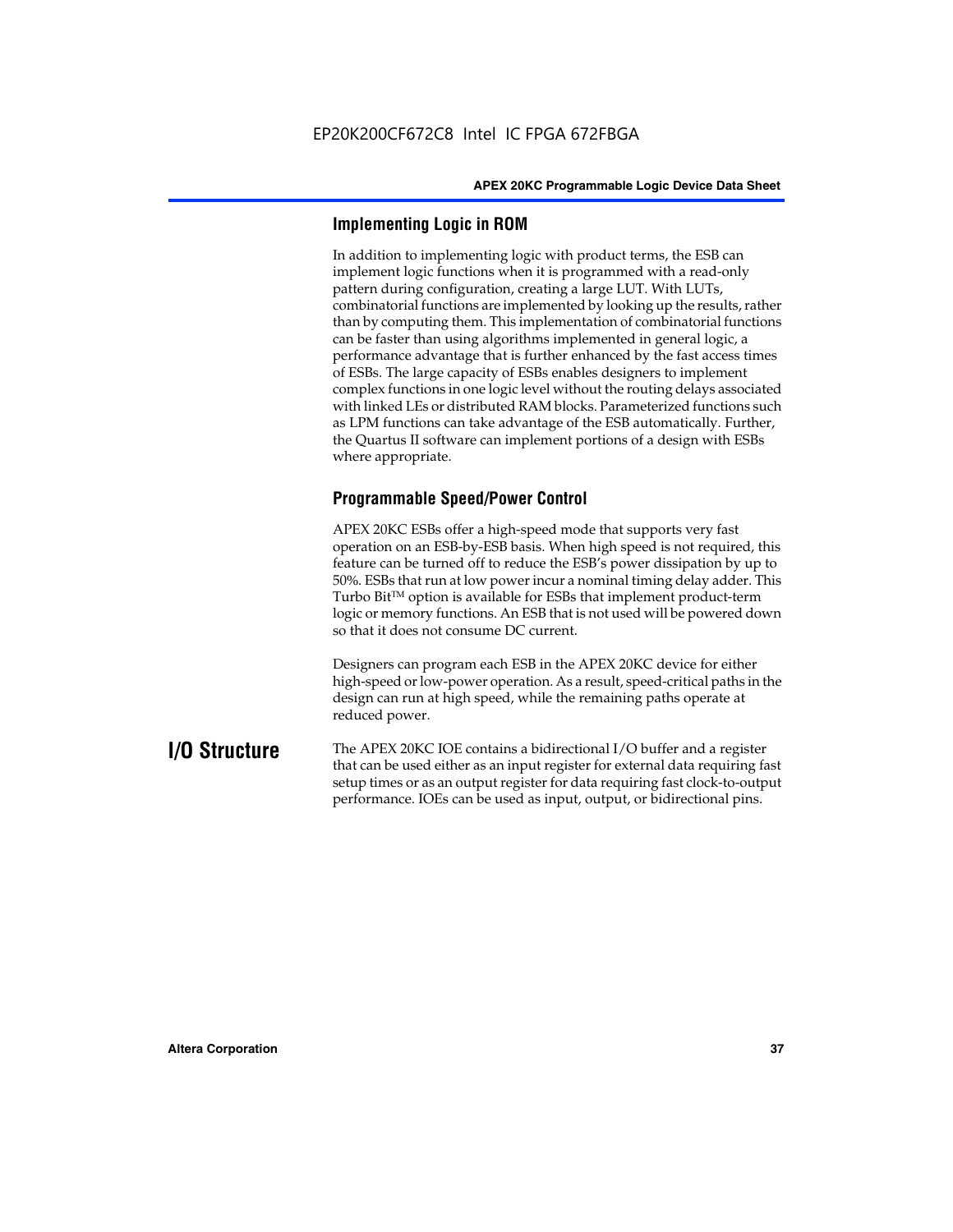### Implementing Logic in ROM

In addition to implementing logic with product terms, the ESB can implement logic functions when it is programmed with a read-only pattern during configuration, creating a large LUT. With LUTs, combinatorial functions are implemented by looking up the results, rather than by computing them. This implementation of combinatorial functions can be faster than using algorithms implemented in general logic, a performance advantage that is further enhanced by the fast access times of ESBs. The large capacity of ESBs enables designers to implement complex functions in one logic level without the routing delays associated with linked LEs or distributed RAM blocks. Parameterized functions such as LPM functions can take advantage of the ESB automatically. Further, the Quartus II software can implement portions of a design with ESBs where appropriate.

### Programmable Speed/Power Control

APEX 20KC ESBs offer a high-speed mode that supports very fast operation on an ESB-by-ESB basis. When high speed is not required, this feature can be turned off to reduce the ESB's power dissipation by up to 50%. ESBs that run at low power incur a nominal timing delay adder. This Turbo Bit™ option is available for ESBs that implement product-term logic or memory functions. An ESB that is not used will be powered down so that it does not consume DC current.

Designers can program each ESB in the APEX 20KC device for either high-speed or low-power operation. As a result, speed-critical paths in the design can run at high speed, while the remaining paths operate at reduced power.

## I/O Structure

The APEX 20KC IOE contains a bidirectional I/O buffer and a register that can be used either as an input register for external data requiring fast setup times or as an output register for data requiring fast clock-to-output performance. IOEs can be used as input, output, or bidirectional pins.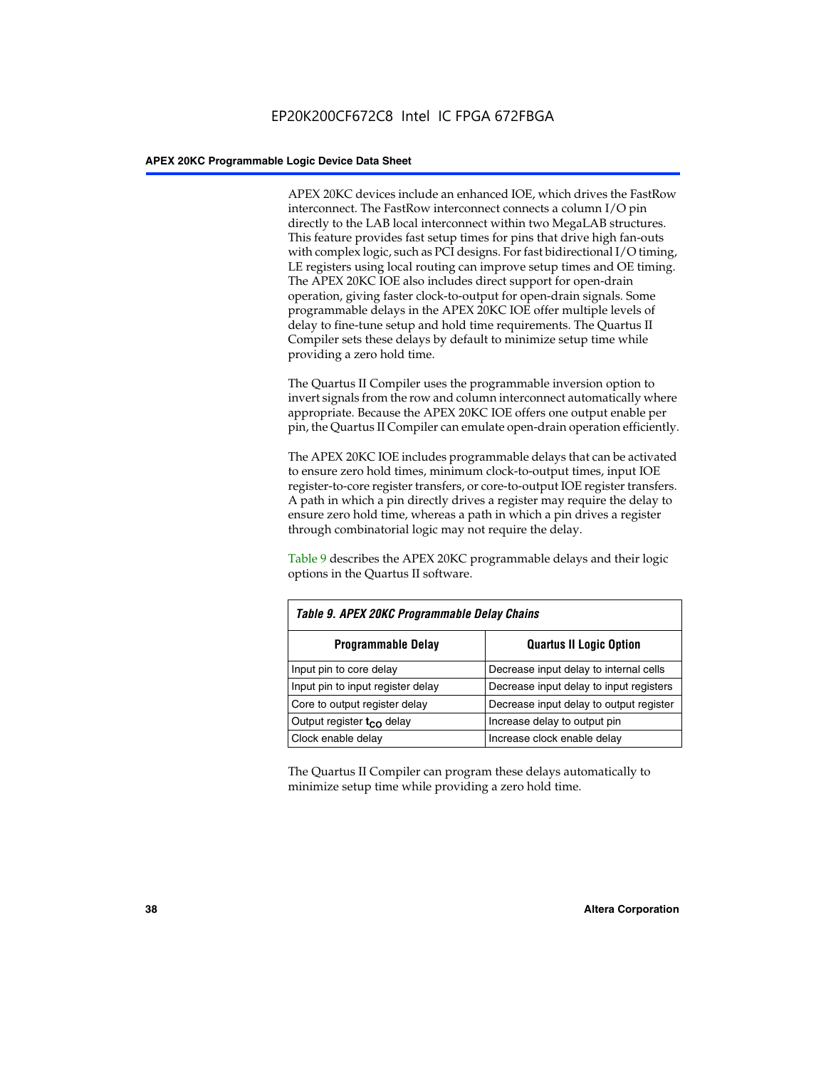APEX 20KC devices include an enhanced IOE, which drives the FastRow interconnect. The FastRow interconnect connects a column I/O pin directly to the LAB local interconnect within two MegaLAB structures. This feature provides fast setup times for pins that drive high fan-outs with complex logic, such as PCI designs. For fast bidirectional I/O timing, LE registers using local routing can improve setup times and OE timing. The APEX 20KC IOE also includes direct support for open-drain operation, giving faster clock-to-output for open-drain signals. Some programmable delays in the APEX 20KC IOE offer multiple levels of delay to fine-tune setup and hold time requirements. The Quartus II Compiler sets these delays by default to minimize setup time while providing a zero hold time.

The Quartus II Compiler uses the programmable inversion option to invert signals from the row and column interconnect automatically where appropriate. Because the APEX 20KC IOE offers one output enable per pin, the Quartus II Compiler can emulate open-drain operation efficiently.

The APEX 20KC IOE includes programmable delays that can be activated to ensure zero hold times, minimum clock-to-output times, input IOE register-to-core register transfers, or core-to-output IOE register transfers. A path in which a pin directly drives a register may require the delay to ensure zero hold time, whereas a path in which a pin drives a register through combinatorial logic may not require the delay.

Table 9 describes the APEX 20KC programmable delays and their logic options in the Quartus II software.

*Table 9. APEX 20KC Programmable Delay Chains*

| Programmable Delay | Quartus II Logic Option |
|---|---|
| Input pin to core delay | Decrease input delay to internal cells |
| Input pin to input register delay | Decrease input delay to input registers |
| Core to output register delay | Decrease input delay to output register |
| Output register $t_{CO}$ delay | Increase delay to output pin |
| Clock enable delay | Increase clock enable delay |

The Quartus II Compiler can program these delays automatically to minimize setup time while providing a zero hold time.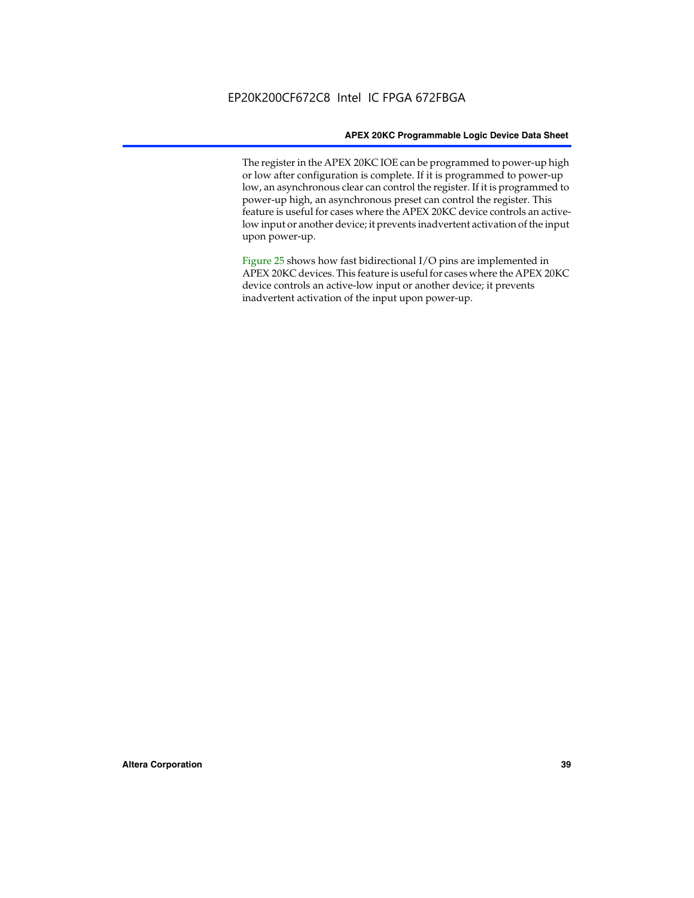The register in the APEX 20KC IOE can be programmed to power-up high or low after configuration is complete. If it is programmed to power-up low, an asynchronous clear can control the register. If it is programmed to power-up high, an asynchronous preset can control the register. This feature is useful for cases where the APEX 20KC device controls an active-low input or another device; it prevents inadvertent activation of the input upon power-up.

Figure 25 shows how fast bidirectional I/O pins are implemented in APEX 20KC devices. This feature is useful for cases where the APEX 20KC device controls an active-low input or another device; it prevents inadvertent activation of the input upon power-up.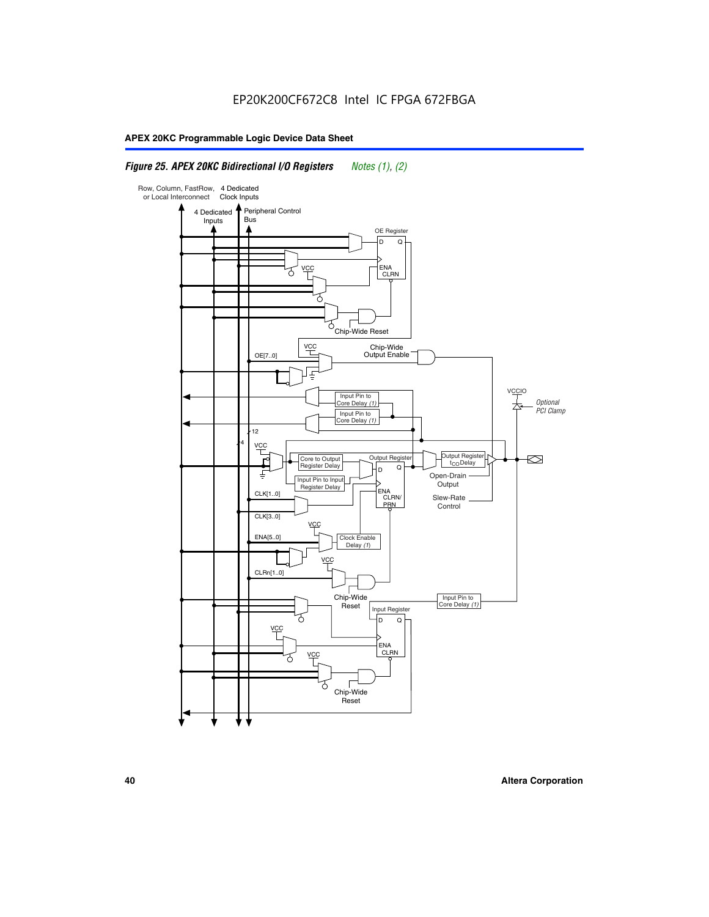*Figure 25. APEX 20KC Bidirectional I/O Registers* *Notes (1), (2)*

Row, Column, FastRow, or Local Interconnect

4 Dedicated Clock Inputs

4 Dedicated Inputs

Peripheral Control Bus

OE Register

D Q

ENA CLRN

VCC

Chip-Wide Reset

VCC

OE[7..0]

Chip-Wide Output Enable

Input Pin to Core Delay (1)

Input Pin to Core Delay (1)

VCCIO

*Optional PCI Clamp*

12

4

VCC

Core to Output Register Delay

Input Pin to Input Register Delay

Output Register

D Q

ENA CLRN/ PRN

Output Register $t_{CO}$ Delay

Open-Drain Output

Slew-Rate Control

CLK[1..0]

CLK[3..0]

VCC

ENA[5..0]

Clock Enable Delay (1)

VCC

CLRn[1..0]

Chip-Wide Reset

Input Pin to Core Delay (1)

Input Register

D Q

VCC

ENA CLRN

VCC

Chip-Wide Reset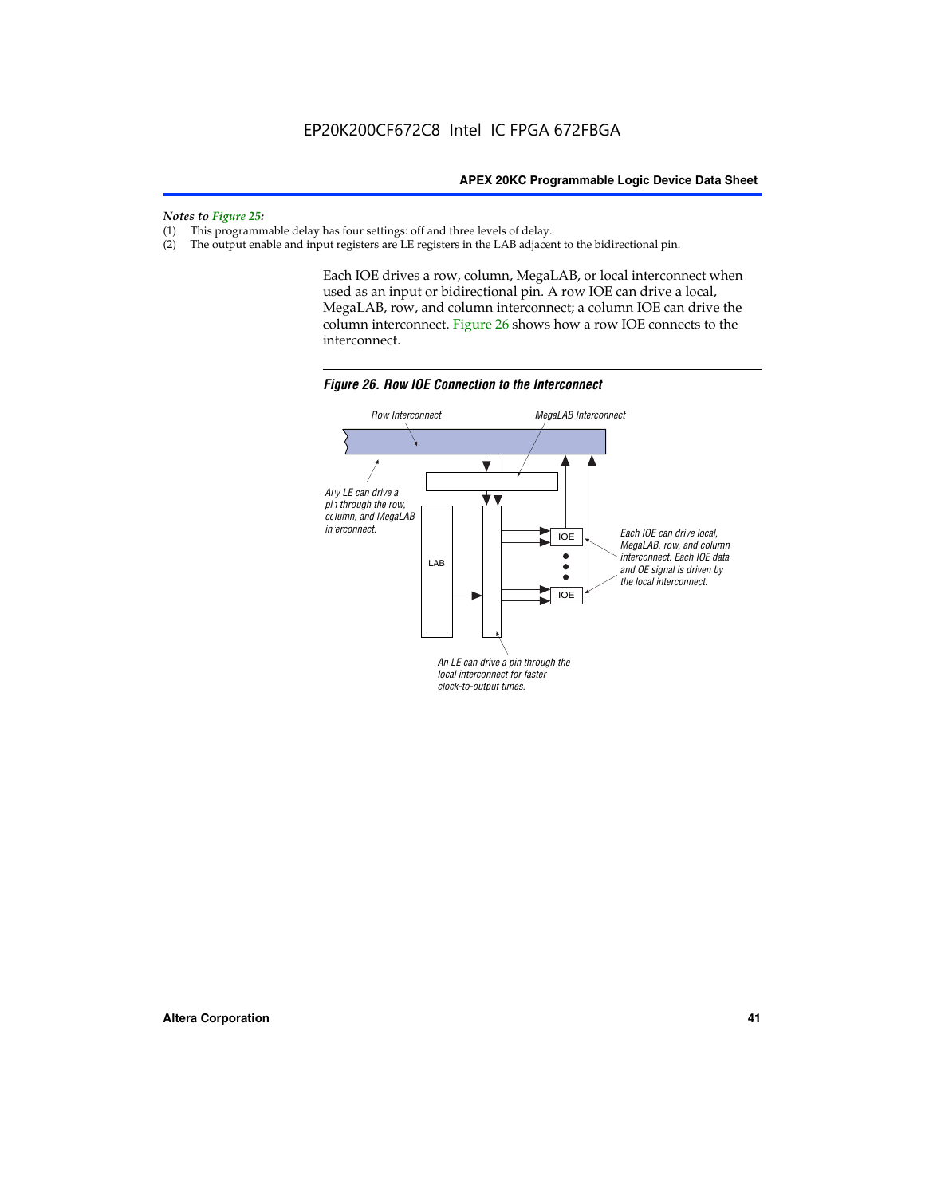*Notes to Figure 25:*

(1) This programmable delay has four settings: off and three levels of delay.

(2) The output enable and input registers are LE registers in the LAB adjacent to the bidirectional pin.

Each IOE drives a row, column, MegaLAB, or local interconnect when used as an input or bidirectional pin. A row IOE can drive a local, MegaLAB, row, and column interconnect; a column IOE can drive the column interconnect. Figure 26 shows how a row IOE connects to the interconnect.

*Figure 26. Row IOE Connection to the Interconnect*

Row Interconnect

MegaLAB Interconnect

Any LE can drive a pin through the row, column, and MegaLAB interconnect.

LAB

IOE

IOE

Each IOE can drive local, MegaLAB, row, and column interconnect. Each IOE data and OE signal is driven by the local interconnect.

An LE can drive a pin through the local interconnect for faster clock-to-output times.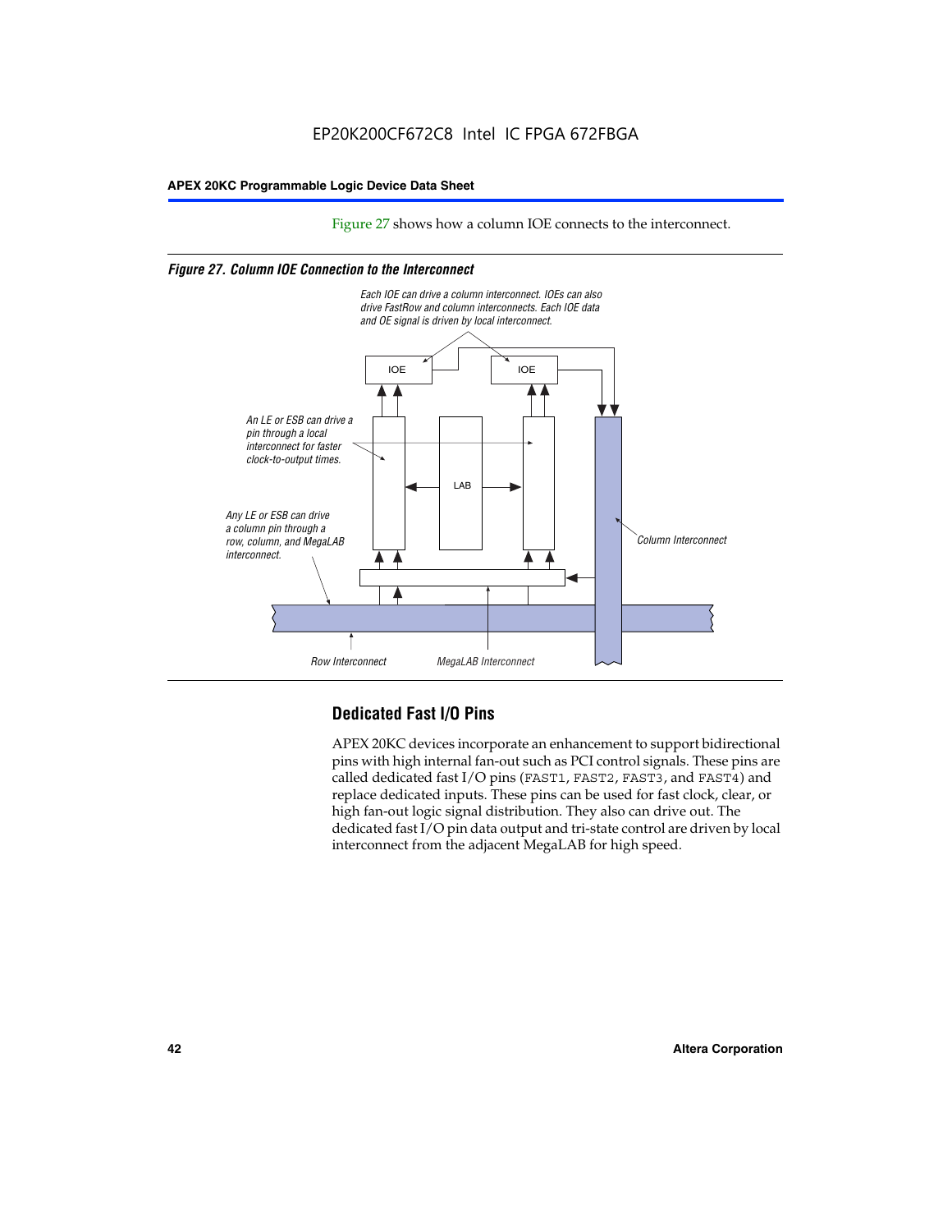Figure 27 shows how a column IOE connects to the interconnect.

*Figure 27. Column IOE Connection to the Interconnect*

Each IOE can drive a column interconnect. IOEs can also drive FastRow and column interconnects. Each IOE data and OE signal is driven by local interconnect.

IOE

IOE

An LE or ESB can drive a pin through a local interconnect for faster clock-to-output times.

LAB

Any LE or ESB can drive a column pin through a row, column, and MegaLAB interconnect.

Column Interconnect

Row Interconnect

MegaLAB Interconnect

## Dedicated Fast I/O Pins

APEX 20KC devices incorporate an enhancement to support bidirectional pins with high internal fan-out such as PCI control signals. These pins are called dedicated fast I/O pins (FAST1, FAST2, FAST3, and FAST4) and replace dedicated inputs. These pins can be used for fast clock, clear, or high fan-out logic signal distribution. They also can drive out. The dedicated fast I/O pin data output and tri-state control are driven by local interconnect from the adjacent MegaLAB for high speed.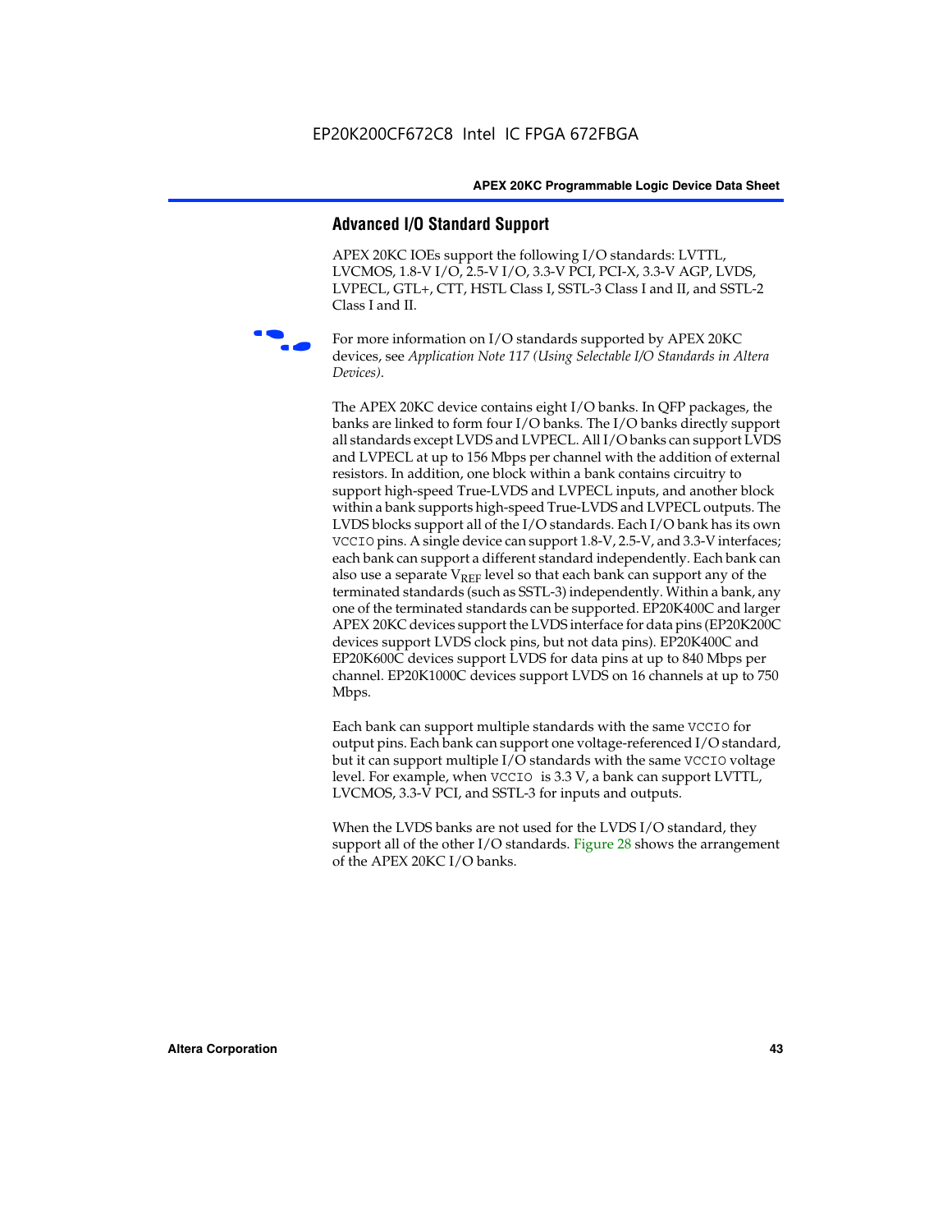## Advanced I/O Standard Support

APEX 20KC IOEs support the following I/O standards: LVTTL, LVCMOS, 1.8-V I/O, 2.5-V I/O, 3.3-V PCI, PCI-X, 3.3-V AGP, LVDS, LVPECL, GTL+, CTT, HSTL Class I, SSTL-3 Class I and II, and SSTL-2 Class I and II.

For more information on I/O standards supported by APEX 20KC devices, see *Application Note 117 (Using Selectable I/O Standards in Altera Devices)*.

The APEX 20KC device contains eight I/O banks. In QFP packages, the banks are linked to form four I/O banks. The I/O banks directly support all standards except LVDS and LVPECL. All I/O banks can support LVDS and LVPECL at up to 156 Mbps per channel with the addition of external resistors. In addition, one block within a bank contains circuitry to support high-speed True-LVDS and LVPECL inputs, and another block within a bank supports high-speed True-LVDS and LVPECL outputs. The LVDS blocks support all of the I/O standards. Each I/O bank has its own `VCCIO` pins. A single device can support 1.8-V, 2.5-V, and 3.3-V interfaces; each bank can support a different standard independently. Each bank can also use a separate $V_{REF}$ level so that each bank can support any of the terminated standards (such as SSTL-3) independently. Within a bank, any one of the terminated standards can be supported. EP20K400C and larger APEX 20KC devices support the LVDS interface for data pins (EP20K200C devices support LVDS clock pins, but not data pins). EP20K400C and EP20K600C devices support LVDS for data pins at up to 840 Mbps per channel. EP20K1000C devices support LVDS on 16 channels at up to 750 Mbps.

Each bank can support multiple standards with the same `VCCIO` for output pins. Each bank can support one voltage-referenced I/O standard, but it can support multiple I/O standards with the same `VCCIO` voltage level. For example, when `VCCIO` is 3.3 V, a bank can support LVTTL, LVCMOS, 3.3-V PCI, and SSTL-3 for inputs and outputs.

When the LVDS banks are not used for the LVDS I/O standard, they support all of the other I/O standards. Figure 28 shows the arrangement of the APEX 20KC I/O banks.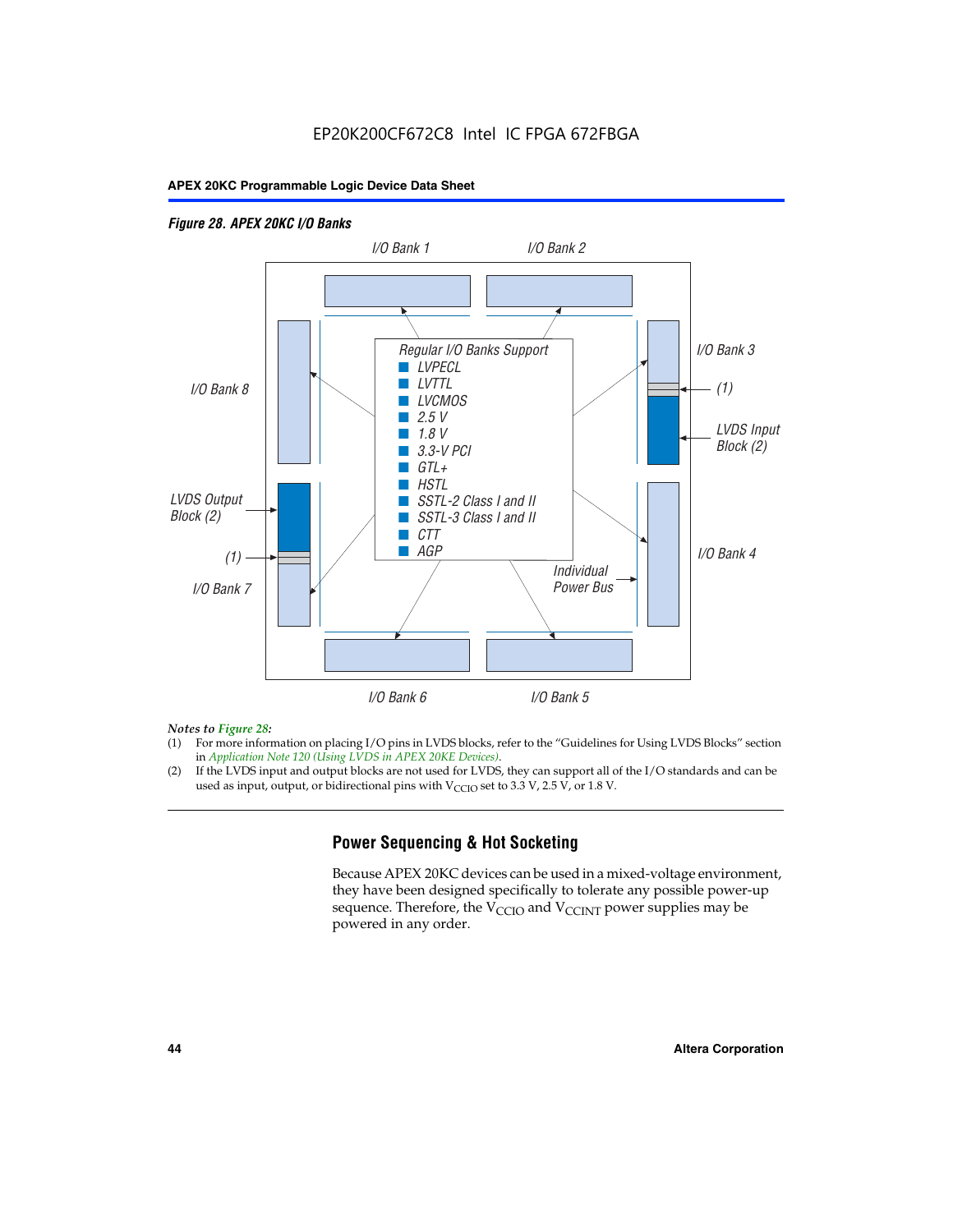*Figure 28. APEX 20KC I/O Banks*

I/O Bank 1 | I/O Bank 2

I/O Bank 8 | I/O Bank 3

Regular I/O Banks Support
- LVPECL
- LVTTL
- LVCMOS
- 2.5 V
- 1.8 V
- 3.3-V PCI
- GTL+
- HSTL
- SSTL-2 Class I and II
- SSTL-3 Class I and II
- CTT
- AGP

(1)

LVDS Input Block (2)

LVDS Output Block (2)

(1)

I/O Bank 7 | I/O Bank 4

Individual Power Bus

I/O Bank 6 | I/O Bank 5

*Notes to Figure 28:*

(1) For more information on placing I/O pins in LVDS blocks, refer to the "Guidelines for Using LVDS Blocks" section in *Application Note 120 (Using LVDS in APEX 20KE Devices)*.

(2) If the LVDS input and output blocks are not used for LVDS, they can support all of the I/O standards and can be used as input, output, or bidirectional pins with $V_{CCIO}$ set to 3.3 V, 2.5 V, or 1.8 V.

## Power Sequencing & Hot Socketing

Because APEX 20KC devices can be used in a mixed-voltage environment, they have been designed specifically to tolerate any possible power-up sequence. Therefore, the $V_{CCIO}$ and $V_{CCINT}$ power supplies may be powered in any order.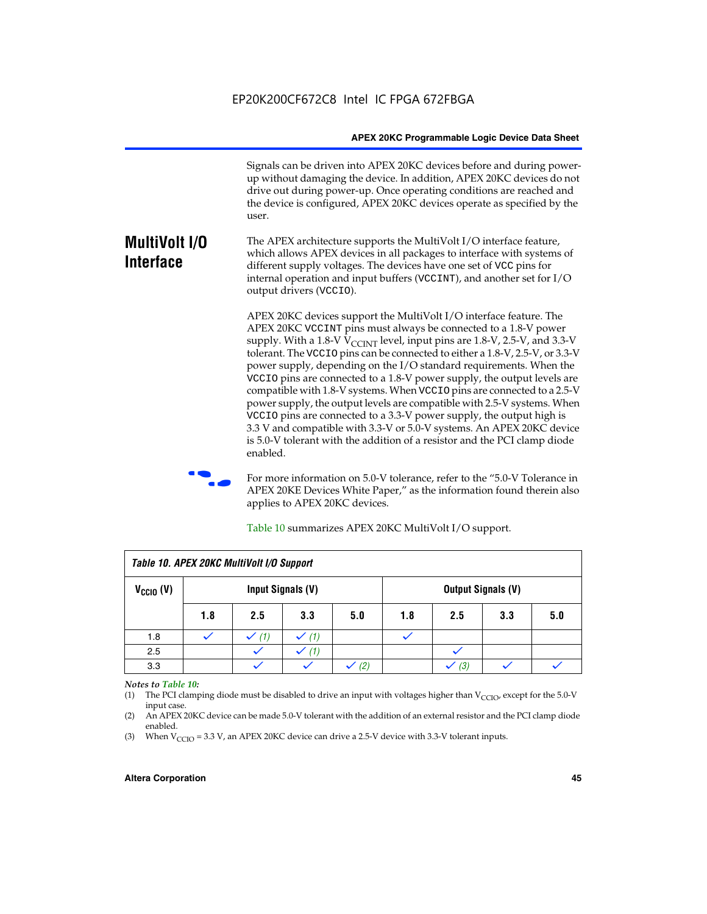Signals can be driven into APEX 20KC devices before and during power-up without damaging the device. In addition, APEX 20KC devices do not drive out during power-up. Once operating conditions are reached and the device is configured, APEX 20KC devices operate as specified by the user.

## MultiVolt I/O Interface

The APEX architecture supports the MultiVolt I/O interface feature, which allows APEX devices in all packages to interface with systems of different supply voltages. The devices have one set of VCC pins for internal operation and input buffers (VCCINT), and another set for I/O output drivers (VCCIO).

APEX 20KC devices support the MultiVolt I/O interface feature. The APEX 20KC VCCINT pins must always be connected to a 1.8-V power supply. With a 1.8-V $V_{CCINT}$ level, input pins are 1.8-V, 2.5-V, and 3.3-V tolerant. The VCCIO pins can be connected to either a 1.8-V, 2.5-V, or 3.3-V power supply, depending on the I/O standard requirements. When the VCCIO pins are connected to a 1.8-V power supply, the output levels are compatible with 1.8-V systems. When VCCIO pins are connected to a 2.5-V power supply, the output levels are compatible with 2.5-V systems. When VCCIO pins are connected to a 3.3-V power supply, the output high is 3.3 V and compatible with 3.3-V or 5.0-V systems. An APEX 20KC device is 5.0-V tolerant with the addition of a resistor and the PCI clamp diode enabled.

For more information on 5.0-V tolerance, refer to the "5.0-V Tolerance in APEX 20KE Devices White Paper," as the information found therein also applies to APEX 20KC devices.

Table 10 summarizes APEX 20KC MultiVolt I/O support.

*Table 10. APEX 20KC MultiVolt I/O Support*

| $V_{CCIO}$ (V) | Input Signals (V) | | | | Output Signals (V) | | | |
|---|---|---|---|---|---|---|---|---|
| | 1.8 | 2.5 | 3.3 | 5.0 | 1.8 | 2.5 | 3.3 | 5.0 |
| 1.8 | ✓ | ✓ (1) | ✓ (1) | | ✓ | | | |
| 2.5 | | ✓ | ✓ (1) | | | ✓ | | |
| 3.3 | | ✓ | ✓ | ✓ (2) | | ✓ (3) | ✓ | ✓ |

*Notes to Table 10:*

(1) The PCI clamping diode must be disabled to drive an input with voltages higher than $V_{CCIO}$, except for the 5.0-V input case.

(2) An APEX 20KC device can be made 5.0-V tolerant with the addition of an external resistor and the PCI clamp diode enabled.

(3) When $V_{CCIO}$ = 3.3 V, an APEX 20KC device can drive a 2.5-V device with 3.3-V tolerant inputs.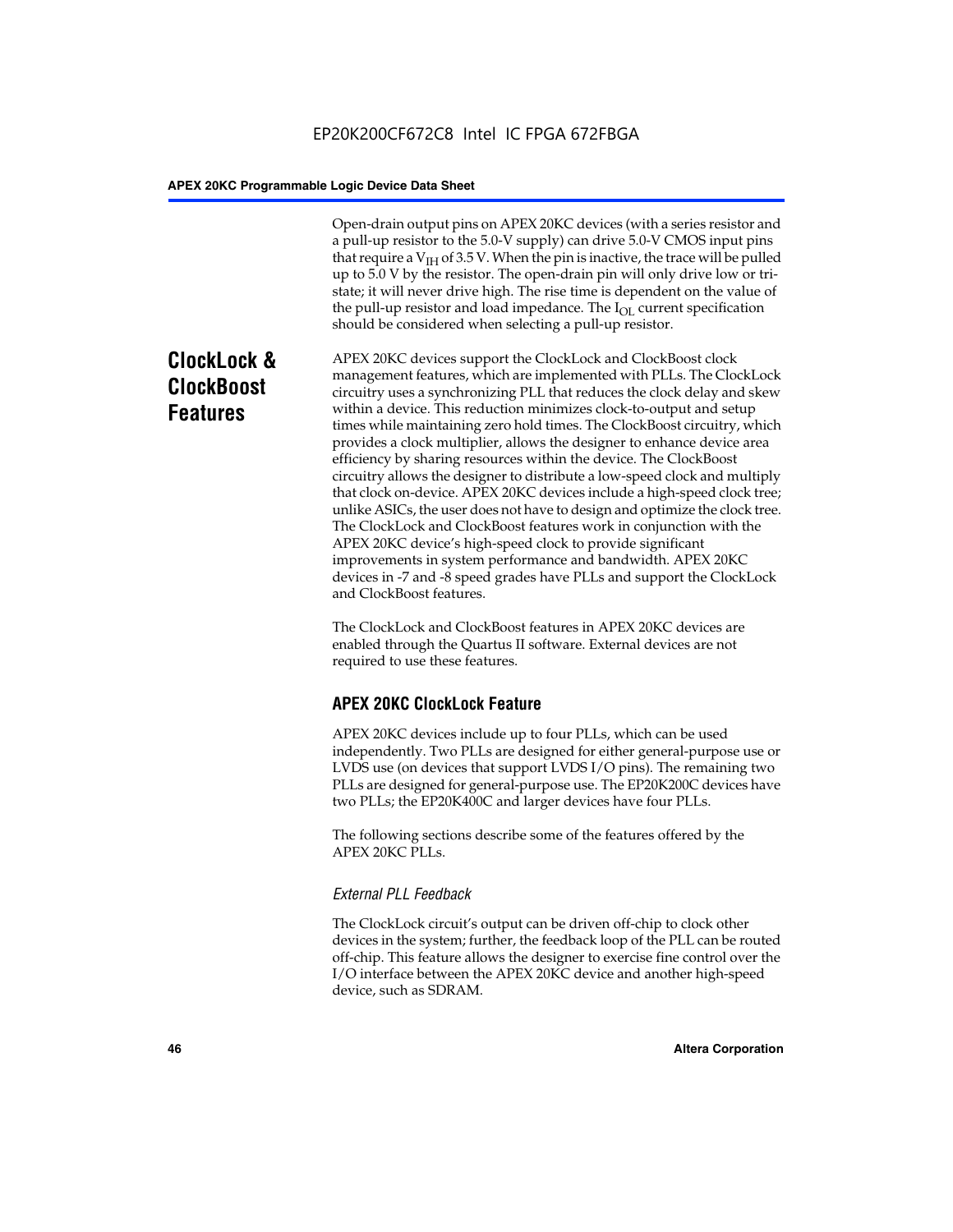Open-drain output pins on APEX 20KC devices (with a series resistor and a pull-up resistor to the 5.0-V supply) can drive 5.0-V CMOS input pins that require a $V_{IH}$ of 3.5 V. When the pin is inactive, the trace will be pulled up to 5.0 V by the resistor. The open-drain pin will only drive low or tri-state; it will never drive high. The rise time is dependent on the value of the pull-up resistor and load impedance. The $I_{OL}$ current specification should be considered when selecting a pull-up resistor.

## ClockLock & ClockBoost Features

APEX 20KC devices support the ClockLock and ClockBoost clock management features, which are implemented with PLLs. The ClockLock circuitry uses a synchronizing PLL that reduces the clock delay and skew within a device. This reduction minimizes clock-to-output and setup times while maintaining zero hold times. The ClockBoost circuitry, which provides a clock multiplier, allows the designer to enhance device area efficiency by sharing resources within the device. The ClockBoost circuitry allows the designer to distribute a low-speed clock and multiply that clock on-device. APEX 20KC devices include a high-speed clock tree; unlike ASICs, the user does not have to design and optimize the clock tree. The ClockLock and ClockBoost features work in conjunction with the APEX 20KC device's high-speed clock to provide significant improvements in system performance and bandwidth. APEX 20KC devices in -7 and -8 speed grades have PLLs and support the ClockLock and ClockBoost features.

The ClockLock and ClockBoost features in APEX 20KC devices are enabled through the Quartus II software. External devices are not required to use these features.

### APEX 20KC ClockLock Feature

APEX 20KC devices include up to four PLLs, which can be used independently. Two PLLs are designed for either general-purpose use or LVDS use (on devices that support LVDS I/O pins). The remaining two PLLs are designed for general-purpose use. The EP20K200C devices have two PLLs; the EP20K400C and larger devices have four PLLs.

The following sections describe some of the features offered by the APEX 20KC PLLs.

#### *External PLL Feedback*

The ClockLock circuit's output can be driven off-chip to clock other devices in the system; further, the feedback loop of the PLL can be routed off-chip. This feature allows the designer to exercise fine control over the I/O interface between the APEX 20KC device and another high-speed device, such as SDRAM.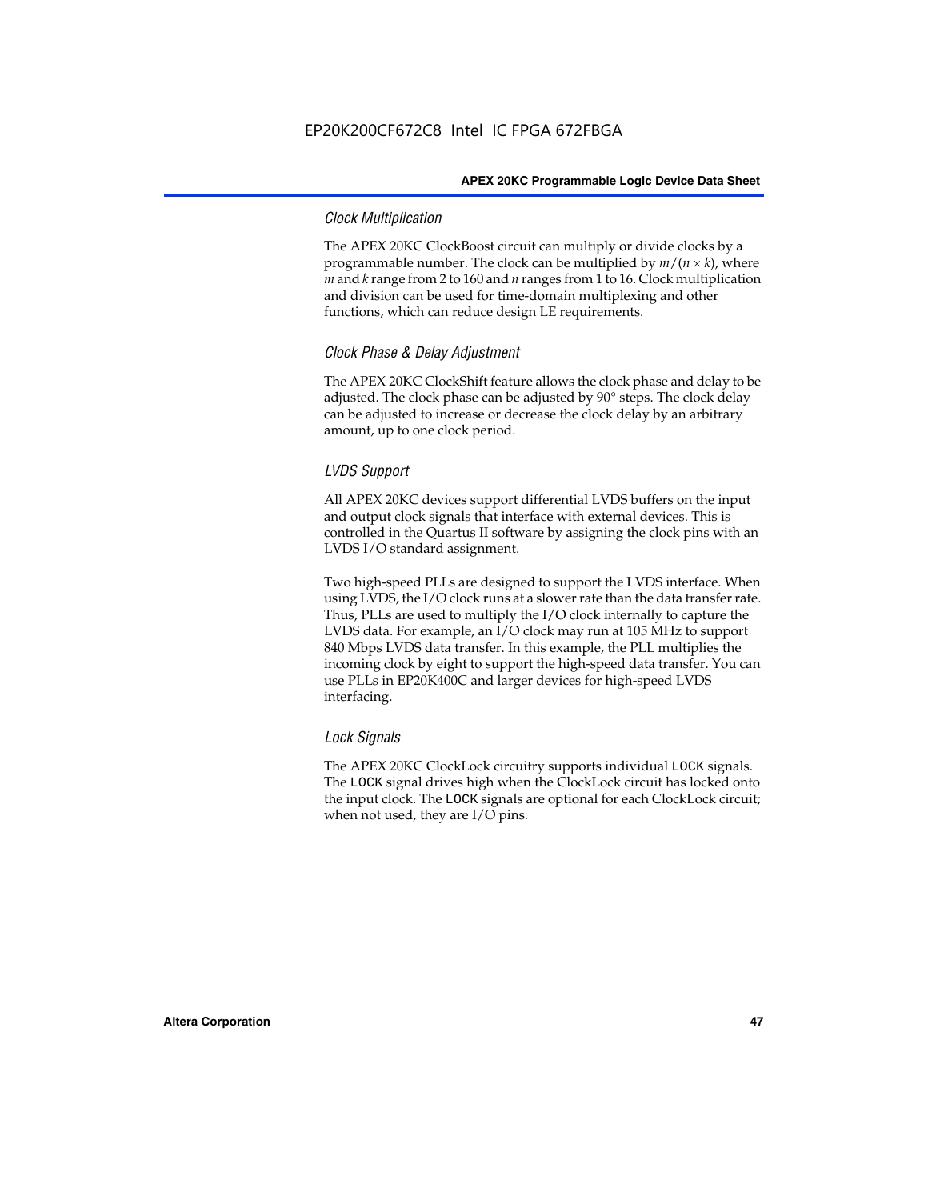### *Clock Multiplication*

The APEX 20KC ClockBoost circuit can multiply or divide clocks by a programmable number. The clock can be multiplied by $m/(n \times k)$, where $m$ and $k$ range from 2 to 160 and $n$ ranges from 1 to 16. Clock multiplication and division can be used for time-domain multiplexing and other functions, which can reduce design LE requirements.

### *Clock Phase & Delay Adjustment*

The APEX 20KC ClockShift feature allows the clock phase and delay to be adjusted. The clock phase can be adjusted by 90° steps. The clock delay can be adjusted to increase or decrease the clock delay by an arbitrary amount, up to one clock period.

### *LVDS Support*

All APEX 20KC devices support differential LVDS buffers on the input and output clock signals that interface with external devices. This is controlled in the Quartus II software by assigning the clock pins with an LVDS I/O standard assignment.

Two high-speed PLLs are designed to support the LVDS interface. When using LVDS, the I/O clock runs at a slower rate than the data transfer rate. Thus, PLLs are used to multiply the I/O clock internally to capture the LVDS data. For example, an I/O clock may run at 105 MHz to support 840 Mbps LVDS data transfer. In this example, the PLL multiplies the incoming clock by eight to support the high-speed data transfer. You can use PLLs in EP20K400C and larger devices for high-speed LVDS interfacing.

### *Lock Signals*

The APEX 20KC ClockLock circuitry supports individual LOCK signals. The LOCK signal drives high when the ClockLock circuit has locked onto the input clock. The LOCK signals are optional for each ClockLock circuit; when not used, they are I/O pins.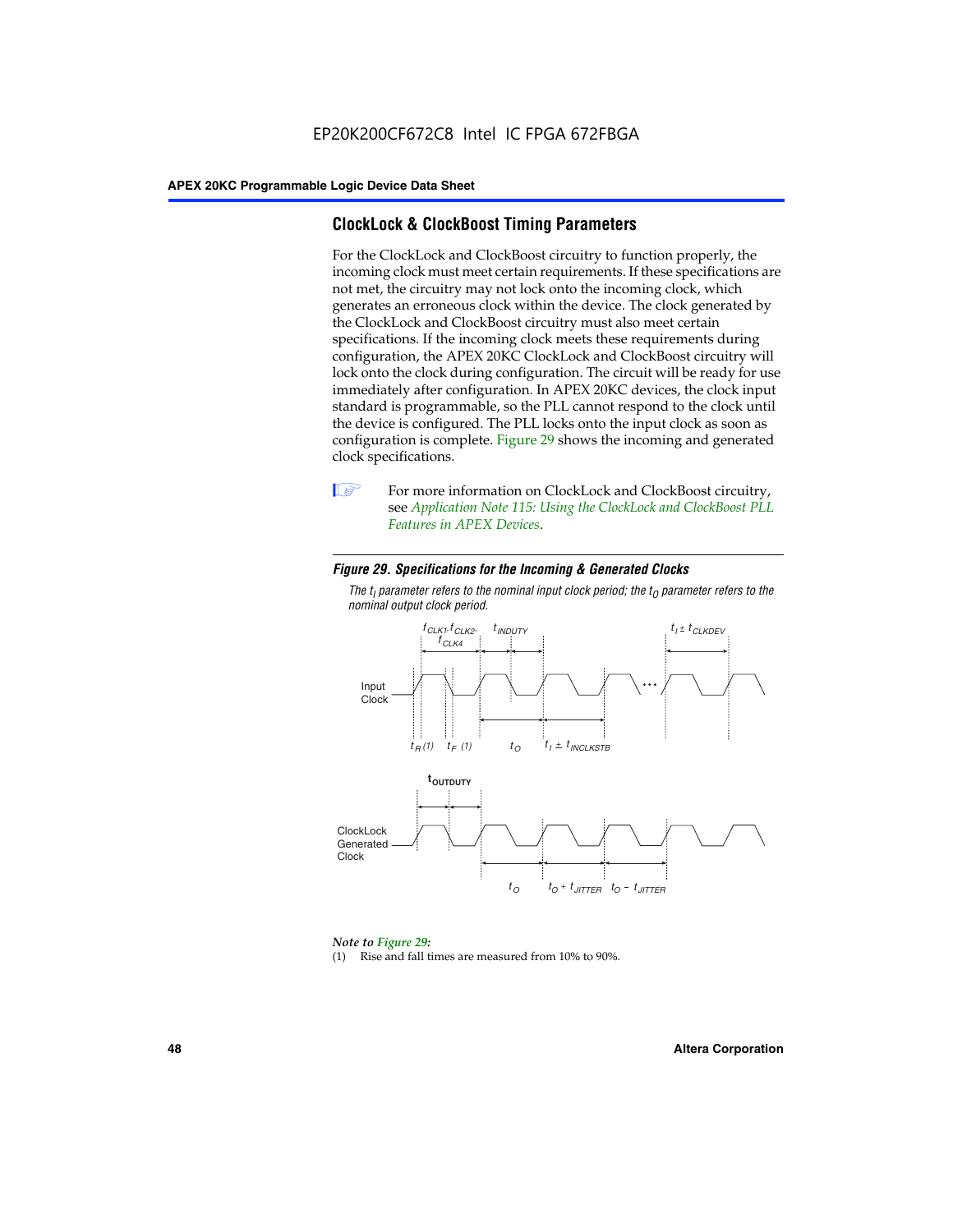## ClockLock & ClockBoost Timing Parameters

For the ClockLock and ClockBoost circuitry to function properly, the incoming clock must meet certain requirements. If these specifications are not met, the circuitry may not lock onto the incoming clock, which generates an erroneous clock within the device. The clock generated by the ClockLock and ClockBoost circuitry must also meet certain specifications. If the incoming clock meets these requirements during configuration, the APEX 20KC ClockLock and ClockBoost circuitry will lock onto the clock during configuration. The circuit will be ready for use immediately after configuration. In APEX 20KC devices, the clock input standard is programmable, so the PLL cannot respond to the clock until the device is configured. The PLL locks onto the input clock as soon as configuration is complete. Figure 29 shows the incoming and generated clock specifications.

For more information on ClockLock and ClockBoost circuitry, see *Application Note 115: Using the ClockLock and ClockBoost PLL Features in APEX Devices*.

***Figure 29. Specifications for the Incoming & Generated Clocks***

*The $t_I$ parameter refers to the nominal input clock period; the $t_O$ parameter refers to the nominal output clock period.*

Input Clock: $f_{CLK1}, f_{CLK2}, f_{CLK4}$; $t_{INDUTY}$; $t_I \pm t_{CLKDEV}$; $t_R$ (1); $t_F$ (1); $t_O$; $t_I \pm t_{INCLKSTB}$

ClockLock Generated Clock: $t_{OUTDUTY}$; $t_O$; $t_O + t_{JITTER}$; $t_O - t_{JITTER}$

*Note to Figure 29:*

(1) Rise and fall times are measured from 10% to 90%.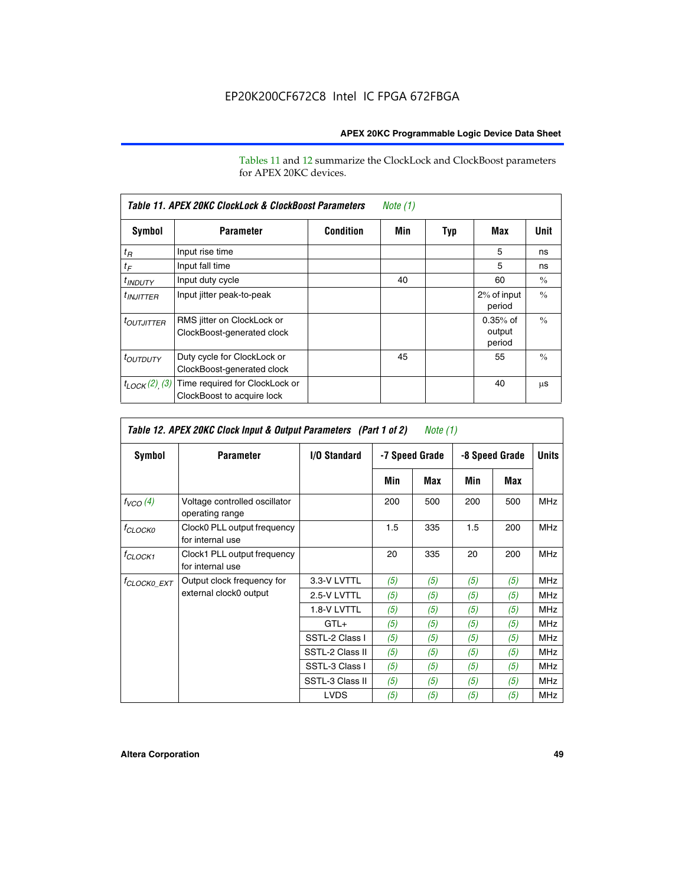Tables 11 and 12 summarize the ClockLock and ClockBoost parameters for APEX 20KC devices.

| Table 11. APEX 20KC ClockLock & ClockBoost Parameters *Note (1)* | | | | | | |
|---|---|---|---|---|---|---|
| **Symbol** | **Parameter** | **Condition** | **Min** | **Typ** | **Max** | **Unit** |
| $t_R$ | Input rise time | | | | 5 | ns |
| $t_F$ | Input fall time | | | | 5 | ns |
| $t_{INDUTY}$ | Input duty cycle | | 40 | | 60 | % |
| $t_{INJITTER}$ | Input jitter peak-to-peak | | | | 2% of input period | % |
| $t_{OUTJITTER}$ | RMS jitter on ClockLock or ClockBoost-generated clock | | | | 0.35% of output period | % |
| $t_{OUTDUTY}$ | Duty cycle for ClockLock or ClockBoost-generated clock | | 45 | | 55 | % |
| $t_{LOCK}$ *(2), (3)* | Time required for ClockLock or ClockBoost to acquire lock | | | | 40 | µs |

| Table 12. APEX 20KC Clock Input & Output Parameters (Part 1 of 2) *Note (1)* | | | | | | | |
|---|---|---|---|---|---|---|---|
| **Symbol** | **Parameter** | **I/O Standard** | **-7 Speed Grade** | | **-8 Speed Grade** | | **Units** |
| | | | **Min** | **Max** | **Min** | **Max** | |
| $f_{VCO}$ *(4)* | Voltage controlled oscillator operating range | | 200 | 500 | 200 | 500 | MHz |
| $f_{CLOCK0}$ | Clock0 PLL output frequency for internal use | | 1.5 | 335 | 1.5 | 200 | MHz |
| $f_{CLOCK1}$ | Clock1 PLL output frequency for internal use | | 20 | 335 | 20 | 200 | MHz |
| $f_{CLOCK0\_EXT}$ | Output clock frequency for external clock0 output | 3.3-V LVTTL | *(5)* | *(5)* | *(5)* | *(5)* | MHz |
| | | 2.5-V LVTTL | *(5)* | *(5)* | *(5)* | *(5)* | MHz |
| | | 1.8-V LVTTL | *(5)* | *(5)* | *(5)* | *(5)* | MHz |
| | | GTL+ | *(5)* | *(5)* | *(5)* | *(5)* | MHz |
| | | SSTL-2 Class I | *(5)* | *(5)* | *(5)* | *(5)* | MHz |
| | | SSTL-2 Class II | *(5)* | *(5)* | *(5)* | *(5)* | MHz |
| | | SSTL-3 Class I | *(5)* | *(5)* | *(5)* | *(5)* | MHz |
| | | SSTL-3 Class II | *(5)* | *(5)* | *(5)* | *(5)* | MHz |
| | | LVDS | *(5)* | *(5)* | *(5)* | *(5)* | MHz |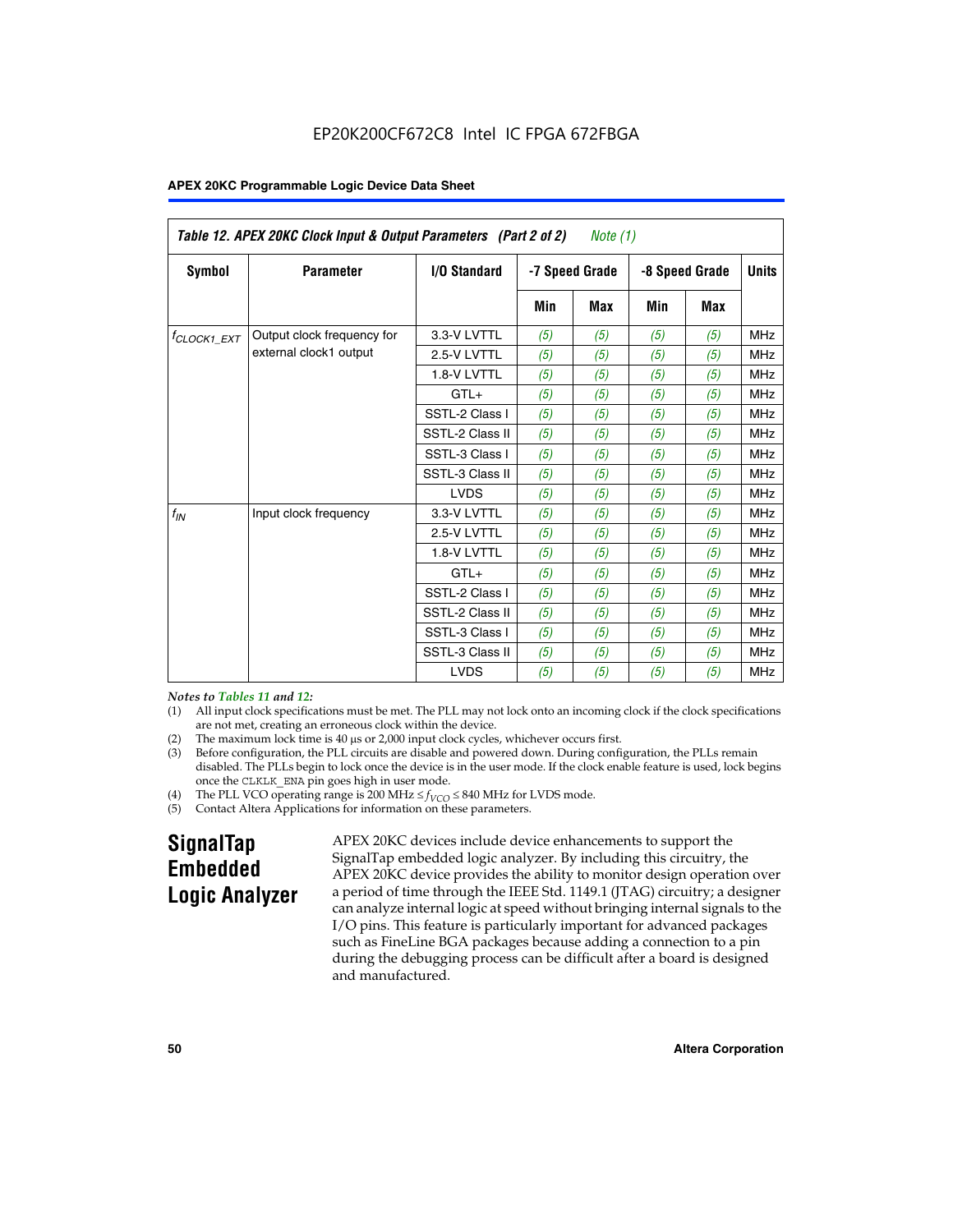**Table 12. APEX 20KC Clock Input & Output Parameters (Part 2 of 2)** *Note (1)*

| Symbol | Parameter | I/O Standard | -7 Speed Grade | | -8 Speed Grade | | Units |
|---|---|---|---|---|---|---|---|
| | | | Min | Max | Min | Max | |
| $f_{CLOCK1\_EXT}$ | Output clock frequency for external clock1 output | 3.3-V LVTTL | (5) | (5) | (5) | (5) | MHz |
| | | 2.5-V LVTTL | (5) | (5) | (5) | (5) | MHz |
| | | 1.8-V LVTTL | (5) | (5) | (5) | (5) | MHz |
| | | GTL+ | (5) | (5) | (5) | (5) | MHz |
| | | SSTL-2 Class I | (5) | (5) | (5) | (5) | MHz |
| | | SSTL-2 Class II | (5) | (5) | (5) | (5) | MHz |
| | | SSTL-3 Class I | (5) | (5) | (5) | (5) | MHz |
| | | SSTL-3 Class II | (5) | (5) | (5) | (5) | MHz |
| | | LVDS | (5) | (5) | (5) | (5) | MHz |
| $f_{IN}$ | Input clock frequency | 3.3-V LVTTL | (5) | (5) | (5) | (5) | MHz |
| | | 2.5-V LVTTL | (5) | (5) | (5) | (5) | MHz |
| | | 1.8-V LVTTL | (5) | (5) | (5) | (5) | MHz |
| | | GTL+ | (5) | (5) | (5) | (5) | MHz |
| | | SSTL-2 Class I | (5) | (5) | (5) | (5) | MHz |
| | | SSTL-2 Class II | (5) | (5) | (5) | (5) | MHz |
| | | SSTL-3 Class I | (5) | (5) | (5) | (5) | MHz |
| | | SSTL-3 Class II | (5) | (5) | (5) | (5) | MHz |
| | | LVDS | (5) | (5) | (5) | (5) | MHz |

*Notes to Tables 11 and 12:*

(1) All input clock specifications must be met. The PLL may not lock onto an incoming clock if the clock specifications are not met, creating an erroneous clock within the device.

(2) The maximum lock time is 40 µs or 2,000 input clock cycles, whichever occurs first.

(3) Before configuration, the PLL circuits are disable and powered down. During configuration, the PLLs remain disabled. The PLLs begin to lock once the device is in the user mode. If the clock enable feature is used, lock begins once the CLKLK_ENA pin goes high in user mode.

(4) The PLL VCO operating range is 200 MHz $\leq f_{VCO} \leq$ 840 MHz for LVDS mode.

(5) Contact Altera Applications for information on these parameters.

## SignalTap Embedded Logic Analyzer

APEX 20KC devices include device enhancements to support the SignalTap embedded logic analyzer. By including this circuitry, the APEX 20KC device provides the ability to monitor design operation over a period of time through the IEEE Std. 1149.1 (JTAG) circuitry; a designer can analyze internal logic at speed without bringing internal signals to the I/O pins. This feature is particularly important for advanced packages such as FineLine BGA packages because adding a connection to a pin during the debugging process can be difficult after a board is designed and manufactured.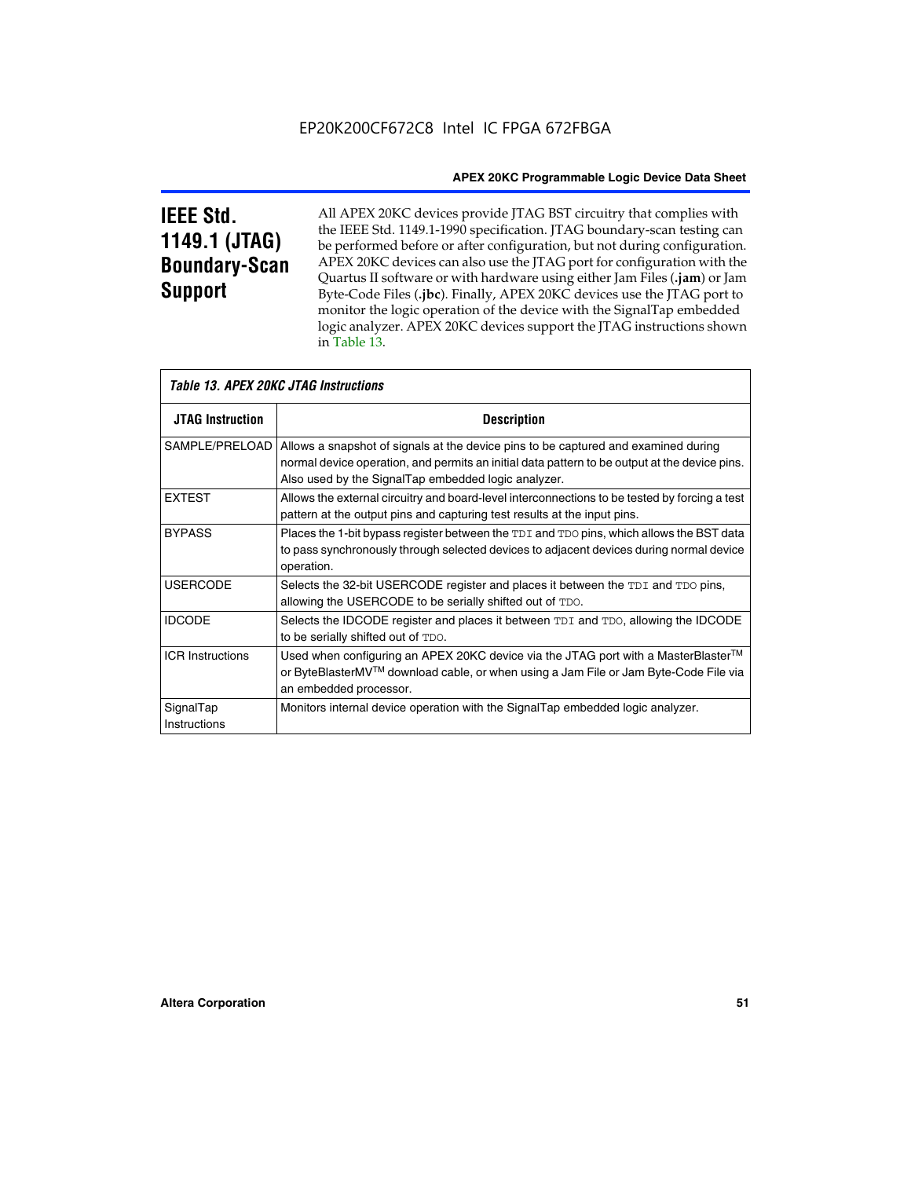## IEEE Std. 1149.1 (JTAG) Boundary-Scan Support

All APEX 20KC devices provide JTAG BST circuitry that complies with the IEEE Std. 1149.1-1990 specification. JTAG boundary-scan testing can be performed before or after configuration, but not during configuration. APEX 20KC devices can also use the JTAG port for configuration with the Quartus II software or with hardware using either Jam Files (**.jam**) or Jam Byte-Code Files (**.jbc**). Finally, APEX 20KC devices use the JTAG port to monitor the logic operation of the device with the SignalTap embedded logic analyzer. APEX 20KC devices support the JTAG instructions shown in Table 13.

*Table 13. APEX 20KC JTAG Instructions*

| JTAG Instruction | Description |
|---|---|
| SAMPLE/PRELOAD | Allows a snapshot of signals at the device pins to be captured and examined during normal device operation, and permits an initial data pattern to be output at the device pins. Also used by the SignalTap embedded logic analyzer. |
| EXTEST | Allows the external circuitry and board-level interconnections to be tested by forcing a test pattern at the output pins and capturing test results at the input pins. |
| BYPASS | Places the 1-bit bypass register between the `TDI` and `TDO` pins, which allows the BST data to pass synchronously through selected devices to adjacent devices during normal device operation. |
| USERCODE | Selects the 32-bit USERCODE register and places it between the `TDI` and `TDO` pins, allowing the USERCODE to be serially shifted out of `TDO`. |
| IDCODE | Selects the IDCODE register and places it between `TDI` and `TDO`, allowing the IDCODE to be serially shifted out of `TDO`. |
| ICR Instructions | Used when configuring an APEX 20KC device via the JTAG port with a MasterBlaster™ or ByteBlasterMV™ download cable, or when using a Jam File or Jam Byte-Code File via an embedded processor. |
| SignalTap Instructions | Monitors internal device operation with the SignalTap embedded logic analyzer. |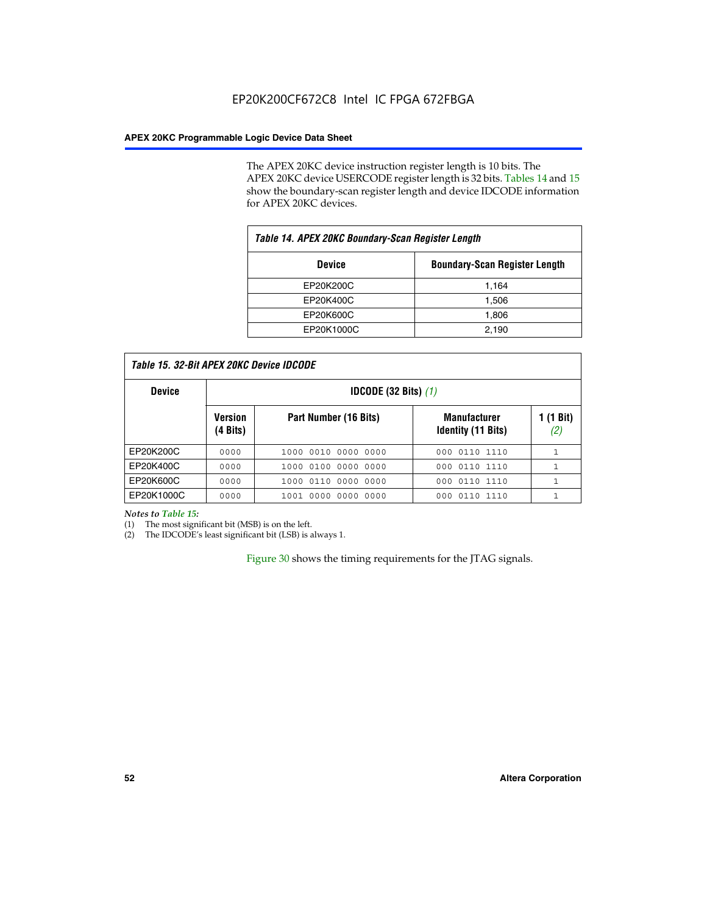The APEX 20KC device instruction register length is 10 bits. The APEX 20KC device USERCODE register length is 32 bits. Tables 14 and 15 show the boundary-scan register length and device IDCODE information for APEX 20KC devices.

*Table 14. APEX 20KC Boundary-Scan Register Length*

| Device | Boundary-Scan Register Length |
|---|---|
| EP20K200C | 1,164 |
| EP20K400C | 1,506 |
| EP20K600C | 1,806 |
| EP20K1000C | 2,190 |

*Table 15. 32-Bit APEX 20KC Device IDCODE*

| Device | IDCODE (32 Bits) *(1)* | | | |
|---|---|---|---|---|
| | Version (4 Bits) | Part Number (16 Bits) | Manufacturer Identity (11 Bits) | 1 (1 Bit) *(2)* |
| EP20K200C | 0000 | 1000 0010 0000 0000 | 000 0110 1110 | 1 |
| EP20K400C | 0000 | 1000 0100 0000 0000 | 000 0110 1110 | 1 |
| EP20K600C | 0000 | 1000 0110 0000 0000 | 000 0110 1110 | 1 |
| EP20K1000C | 0000 | 1001 0000 0000 0000 | 000 0110 1110 | 1 |

*Notes to Table 15:*
(1) The most significant bit (MSB) is on the left.
(2) The IDCODE's least significant bit (LSB) is always 1.

Figure 30 shows the timing requirements for the JTAG signals.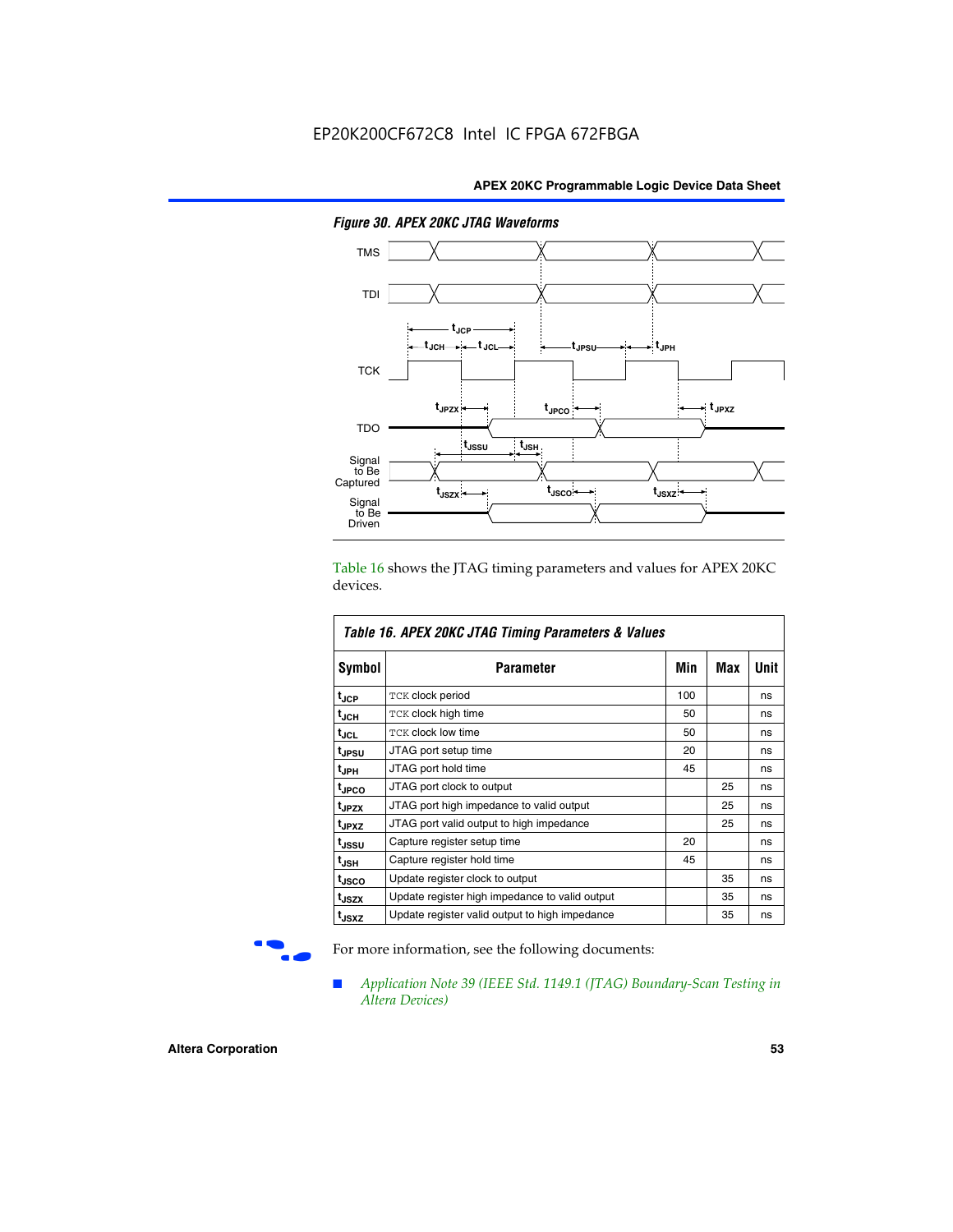*Figure 30. APEX 20KC JTAG Waveforms*

Table 16 shows the JTAG timing parameters and values for APEX 20KC devices.

*Table 16. APEX 20KC JTAG Timing Parameters & Values*

| Symbol | Parameter | Min | Max | Unit |
|---|---|---|---|---|
| $t_{JCP}$ | TCK clock period | 100 | | ns |
| $t_{JCH}$ | TCK clock high time | 50 | | ns |
| $t_{JCL}$ | TCK clock low time | 50 | | ns |
| $t_{JPSU}$ | JTAG port setup time | 20 | | ns |
| $t_{JPH}$ | JTAG port hold time | 45 | | ns |
| $t_{JPCO}$ | JTAG port clock to output | | 25 | ns |
| $t_{JPZX}$ | JTAG port high impedance to valid output | | 25 | ns |
| $t_{JPXZ}$ | JTAG port valid output to high impedance | | 25 | ns |
| $t_{JSSU}$ | Capture register setup time | 20 | | ns |
| $t_{JSH}$ | Capture register hold time | 45 | | ns |
| $t_{JSCO}$ | Update register clock to output | | 35 | ns |
| $t_{JSZX}$ | Update register high impedance to valid output | | 35 | ns |
| $t_{JSXZ}$ | Update register valid output to high impedance | | 35 | ns |

For more information, see the following documents:

- *Application Note 39 (IEEE Std. 1149.1 (JTAG) Boundary-Scan Testing in Altera Devices)*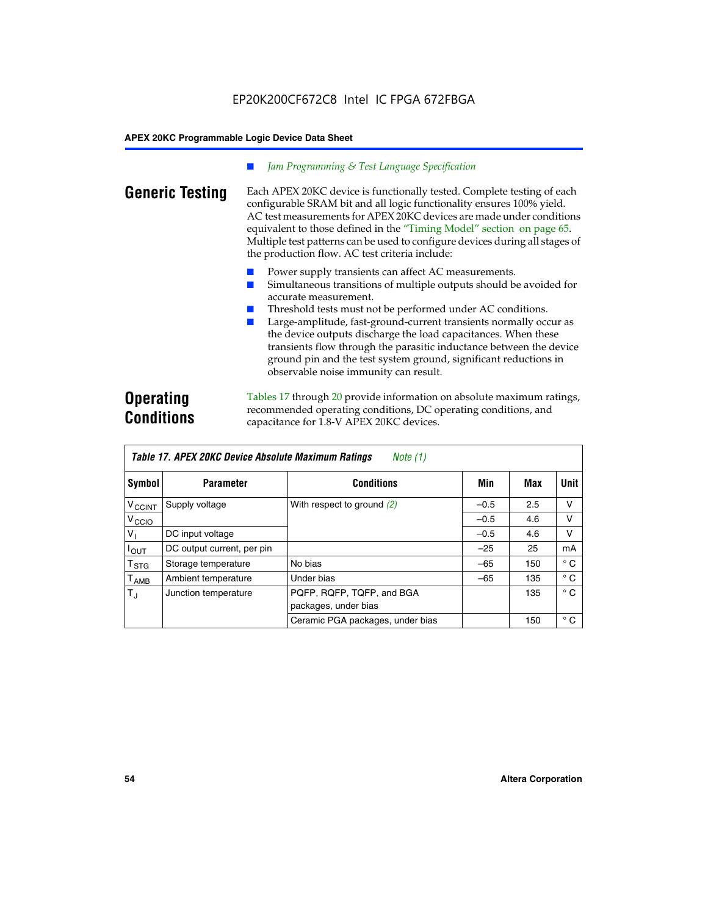- *Jam Programming & Test Language Specification*

## Generic Testing

Each APEX 20KC device is functionally tested. Complete testing of each configurable SRAM bit and all logic functionality ensures 100% yield. AC test measurements for APEX 20KC devices are made under conditions equivalent to those defined in the "Timing Model" section on page 65. Multiple test patterns can be used to configure devices during all stages of the production flow. AC test criteria include:

- Power supply transients can affect AC measurements.
- Simultaneous transitions of multiple outputs should be avoided for accurate measurement.
- Threshold tests must not be performed under AC conditions.
- Large-amplitude, fast-ground-current transients normally occur as the device outputs discharge the load capacitances. When these transients flow through the parasitic inductance between the device ground pin and the test system ground, significant reductions in observable noise immunity can result.

## Operating Conditions

Tables 17 through 20 provide information on absolute maximum ratings, recommended operating conditions, DC operating conditions, and capacitance for 1.8-V APEX 20KC devices.

**Table 17. APEX 20KC Device Absolute Maximum Ratings** *Note (1)*

| Symbol | Parameter | Conditions | Min | Max | Unit |
|---|---|---|---|---|---|
| $V_{CCINT}$ | Supply voltage | With respect to ground (2) | –0.5 | 2.5 | V |
| $V_{CCIO}$ | | | –0.5 | 4.6 | V |
| $V_I$ | DC input voltage | | –0.5 | 4.6 | V |
| $I_{OUT}$ | DC output current, per pin | | –25 | 25 | mA |
| $T_{STG}$ | Storage temperature | No bias | –65 | 150 | ° C |
| $T_{AMB}$ | Ambient temperature | Under bias | –65 | 135 | ° C |
| $T_J$ | Junction temperature | PQFP, RQFP, TQFP, and BGA packages, under bias | | 135 | ° C |
| | | Ceramic PGA packages, under bias | | 150 | ° C |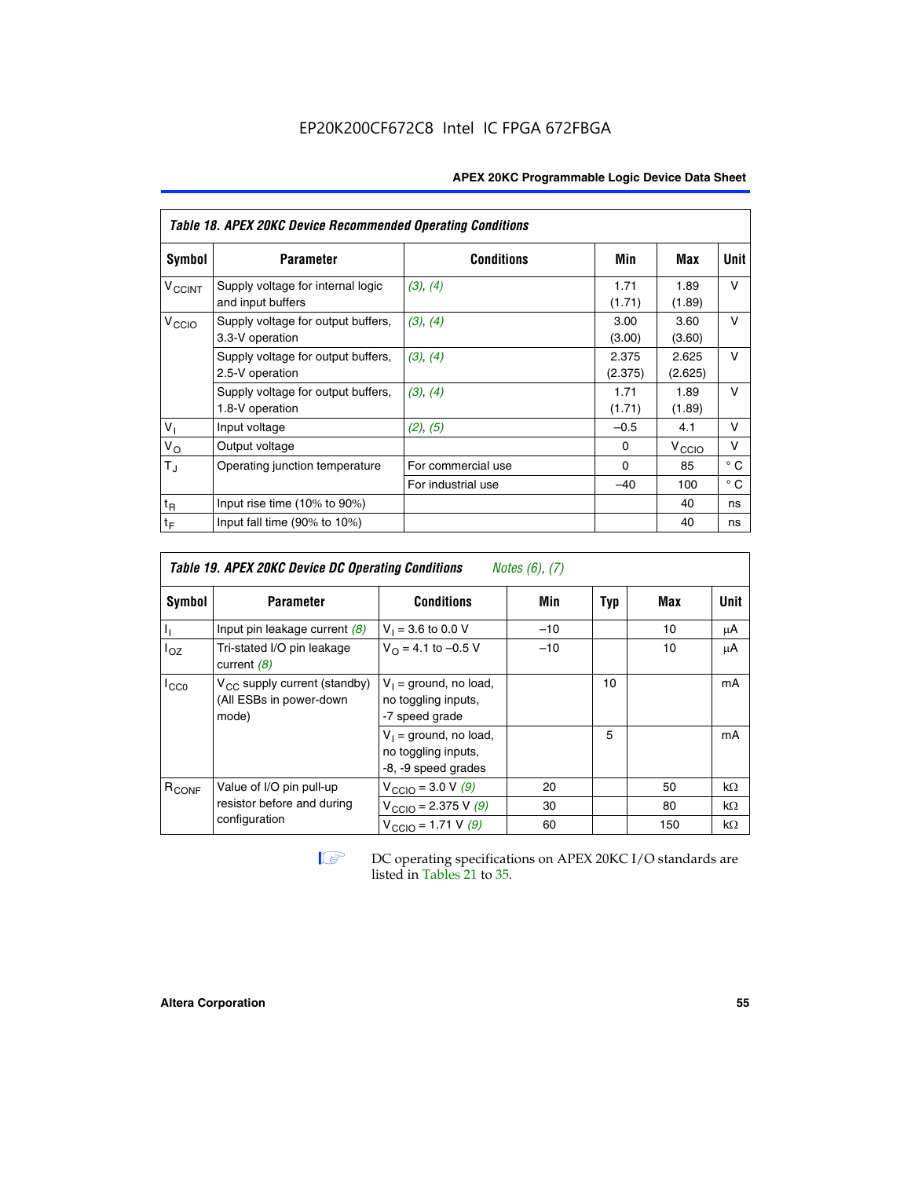**Table 18. APEX 20KC Device Recommended Operating Conditions**

| Symbol | Parameter | Conditions | Min | Max | Unit |
|---|---|---|---|---|---|
| $V_{CCINT}$ | Supply voltage for internal logic and input buffers | *(3)*, *(4)* | 1.71 (1.71) | 1.89 (1.89) | V |
| $V_{CCIO}$ | Supply voltage for output buffers, 3.3-V operation | *(3)*, *(4)* | 3.00 (3.00) | 3.60 (3.60) | V |
| | Supply voltage for output buffers, 2.5-V operation | *(3)*, *(4)* | 2.375 (2.375) | 2.625 (2.625) | V |
| | Supply voltage for output buffers, 1.8-V operation | *(3)*, *(4)* | 1.71 (1.71) | 1.89 (1.89) | V |
| $V_I$ | Input voltage | *(2)*, *(5)* | –0.5 | 4.1 | V |
| $V_O$ | Output voltage | | 0 | $V_{CCIO}$ | V |
| $T_J$ | Operating junction temperature | For commercial use | 0 | 85 | ° C |
| | | For industrial use | –40 | 100 | ° C |
| $t_R$ | Input rise time (10% to 90%) | | | 40 | ns |
| $t_F$ | Input fall time (90% to 10%) | | | 40 | ns |

**Table 19. APEX 20KC Device DC Operating Conditions** *Notes (6), (7)*

| Symbol | Parameter | Conditions | Min | Typ | Max | Unit |
|---|---|---|---|---|---|---|
| $I_I$ | Input pin leakage current *(8)* | $V_I$ = 3.6 to 0.0 V | –10 | | 10 | µA |
| $I_{OZ}$ | Tri-stated I/O pin leakage current *(8)* | $V_O$ = 4.1 to –0.5 V | –10 | | 10 | µA |
| $I_{CC0}$ | $V_{CC}$ supply current (standby) (All ESBs in power-down mode) | $V_I$ = ground, no load, no toggling inputs, -7 speed grade | | 10 | | mA |
| | | $V_I$ = ground, no load, no toggling inputs, -8, -9 speed grades | | 5 | | mA |
| $R_{CONF}$ | Value of I/O pin pull-up resistor before and during configuration | $V_{CCIO}$ = 3.0 V *(9)* | 20 | | 50 | kΩ |
| | | $V_{CCIO}$ = 2.375 V *(9)* | 30 | | 80 | kΩ |
| | | $V_{CCIO}$ = 1.71 V *(9)* | 60 | | 150 | kΩ |

DC operating specifications on APEX 20KC I/O standards are listed in Tables 21 to 35.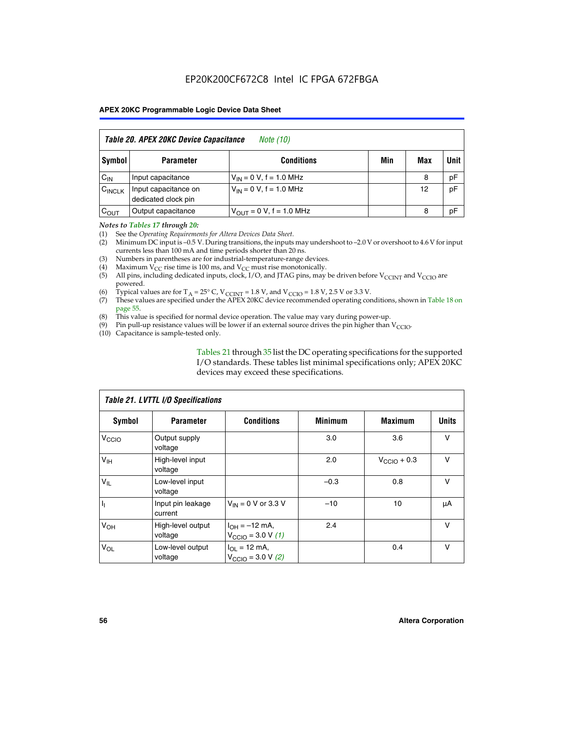**Table 20. APEX 20KC Device Capacitance** *Note (10)*

| Symbol | Parameter | Conditions | Min | Max | Unit |
|---|---|---|---|---|---|
| $C_{IN}$ | Input capacitance | $V_{IN}$ = 0 V, f = 1.0 MHz | | 8 | pF |
| $C_{INCLK}$ | Input capacitance on dedicated clock pin | $V_{IN}$ = 0 V, f = 1.0 MHz | | 12 | pF |
| $C_{OUT}$ | Output capacitance | $V_{OUT}$ = 0 V, f = 1.0 MHz | | 8 | pF |

*Notes to Tables 17 through 20:*

(1) See the *Operating Requirements for Altera Devices Data Sheet*.
(2) Minimum DC input is –0.5 V. During transitions, the inputs may undershoot to –2.0 V or overshoot to 4.6 V for input currents less than 100 mA and time periods shorter than 20 ns.
(3) Numbers in parentheses are for industrial-temperature-range devices.
(4) Maximum $V_{CC}$ rise time is 100 ms, and $V_{CC}$ must rise monotonically.
(5) All pins, including dedicated inputs, clock, I/O, and JTAG pins, may be driven before $V_{CCINT}$ and $V_{CCIO}$ are powered.
(6) Typical values are for $T_A$ = 25° C, $V_{CCINT}$ = 1.8 V, and $V_{CCIO}$ = 1.8 V, 2.5 V or 3.3 V.
(7) These values are specified under the APEX 20KC device recommended operating conditions, shown in Table 18 on page 55.
(8) This value is specified for normal device operation. The value may vary during power-up.
(9) Pin pull-up resistance values will be lower if an external source drives the pin higher than $V_{CCIO}$.
(10) Capacitance is sample-tested only.

Tables 21 through 35 list the DC operating specifications for the supported I/O standards. These tables list minimal specifications only; APEX 20KC devices may exceed these specifications.

**Table 21. LVTTL I/O Specifications**

| Symbol | Parameter | Conditions | Minimum | Maximum | Units |
|---|---|---|---|---|---|
| $V_{CCIO}$ | Output supply voltage | | 3.0 | 3.6 | V |
| $V_{IH}$ | High-level input voltage | | 2.0 | $V_{CCIO}$ + 0.3 | V |
| $V_{IL}$ | Low-level input voltage | | –0.3 | 0.8 | V |
| $I_I$ | Input pin leakage current | $V_{IN}$ = 0 V or 3.3 V | –10 | 10 | μA |
| $V_{OH}$ | High-level output voltage | $I_{OH}$ = –12 mA, $V_{CCIO}$ = 3.0 V *(1)* | 2.4 | | V |
| $V_{OL}$ | Low-level output voltage | $I_{OL}$ = 12 mA, $V_{CCIO}$ = 3.0 V *(2)* | | 0.4 | V |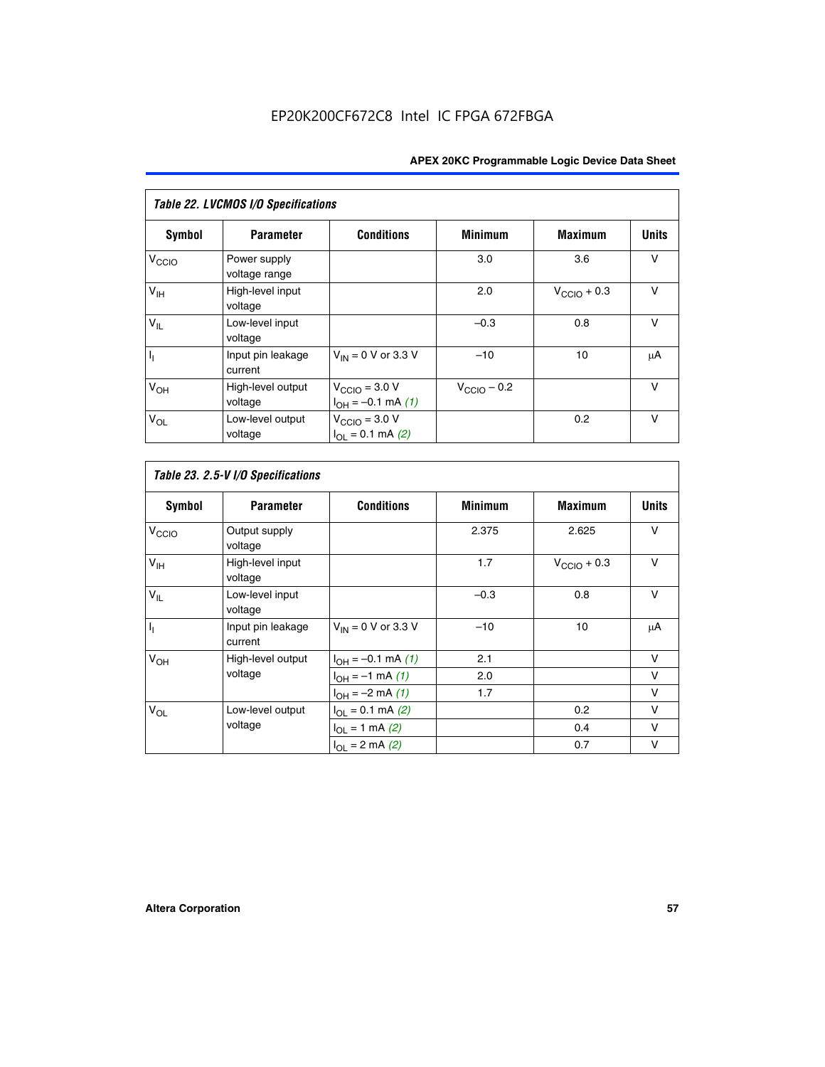EP20K200CF672C8 Intel IC FPGA 672FBGA

| *Table 22. LVCMOS I/O Specifications* | | | | | |
|---|---|---|---|---|---|
| **Symbol** | **Parameter** | **Conditions** | **Minimum** | **Maximum** | **Units** |
| $V_{CCIO}$ | Power supply voltage range | | 3.0 | 3.6 | V |
| $V_{IH}$ | High-level input voltage | | 2.0 | $V_{CCIO}$ + 0.3 | V |
| $V_{IL}$ | Low-level input voltage | | –0.3 | 0.8 | V |
| $I_I$ | Input pin leakage current | $V_{IN}$ = 0 V or 3.3 V | –10 | 10 | µA |
| $V_{OH}$ | High-level output voltage | $V_{CCIO}$ = 3.0 V $I_{OH}$ = –0.1 mA *(1)* | $V_{CCIO}$ – 0.2 | | V |
| $V_{OL}$ | Low-level output voltage | $V_{CCIO}$ = 3.0 V $I_{OL}$ = 0.1 mA *(2)* | | 0.2 | V |

| *Table 23. 2.5-V I/O Specifications* | | | | | |
|---|---|---|---|---|---|
| **Symbol** | **Parameter** | **Conditions** | **Minimum** | **Maximum** | **Units** |
| $V_{CCIO}$ | Output supply voltage | | 2.375 | 2.625 | V |
| $V_{IH}$ | High-level input voltage | | 1.7 | $V_{CCIO}$ + 0.3 | V |
| $V_{IL}$ | Low-level input voltage | | –0.3 | 0.8 | V |
| $I_I$ | Input pin leakage current | $V_{IN}$ = 0 V or 3.3 V | –10 | 10 | µA |
| $V_{OH}$ | High-level output voltage | $I_{OH}$ = –0.1 mA *(1)* | 2.1 | | V |
| | | $I_{OH}$ = –1 mA *(1)* | 2.0 | | V |
| | | $I_{OH}$ = –2 mA *(1)* | 1.7 | | V |
| $V_{OL}$ | Low-level output voltage | $I_{OL}$ = 0.1 mA *(2)* | | 0.2 | V |
| | | $I_{OL}$ = 1 mA *(2)* | | 0.4 | V |
| | | $I_{OL}$ = 2 mA *(2)* | | 0.7 | V |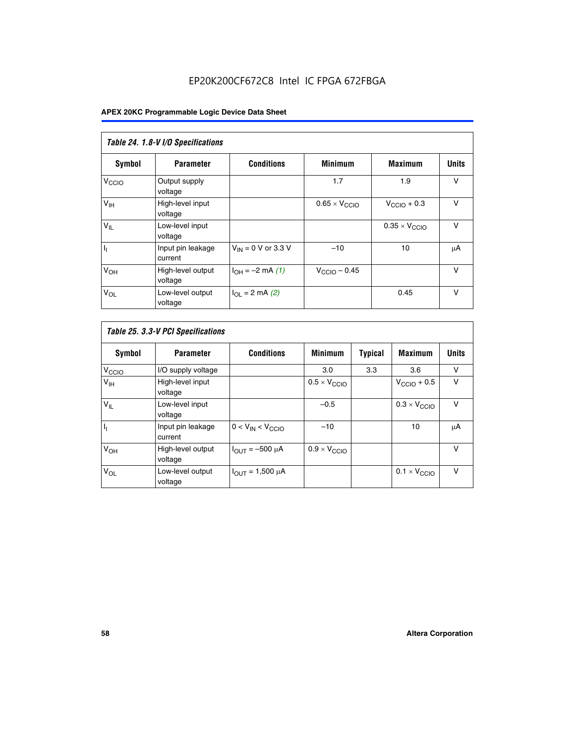*Table 24. 1.8-V I/O Specifications*

| Symbol | Parameter | Conditions | Minimum | Maximum | Units |
|---|---|---|---|---|---|
| $V_{CCIO}$ | Output supply voltage | | 1.7 | 1.9 | V |
| $V_{IH}$ | High-level input voltage | | $0.65 \times V_{CCIO}$ | $V_{CCIO} + 0.3$ | V |
| $V_{IL}$ | Low-level input voltage | | | $0.35 \times V_{CCIO}$ | V |
| $I_I$ | Input pin leakage current | $V_{IN}$ = 0 V or 3.3 V | –10 | 10 | μA |
| $V_{OH}$ | High-level output voltage | $I_{OH}$ = –2 mA *(1)* | $V_{CCIO}$ – 0.45 | | V |
| $V_{OL}$ | Low-level output voltage | $I_{OL}$ = 2 mA *(2)* | | 0.45 | V |

*Table 25. 3.3-V PCI Specifications*

| Symbol | Parameter | Conditions | Minimum | Typical | Maximum | Units |
|---|---|---|---|---|---|---|
| $V_{CCIO}$ | I/O supply voltage | | 3.0 | 3.3 | 3.6 | V |
| $V_{IH}$ | High-level input voltage | | $0.5 \times V_{CCIO}$ | | $V_{CCIO} + 0.5$ | V |
| $V_{IL}$ | Low-level input voltage | | –0.5 | | $0.3 \times V_{CCIO}$ | V |
| $I_I$ | Input pin leakage current | $0 < V_{IN} < V_{CCIO}$ | –10 | | 10 | μA |
| $V_{OH}$ | High-level output voltage | $I_{OUT}$ = –500 μA | $0.9 \times V_{CCIO}$ | | | V |
| $V_{OL}$ | Low-level output voltage | $I_{OUT}$ = 1,500 μA | | | $0.1 \times V_{CCIO}$ | V |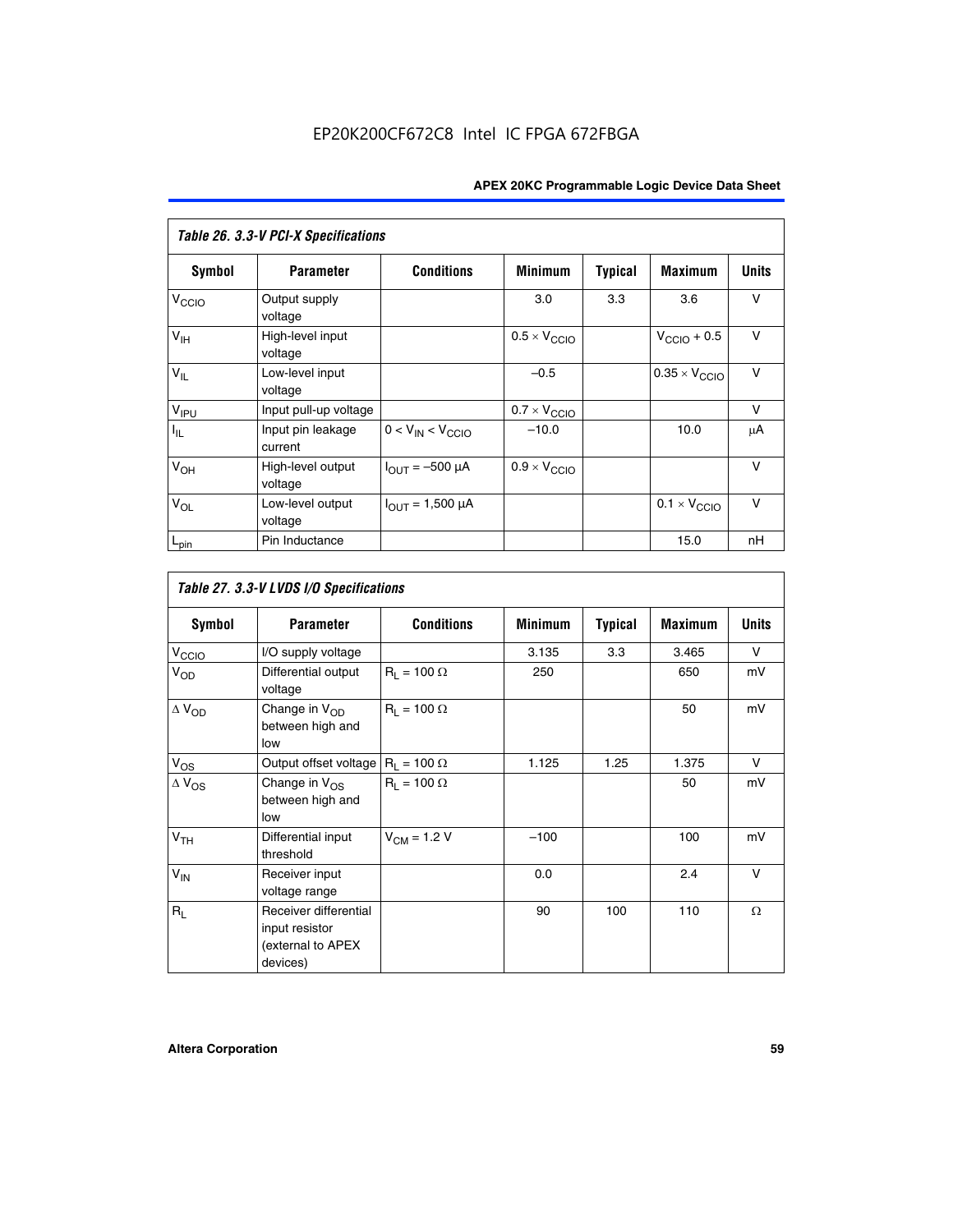**Table 26. 3.3-V PCI-X Specifications**

| Symbol | Parameter | Conditions | Minimum | Typical | Maximum | Units |
|---|---|---|---|---|---|---|
| $V_{CCIO}$ | Output supply voltage | | 3.0 | 3.3 | 3.6 | V |
| $V_{IH}$ | High-level input voltage | | $0.5 \times V_{CCIO}$ | | $V_{CCIO} + 0.5$ | V |
| $V_{IL}$ | Low-level input voltage | | –0.5 | | $0.35 \times V_{CCIO}$ | V |
| $V_{IPU}$ | Input pull-up voltage | | $0.7 \times V_{CCIO}$ | | | V |
| $I_{IL}$ | Input pin leakage current | $0 < V_{IN} < V_{CCIO}$ | –10.0 | | 10.0 | μA |
| $V_{OH}$ | High-level output voltage | $I_{OUT} = -500$ μA | $0.9 \times V_{CCIO}$ | | | V |
| $V_{OL}$ | Low-level output voltage | $I_{OUT} = 1,500$ μA | | | $0.1 \times V_{CCIO}$ | V |
| $L_{pin}$ | Pin Inductance | | | | 15.0 | nH |

**Table 27. 3.3-V LVDS I/O Specifications**

| Symbol | Parameter | Conditions | Minimum | Typical | Maximum | Units |
|---|---|---|---|---|---|---|
| $V_{CCIO}$ | I/O supply voltage | | 3.135 | 3.3 | 3.465 | V |
| $V_{OD}$ | Differential output voltage | $R_L = 100\ \Omega$ | 250 | | 650 | mV |
| $\Delta V_{OD}$ | Change in $V_{OD}$ between high and low | $R_L = 100\ \Omega$ | | | 50 | mV |
| $V_{OS}$ | Output offset voltage | $R_L = 100\ \Omega$ | 1.125 | 1.25 | 1.375 | V |
| $\Delta V_{OS}$ | Change in $V_{OS}$ between high and low | $R_L = 100\ \Omega$ | | | 50 | mV |
| $V_{TH}$ | Differential input threshold | $V_{CM} = 1.2$ V | –100 | | 100 | mV |
| $V_{IN}$ | Receiver input voltage range | | 0.0 | | 2.4 | V |
| $R_L$ | Receiver differential input resistor (external to APEX devices) | | 90 | 100 | 110 | Ω |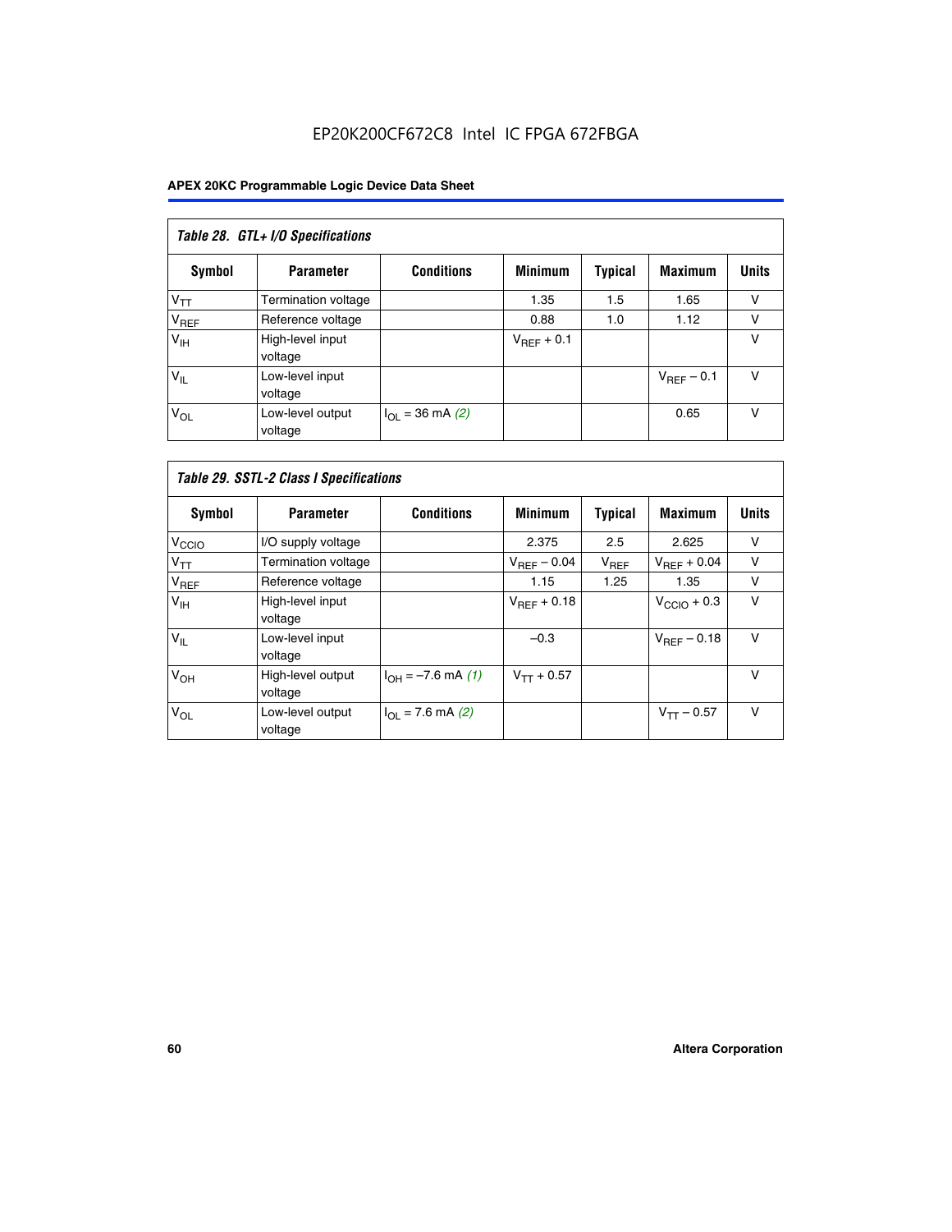| *Table 28. GTL+ I/O Specifications* | | | | | | |
|---|---|---|---|---|---|---|
| **Symbol** | **Parameter** | **Conditions** | **Minimum** | **Typical** | **Maximum** | **Units** |
| $V_{TT}$ | Termination voltage | | 1.35 | 1.5 | 1.65 | V |
| $V_{REF}$ | Reference voltage | | 0.88 | 1.0 | 1.12 | V |
| $V_{IH}$ | High-level input voltage | | $V_{REF}$ + 0.1 | | | V |
| $V_{IL}$ | Low-level input voltage | | | | $V_{REF}$ – 0.1 | V |
| $V_{OL}$ | Low-level output voltage | $I_{OL}$ = 36 mA *(2)* | | | 0.65 | V |

| *Table 29. SSTL-2 Class I Specifications* | | | | | | |
|---|---|---|---|---|---|---|
| **Symbol** | **Parameter** | **Conditions** | **Minimum** | **Typical** | **Maximum** | **Units** |
| $V_{CCIO}$ | I/O supply voltage | | 2.375 | 2.5 | 2.625 | V |
| $V_{TT}$ | Termination voltage | | $V_{REF}$ – 0.04 | $V_{REF}$ | $V_{REF}$ + 0.04 | V |
| $V_{REF}$ | Reference voltage | | 1.15 | 1.25 | 1.35 | V |
| $V_{IH}$ | High-level input voltage | | $V_{REF}$ + 0.18 | | $V_{CCIO}$ + 0.3 | V |
| $V_{IL}$ | Low-level input voltage | | –0.3 | | $V_{REF}$ – 0.18 | V |
| $V_{OH}$ | High-level output voltage | $I_{OH}$ = –7.6 mA *(1)* | $V_{TT}$ + 0.57 | | | V |
| $V_{OL}$ | Low-level output voltage | $I_{OL}$ = 7.6 mA *(2)* | | | $V_{TT}$ – 0.57 | V |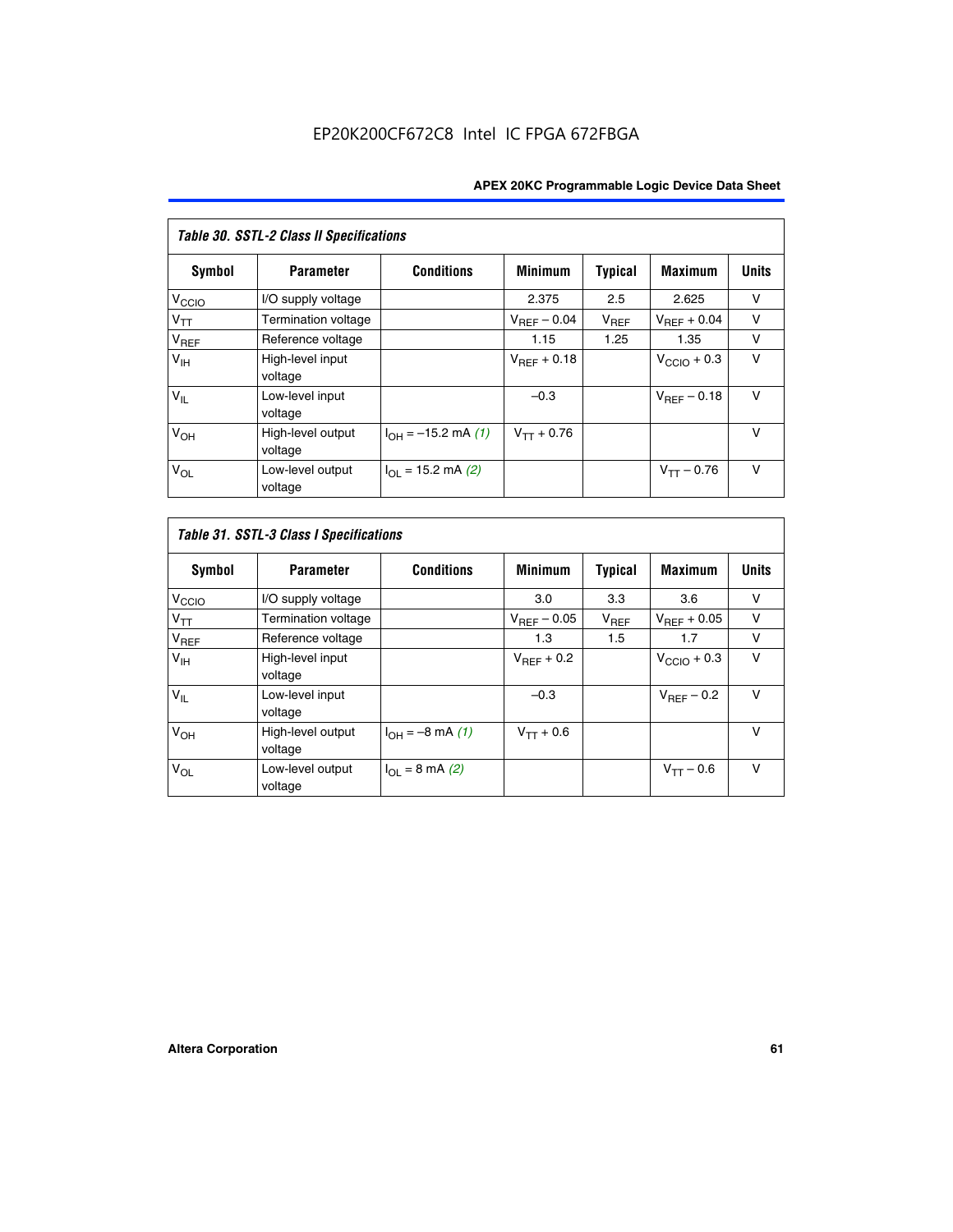| *Table 30. SSTL-2 Class II Specifications* | | | | | | |
|---|---|---|---|---|---|---|
| **Symbol** | **Parameter** | **Conditions** | **Minimum** | **Typical** | **Maximum** | **Units** |
| $V_{CCIO}$ | I/O supply voltage | | 2.375 | 2.5 | 2.625 | V |
| $V_{TT}$ | Termination voltage | | $V_{REF}$ – 0.04 | $V_{REF}$ | $V_{REF}$ + 0.04 | V |
| $V_{REF}$ | Reference voltage | | 1.15 | 1.25 | 1.35 | V |
| $V_{IH}$ | High-level input voltage | | $V_{REF}$ + 0.18 | | $V_{CCIO}$ + 0.3 | V |
| $V_{IL}$ | Low-level input voltage | | –0.3 | | $V_{REF}$ – 0.18 | V |
| $V_{OH}$ | High-level output voltage | $I_{OH}$ = –15.2 mA *(1)* | $V_{TT}$ + 0.76 | | | V |
| $V_{OL}$ | Low-level output voltage | $I_{OL}$ = 15.2 mA *(2)* | | | $V_{TT}$ – 0.76 | V |

| *Table 31. SSTL-3 Class I Specifications* | | | | | | |
|---|---|---|---|---|---|---|
| **Symbol** | **Parameter** | **Conditions** | **Minimum** | **Typical** | **Maximum** | **Units** |
| $V_{CCIO}$ | I/O supply voltage | | 3.0 | 3.3 | 3.6 | V |
| $V_{TT}$ | Termination voltage | | $V_{REF}$ – 0.05 | $V_{REF}$ | $V_{REF}$ + 0.05 | V |
| $V_{REF}$ | Reference voltage | | 1.3 | 1.5 | 1.7 | V |
| $V_{IH}$ | High-level input voltage | | $V_{REF}$ + 0.2 | | $V_{CCIO}$ + 0.3 | V |
| $V_{IL}$ | Low-level input voltage | | –0.3 | | $V_{REF}$ – 0.2 | V |
| $V_{OH}$ | High-level output voltage | $I_{OH}$ = –8 mA *(1)* | $V_{TT}$ + 0.6 | | | V |
| $V_{OL}$ | Low-level output voltage | $I_{OL}$ = 8 mA *(2)* | | | $V_{TT}$ – 0.6 | V |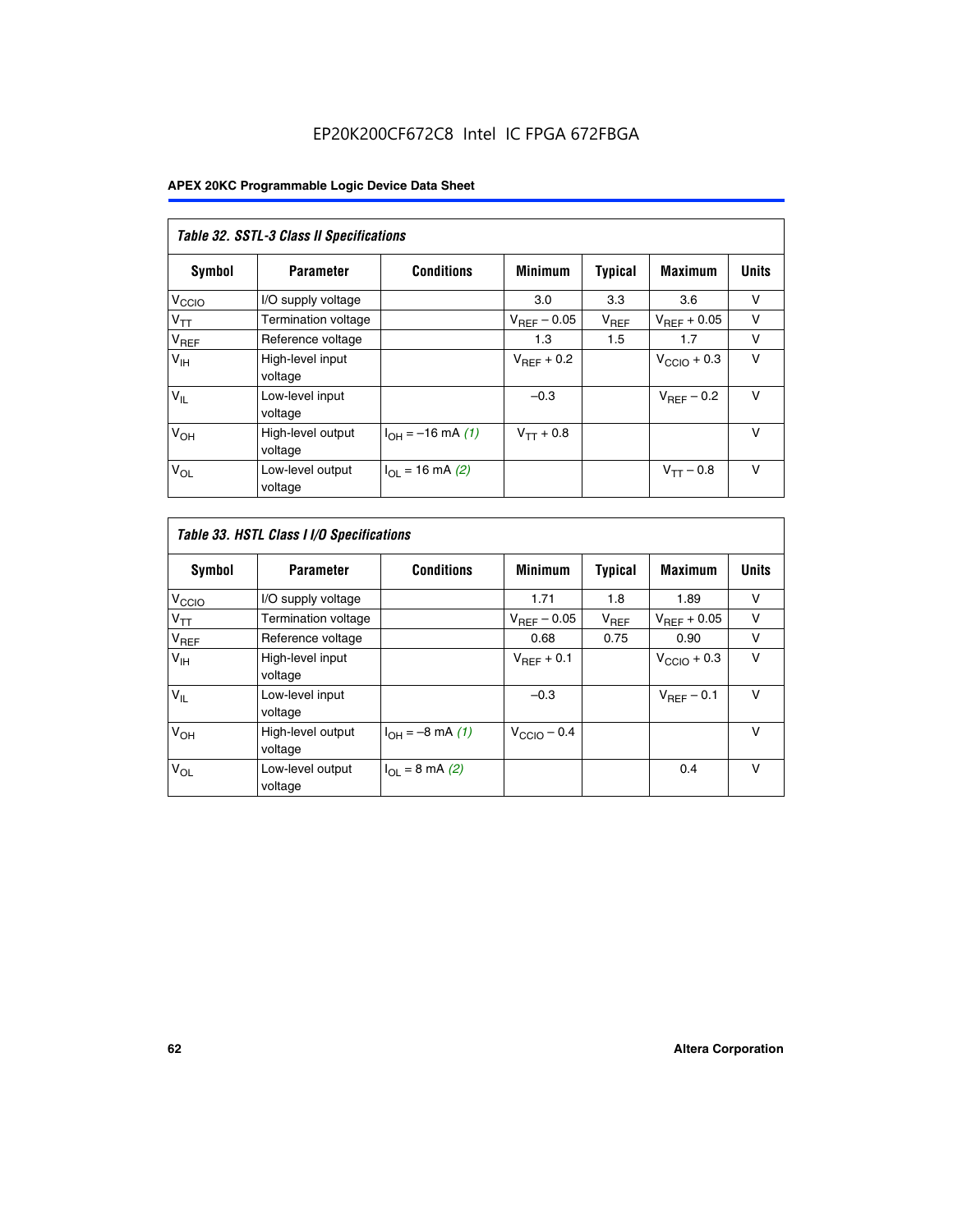| *Table 32. SSTL-3 Class II Specifications* | | | | | | |
|---|---|---|---|---|---|---|
| **Symbol** | **Parameter** | **Conditions** | **Minimum** | **Typical** | **Maximum** | **Units** |
| $V_{CCIO}$ | I/O supply voltage | | 3.0 | 3.3 | 3.6 | V |
| $V_{TT}$ | Termination voltage | | $V_{REF} - 0.05$ | $V_{REF}$ | $V_{REF} + 0.05$ | V |
| $V_{REF}$ | Reference voltage | | 1.3 | 1.5 | 1.7 | V |
| $V_{IH}$ | High-level input voltage | | $V_{REF} + 0.2$ | | $V_{CCIO} + 0.3$ | V |
| $V_{IL}$ | Low-level input voltage | | –0.3 | | $V_{REF} - 0.2$ | V |
| $V_{OH}$ | High-level output voltage | $I_{OH} = -16$ mA *(1)* | $V_{TT} + 0.8$ | | | V |
| $V_{OL}$ | Low-level output voltage | $I_{OL} = 16$ mA *(2)* | | | $V_{TT} - 0.8$ | V |

| *Table 33. HSTL Class I I/O Specifications* | | | | | | |
|---|---|---|---|---|---|---|
| **Symbol** | **Parameter** | **Conditions** | **Minimum** | **Typical** | **Maximum** | **Units** |
| $V_{CCIO}$ | I/O supply voltage | | 1.71 | 1.8 | 1.89 | V |
| $V_{TT}$ | Termination voltage | | $V_{REF} - 0.05$ | $V_{REF}$ | $V_{REF} + 0.05$ | V |
| $V_{REF}$ | Reference voltage | | 0.68 | 0.75 | 0.90 | V |
| $V_{IH}$ | High-level input voltage | | $V_{REF} + 0.1$ | | $V_{CCIO} + 0.3$ | V |
| $V_{IL}$ | Low-level input voltage | | –0.3 | | $V_{REF} - 0.1$ | V |
| $V_{OH}$ | High-level output voltage | $I_{OH} = -8$ mA *(1)* | $V_{CCIO} - 0.4$ | | | V |
| $V_{OL}$ | Low-level output voltage | $I_{OL} = 8$ mA *(2)* | | | 0.4 | V |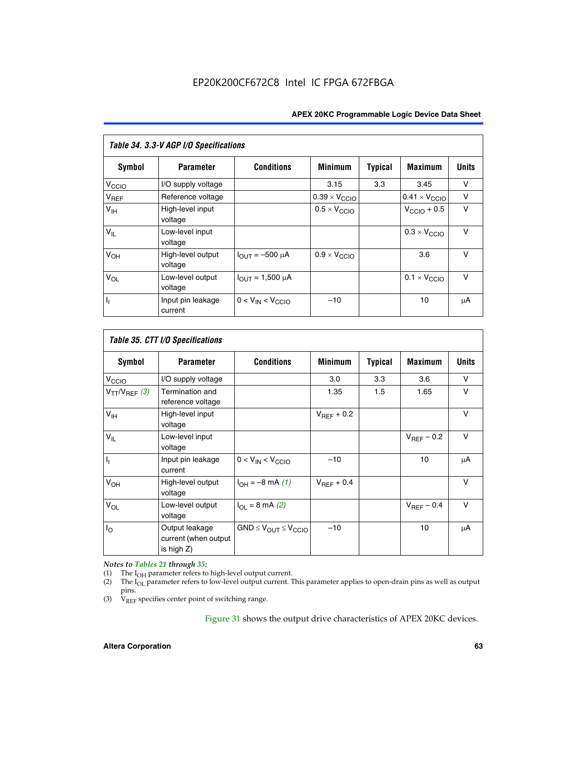**Table 34. 3.3-V AGP I/O Specifications**

| Symbol | Parameter | Conditions | Minimum | Typical | Maximum | Units |
|---|---|---|---|---|---|---|
| $V_{CCIO}$ | I/O supply voltage | | 3.15 | 3.3 | 3.45 | V |
| $V_{REF}$ | Reference voltage | | $0.39 \times V_{CCIO}$ | | $0.41 \times V_{CCIO}$ | V |
| $V_{IH}$ | High-level input voltage | | $0.5 \times V_{CCIO}$ | | $V_{CCIO} + 0.5$ | V |
| $V_{IL}$ | Low-level input voltage | | | | $0.3 \times V_{CCIO}$ | V |
| $V_{OH}$ | High-level output voltage | $I_{OUT} = -500$ µA | $0.9 \times V_{CCIO}$ | | 3.6 | V |
| $V_{OL}$ | Low-level output voltage | $I_{OUT} = 1{,}500$ µA | | | $0.1 \times V_{CCIO}$ | V |
| $I_I$ | Input pin leakage current | $0 < V_{IN} < V_{CCIO}$ | –10 | | 10 | µA |

**Table 35. CTT I/O Specifications**

| Symbol | Parameter | Conditions | Minimum | Typical | Maximum | Units |
|---|---|---|---|---|---|---|
| $V_{CCIO}$ | I/O supply voltage | | 3.0 | 3.3 | 3.6 | V |
| $V_{TT}/V_{REF}$ *(3)* | Termination and reference voltage | | 1.35 | 1.5 | 1.65 | V |
| $V_{IH}$ | High-level input voltage | | $V_{REF} + 0.2$ | | | V |
| $V_{IL}$ | Low-level input voltage | | | | $V_{REF} - 0.2$ | V |
| $I_I$ | Input pin leakage current | $0 < V_{IN} < V_{CCIO}$ | –10 | | 10 | µA |
| $V_{OH}$ | High-level output voltage | $I_{OH} = -8$ mA *(1)* | $V_{REF} + 0.4$ | | | V |
| $V_{OL}$ | Low-level output voltage | $I_{OL} = 8$ mA *(2)* | | | $V_{REF} - 0.4$ | V |
| $I_O$ | Output leakage current (when output is high Z) | $GND \leq V_{OUT} \leq V_{CCIO}$ | –10 | | 10 | µA |

*Notes to Tables 21 through 35:*

(1) The $I_{OH}$ parameter refers to high-level output current.
(2) The $I_{OL}$ parameter refers to low-level output current. This parameter applies to open-drain pins as well as output pins.
(3) $V_{REF}$ specifies center point of switching range.

Figure 31 shows the output drive characteristics of APEX 20KC devices.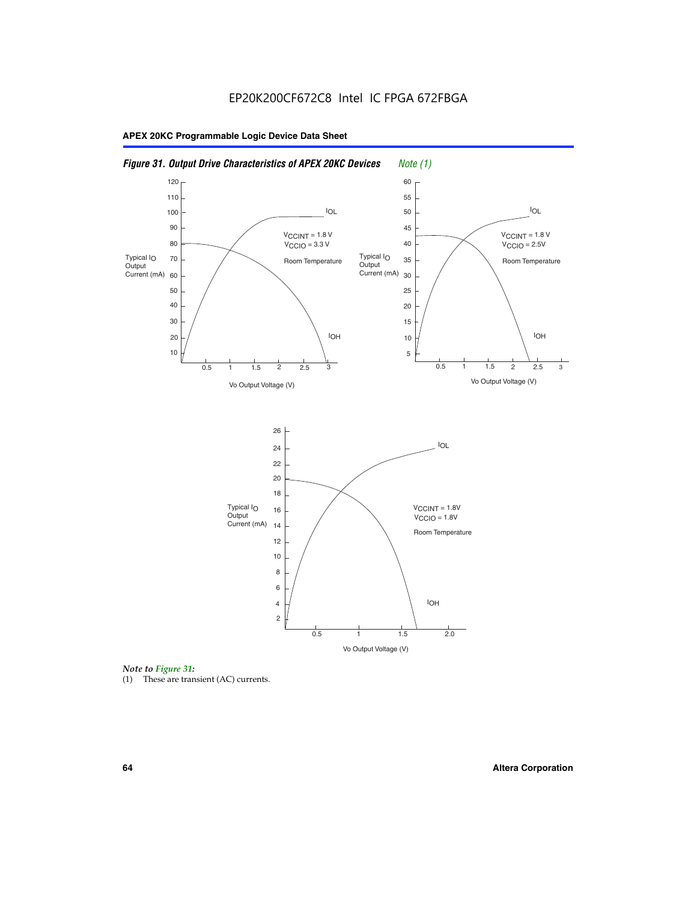## Figure 31. Output Drive Characteristics of APEX 20KC Devices *Note (1)*

*Note to Figure 31:*

(1) These are transient (AC) currents.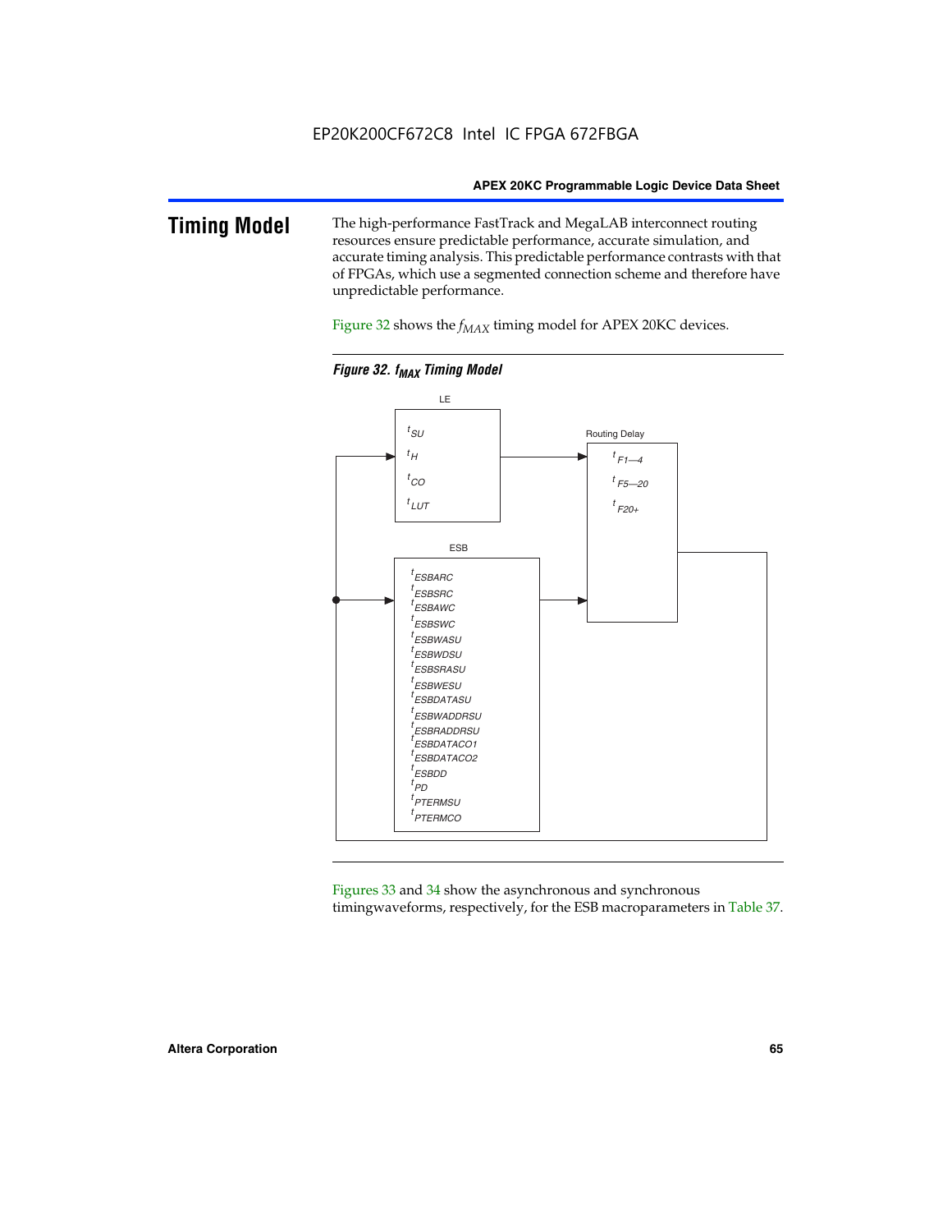# Timing Model

The high-performance FastTrack and MegaLAB interconnect routing resources ensure predictable performance, accurate simulation, and accurate timing analysis. This predictable performance contrasts with that of FPGAs, which use a segmented connection scheme and therefore have unpredictable performance.

Figure 32 shows the $f_{MAX}$ timing model for APEX 20KC devices.

*Figure 32. $f_{MAX}$ Timing Model*

LE

$t_{SU}$
$t_{H}$
$t_{CO}$
$t_{LUT}$

Routing Delay

$t_{F1-4}$
$t_{F5-20}$
$t_{F20+}$

ESB

$t_{ESBARC}$
$t_{ESBSRC}$
$t_{ESBAWC}$
$t_{ESBSWC}$
$t_{ESBWASU}$
$t_{ESBWDSU}$
$t_{ESBSRASU}$
$t_{ESBWESU}$
$t_{ESBDATASU}$
$t_{ESBWADDRSU}$
$t_{ESBRADDRSU}$
$t_{ESBDATACO1}$
$t_{ESBDATACO2}$
$t_{ESBDD}$
$t_{PD}$
$t_{PTERMSU}$
$t_{PTERMCO}$

Figures 33 and 34 show the asynchronous and synchronous timingwaveforms, respectively, for the ESB macroparameters in Table 37.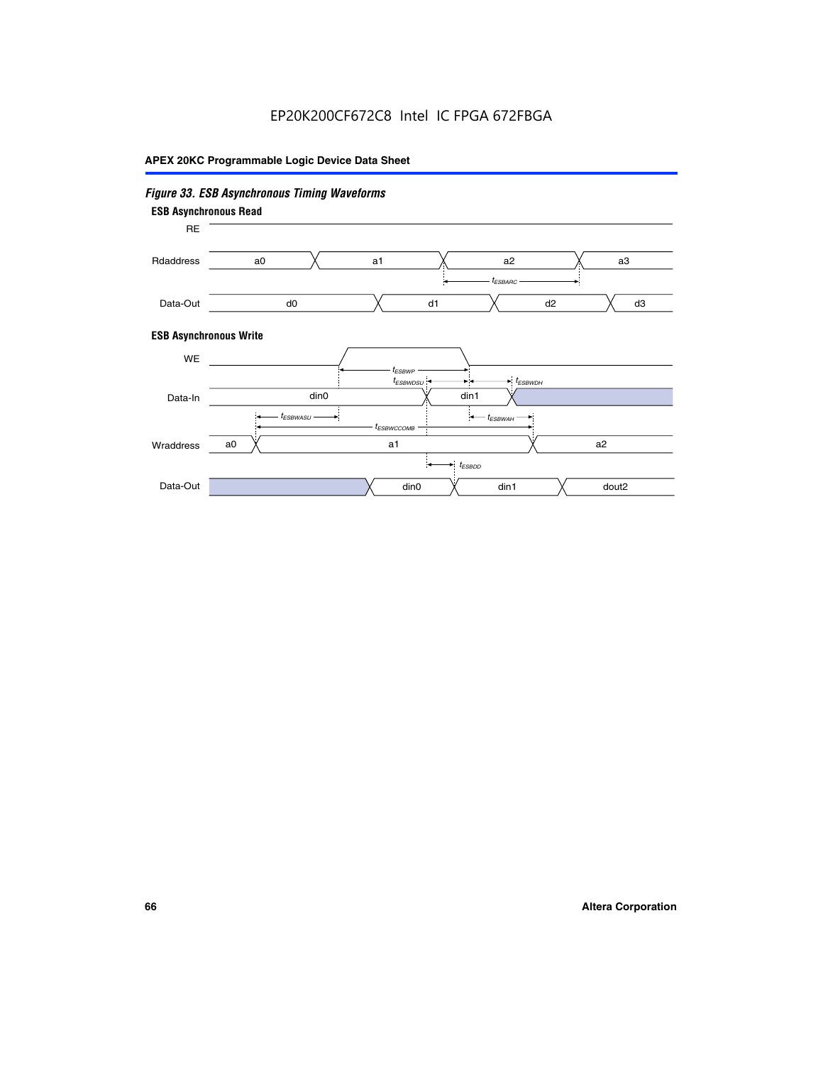*Figure 33. ESB Asynchronous Timing Waveforms*

**ESB Asynchronous Read**

RE

Rdaddress: a0, a1, a2, a3

$t_{ESBARC}$

Data-Out: d0, d1, d2, d3

**ESB Asynchronous Write**

WE

$t_{ESBWP}$

$t_{ESBWDSU}$

$t_{ESBWDH}$

Data-In: din0, din1

$t_{ESBWASU}$

$t_{ESBWAH}$

$t_{ESBWCCOMB}$

Wraddress: a0, a1, a2

$t_{ESBDD}$

Data-Out: din0, din1, dout2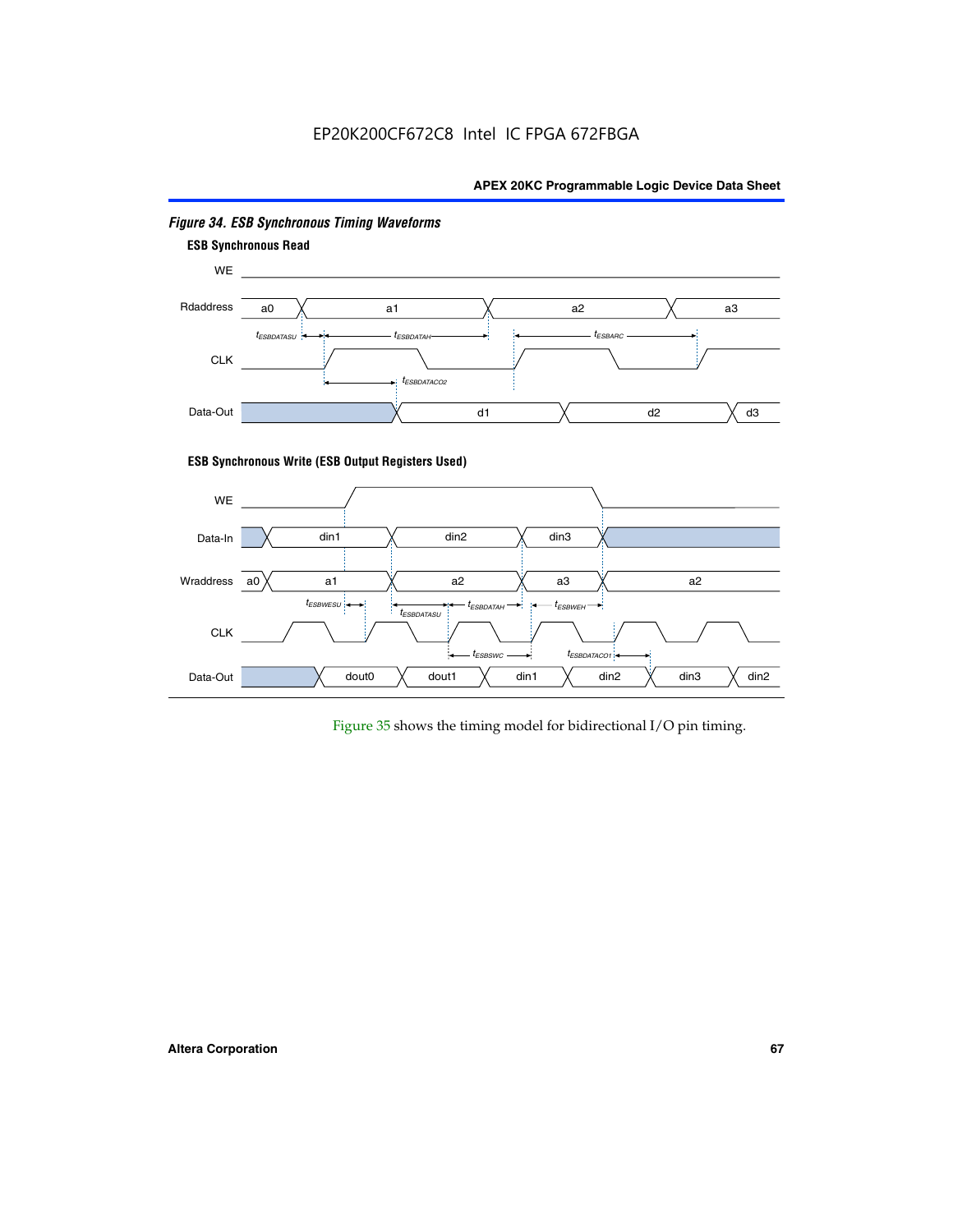*Figure 34. ESB Synchronous Timing Waveforms*

**ESB Synchronous Read**

WE

Rdaddress: a0, a1, a2, a3

$t_{ESBDATASU}$ $t_{ESBDATAH}$ $t_{ESBARC}$

CLK

$t_{ESBDATACO2}$

Data-Out: d1, d2, d3

**ESB Synchronous Write (ESB Output Registers Used)**

WE

Data-In: din1, din2, din3

Wraddress: a0, a1, a2, a3, a2

$t_{ESBWESU}$ $t_{ESBDATASU}$ $t_{ESBDATAH}$ $t_{ESBWEH}$

CLK

$t_{ESBWC}$ $t_{ESBDATACO1}$

Data-Out: dout0, dout1, din1, din2, din3, din2

Figure 35 shows the timing model for bidirectional I/O pin timing.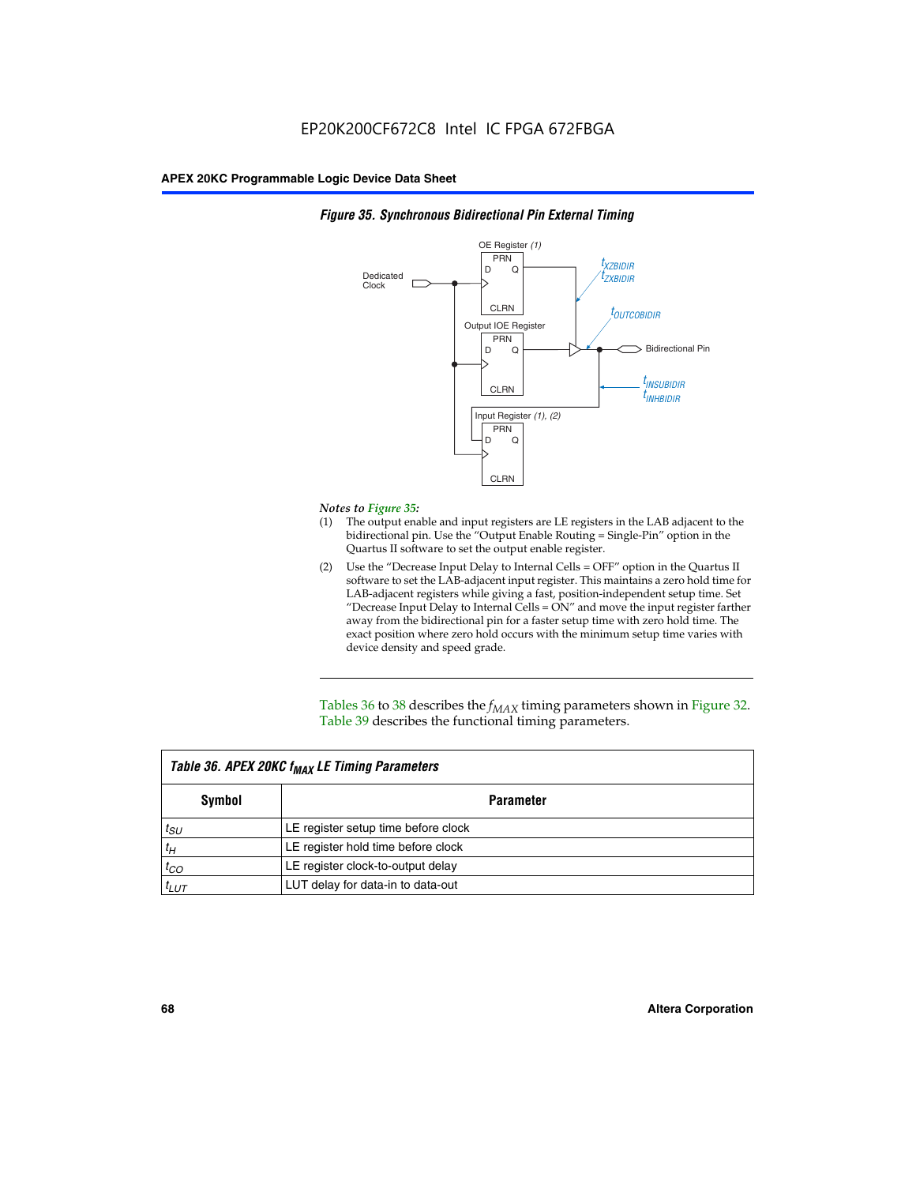**Figure 35. Synchronous Bidirectional Pin External Timing**

*Notes to Figure 35:*

(1) The output enable and input registers are LE registers in the LAB adjacent to the bidirectional pin. Use the "Output Enable Routing = Single-Pin" option in the Quartus II software to set the output enable register.

(2) Use the "Decrease Input Delay to Internal Cells = OFF" option in the Quartus II software to set the LAB-adjacent input register. This maintains a zero hold time for LAB-adjacent registers while giving a fast, position-independent setup time. Set "Decrease Input Delay to Internal Cells = ON" and move the input register farther away from the bidirectional pin for a faster setup time with zero hold time. The exact position where zero hold occurs with the minimum setup time varies with device density and speed grade.

Tables 36 to 38 describes the $f_{MAX}$ timing parameters shown in Figure 32. Table 39 describes the functional timing parameters.

**Table 36. APEX 20KC $f_{MAX}$ LE Timing Parameters**

| Symbol | Parameter |
|---|---|
| $t_{SU}$ | LE register setup time before clock |
| $t_H$ | LE register hold time before clock |
| $t_{CO}$ | LE register clock-to-output delay |
| $t_{LUT}$ | LUT delay for data-in to data-out |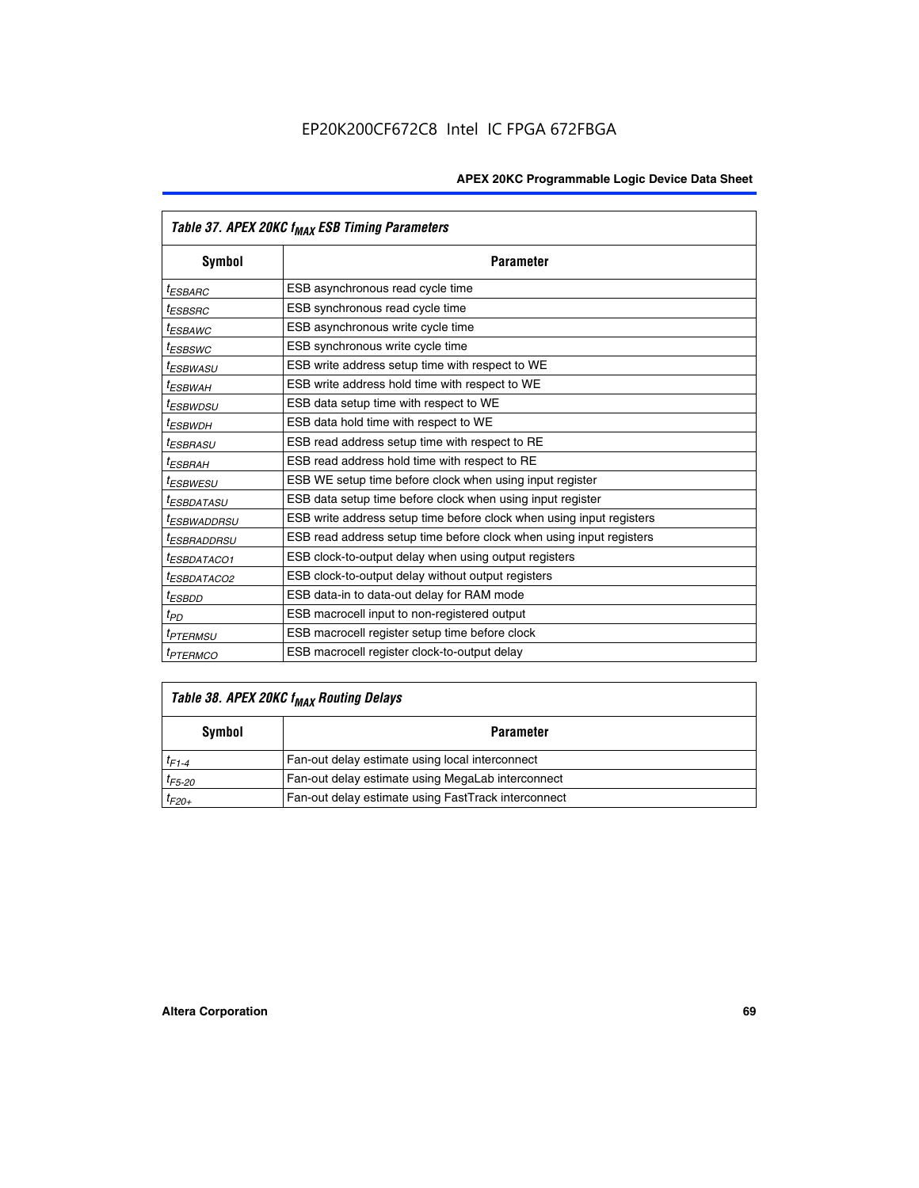| Table 37. APEX 20KC $f_{MAX}$ ESB Timing Parameters | |
|---|---|
| **Symbol** | **Parameter** |
| $t_{ESBARC}$ | ESB asynchronous read cycle time |
| $t_{ESBSRC}$ | ESB synchronous read cycle time |
| $t_{ESBAWC}$ | ESB asynchronous write cycle time |
| $t_{ESBSWC}$ | ESB synchronous write cycle time |
| $t_{ESBWASU}$ | ESB write address setup time with respect to WE |
| $t_{ESBWAH}$ | ESB write address hold time with respect to WE |
| $t_{ESBWDSU}$ | ESB data setup time with respect to WE |
| $t_{ESBWDH}$ | ESB data hold time with respect to WE |
| $t_{ESBRASU}$ | ESB read address setup time with respect to RE |
| $t_{ESBRAH}$ | ESB read address hold time with respect to RE |
| $t_{ESBWESU}$ | ESB WE setup time before clock when using input register |
| $t_{ESBDATASU}$ | ESB data setup time before clock when using input register |
| $t_{ESBWADDRSU}$ | ESB write address setup time before clock when using input registers |
| $t_{ESBRADDRSU}$ | ESB read address setup time before clock when using input registers |
| $t_{ESBDATACO1}$ | ESB clock-to-output delay when using output registers |
| $t_{ESBDATACO2}$ | ESB clock-to-output delay without output registers |
| $t_{ESBDD}$ | ESB data-in to data-out delay for RAM mode |
| $t_{PD}$ | ESB macrocell input to non-registered output |
| $t_{PTERMSU}$ | ESB macrocell register setup time before clock |
| $t_{PTERMCO}$ | ESB macrocell register clock-to-output delay |

| Table 38. APEX 20KC $f_{MAX}$ Routing Delays | |
|---|---|
| **Symbol** | **Parameter** |
| $t_{F1-4}$ | Fan-out delay estimate using local interconnect |
| $t_{F5-20}$ | Fan-out delay estimate using MegaLab interconnect |
| $t_{F20+}$ | Fan-out delay estimate using FastTrack interconnect |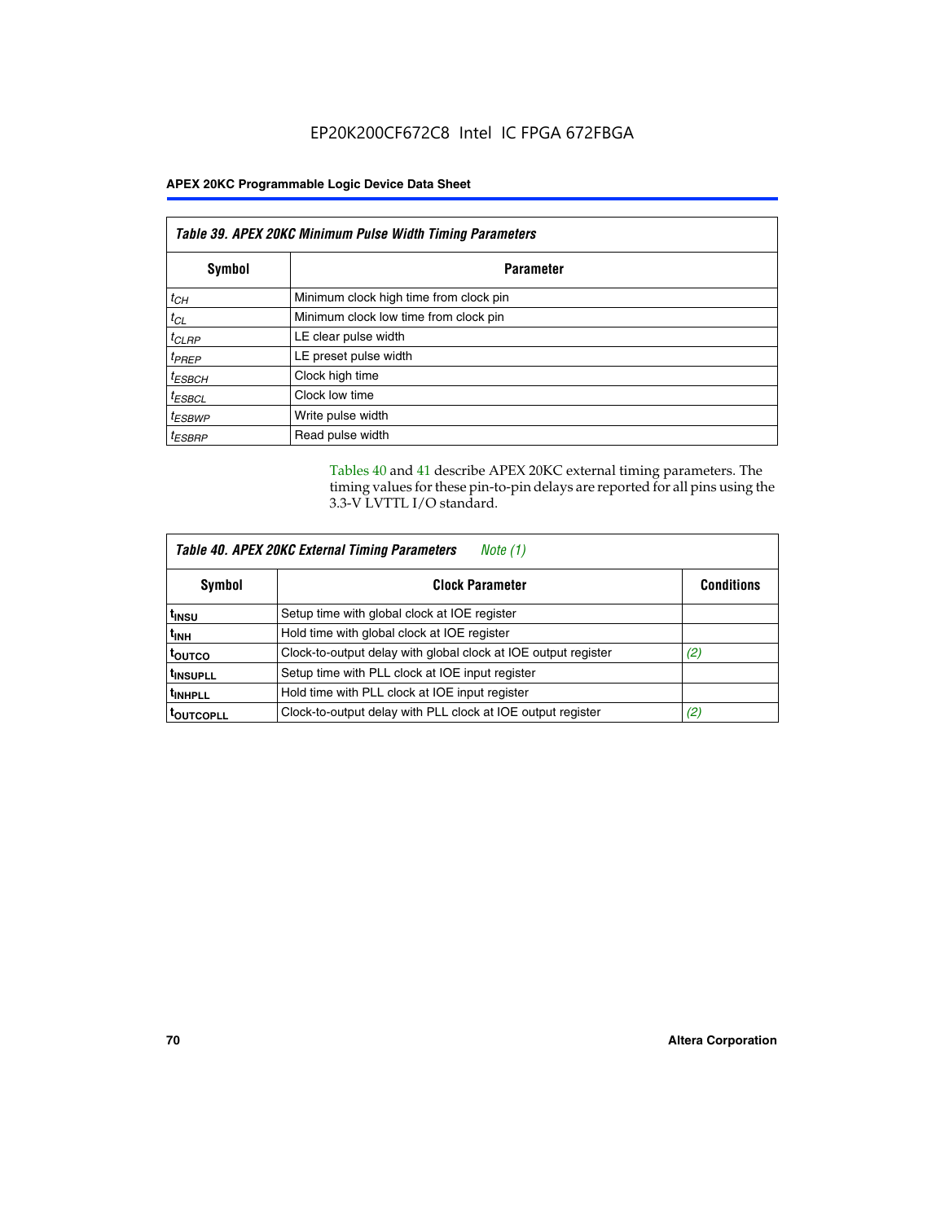**Table 39. APEX 20KC Minimum Pulse Width Timing Parameters**

| Symbol | Parameter |
|---|---|
| $t_{CH}$ | Minimum clock high time from clock pin |
| $t_{CL}$ | Minimum clock low time from clock pin |
| $t_{CLRP}$ | LE clear pulse width |
| $t_{PREP}$ | LE preset pulse width |
| $t_{ESBCH}$ | Clock high time |
| $t_{ESBCL}$ | Clock low time |
| $t_{ESBWP}$ | Write pulse width |
| $t_{ESBRP}$ | Read pulse width |

Tables 40 and 41 describe APEX 20KC external timing parameters. The timing values for these pin-to-pin delays are reported for all pins using the 3.3-V LVTTL I/O standard.

**Table 40. APEX 20KC External Timing Parameters** *Note (1)*

| Symbol | Clock Parameter | Conditions |
|---|---|---|
| $t_{INSU}$ | Setup time with global clock at IOE register | |
| $t_{INH}$ | Hold time with global clock at IOE register | |
| $t_{OUTCO}$ | Clock-to-output delay with global clock at IOE output register | *(2)* |
| $t_{INSUPLL}$ | Setup time with PLL clock at IOE input register | |
| $t_{INHPLL}$ | Hold time with PLL clock at IOE input register | |
| $t_{OUTCOPLL}$ | Clock-to-output delay with PLL clock at IOE output register | *(2)* |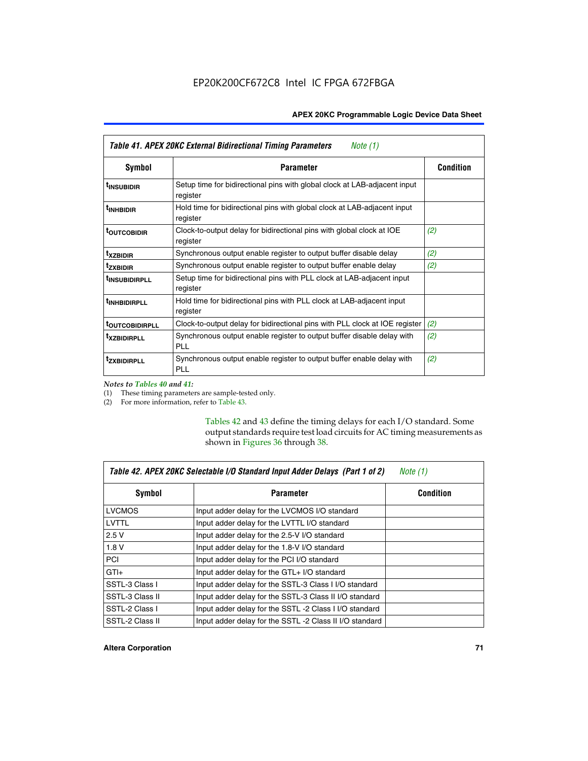| *Table 41. APEX 20KC External Bidirectional Timing Parameters* *Note (1)* | | |
|---|---|---|
| **Symbol** | **Parameter** | **Condition** |
| $t_{INSUBIDIR}$ | Setup time for bidirectional pins with global clock at LAB-adjacent input register | |
| $t_{INHBIDIR}$ | Hold time for bidirectional pins with global clock at LAB-adjacent input register | |
| $t_{OUTCOBIDIR}$ | Clock-to-output delay for bidirectional pins with global clock at IOE register | *(2)* |
| $t_{XZBIDIR}$ | Synchronous output enable register to output buffer disable delay | *(2)* |
| $t_{ZXBIDIR}$ | Synchronous output enable register to output buffer enable delay | *(2)* |
| $t_{INSUBIDIRPLL}$ | Setup time for bidirectional pins with PLL clock at LAB-adjacent input register | |
| $t_{INHBIDIRPLL}$ | Hold time for bidirectional pins with PLL clock at LAB-adjacent input register | |
| $t_{OUTCOBIDIRPLL}$ | Clock-to-output delay for bidirectional pins with PLL clock at IOE register | *(2)* |
| $t_{XZBIDIRPLL}$ | Synchronous output enable register to output buffer disable delay with PLL | *(2)* |
| $t_{ZXBIDIRPLL}$ | Synchronous output enable register to output buffer enable delay with PLL | *(2)* |

*Notes to Tables 40 and 41:*

(1) These timing parameters are sample-tested only.

(2) For more information, refer to Table 43.

Tables 42 and 43 define the timing delays for each I/O standard. Some output standards require test load circuits for AC timing measurements as shown in Figures 36 through 38.

| *Table 42. APEX 20KC Selectable I/O Standard Input Adder Delays (Part 1 of 2)* *Note (1)* | | |
|---|---|---|
| **Symbol** | **Parameter** | **Condition** |
| LVCMOS | Input adder delay for the LVCMOS I/O standard | |
| LVTTL | Input adder delay for the LVTTL I/O standard | |
| 2.5 V | Input adder delay for the 2.5-V I/O standard | |
| 1.8 V | Input adder delay for the 1.8-V I/O standard | |
| PCI | Input adder delay for the PCI I/O standard | |
| GTL+ | Input adder delay for the GTL+ I/O standard | |
| SSTL-3 Class I | Input adder delay for the SSTL-3 Class I I/O standard | |
| SSTL-3 Class II | Input adder delay for the SSTL-3 Class II I/O standard | |
| SSTL-2 Class I | Input adder delay for the SSTL -2 Class I I/O standard | |
| SSTL-2 Class II | Input adder delay for the SSTL -2 Class II I/O standard | |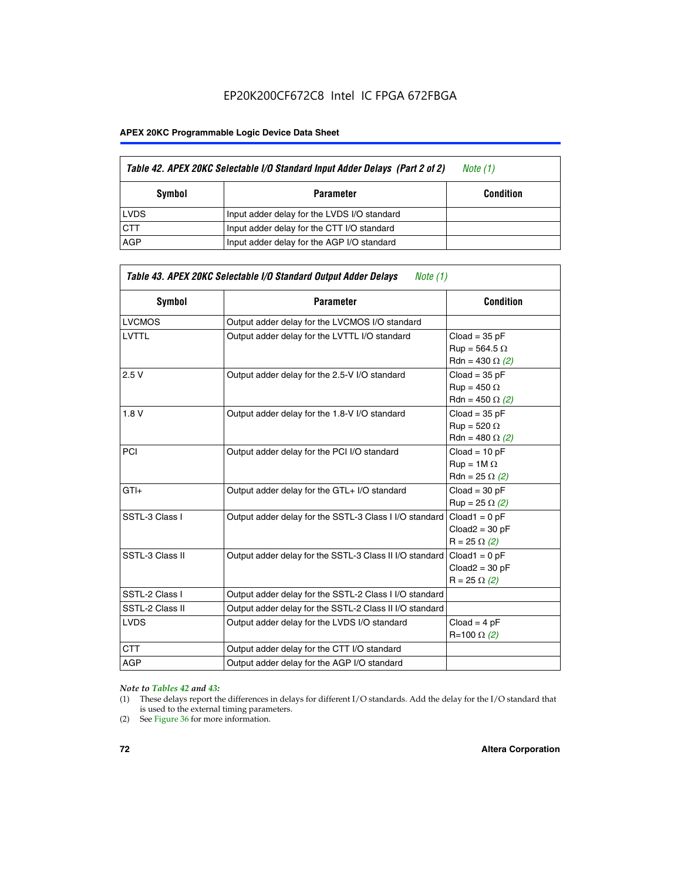**Table 42. APEX 20KC Selectable I/O Standard Input Adder Delays (Part 2 of 2)** *Note (1)*

| Symbol | Parameter | Condition |
|---|---|---|
| LVDS | Input adder delay for the LVDS I/O standard | |
| CTT | Input adder delay for the CTT I/O standard | |
| AGP | Input adder delay for the AGP I/O standard | |

**Table 43. APEX 20KC Selectable I/O Standard Output Adder Delays** *Note (1)*

| Symbol | Parameter | Condition |
|---|---|---|
| LVCMOS | Output adder delay for the LVCMOS I/O standard | |
| LVTTL | Output adder delay for the LVTTL I/O standard | Cload = 35 pF<br>Rup = 564.5 Ω<br>Rdn = 430 Ω *(2)* |
| 2.5 V | Output adder delay for the 2.5-V I/O standard | Cload = 35 pF<br>Rup = 450 Ω<br>Rdn = 450 Ω *(2)* |
| 1.8 V | Output adder delay for the 1.8-V I/O standard | Cload = 35 pF<br>Rup = 520 Ω<br>Rdn = 480 Ω *(2)* |
| PCI | Output adder delay for the PCI I/O standard | Cload = 10 pF<br>Rup = 1M Ω<br>Rdn = 25 Ω *(2)* |
| GTl+ | Output adder delay for the GTL+ I/O standard | Cload = 30 pF<br>Rup = 25 Ω *(2)* |
| SSTL-3 Class I | Output adder delay for the SSTL-3 Class I I/O standard | Cload1 = 0 pF<br>Cload2 = 30 pF<br>R = 25 Ω *(2)* |
| SSTL-3 Class II | Output adder delay for the SSTL-3 Class II I/O standard | Cload1 = 0 pF<br>Cload2 = 30 pF<br>R = 25 Ω *(2)* |
| SSTL-2 Class I | Output adder delay for the SSTL-2 Class I I/O standard | |
| SSTL-2 Class II | Output adder delay for the SSTL-2 Class II I/O standard | |
| LVDS | Output adder delay for the LVDS I/O standard | Cload = 4 pF<br>R=100 Ω *(2)* |
| CTT | Output adder delay for the CTT I/O standard | |
| AGP | Output adder delay for the AGP I/O standard | |

*Note to Tables 42 and 43:*

(1) These delays report the differences in delays for different I/O standards. Add the delay for the I/O standard that is used to the external timing parameters.

(2) See Figure 36 for more information.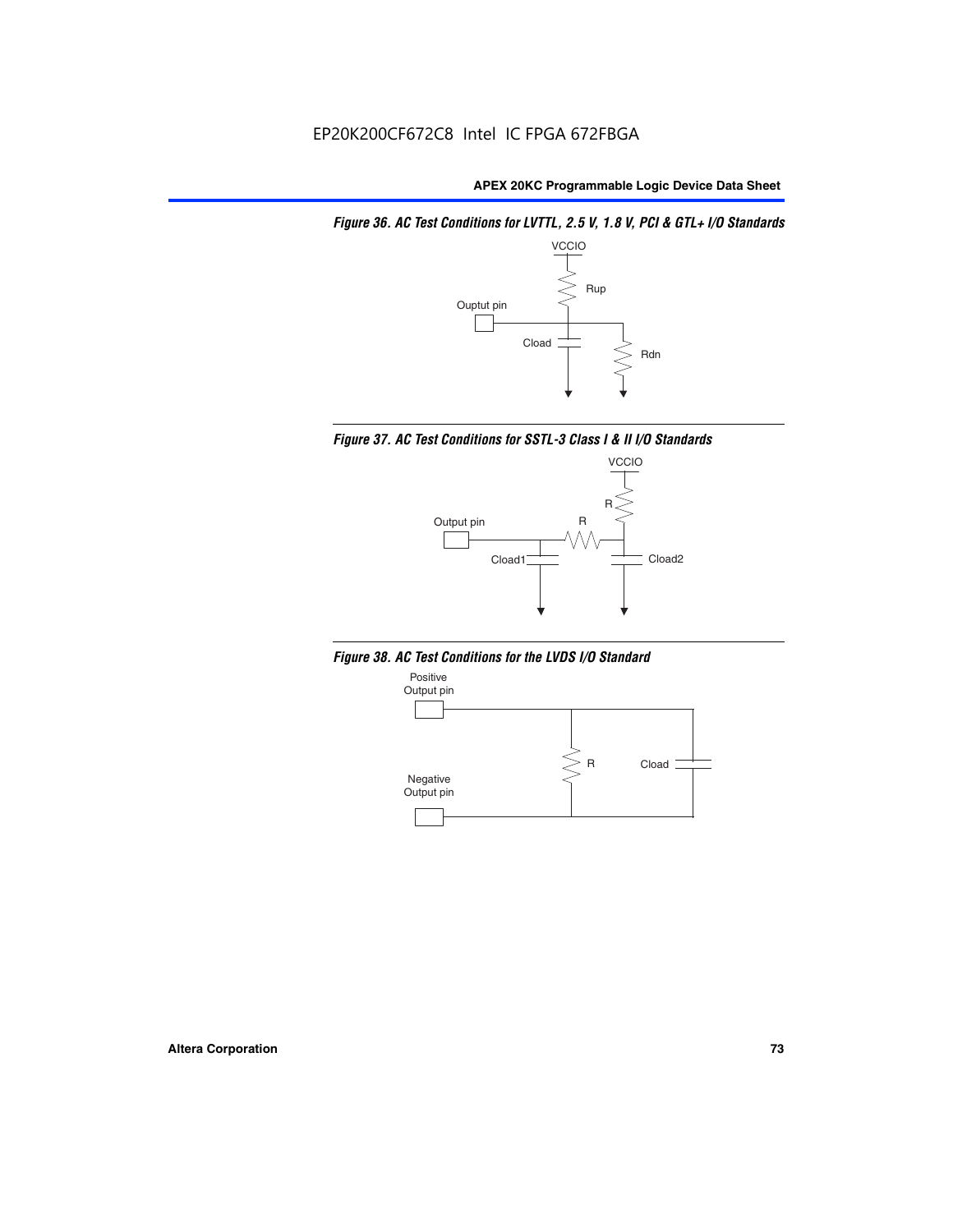*Figure 36. AC Test Conditions for LVTTL, 2.5 V, 1.8 V, PCI & GTL+ I/O Standards*

VCCIO

Rup

Ouptut pin

Cload

Rdn

*Figure 37. AC Test Conditions for SSTL-3 Class I & II I/O Standards*

VCCIO

R

Output pin

R

Cload1

Cload2

*Figure 38. AC Test Conditions for the LVDS I/O Standard*

Positive Output pin

R

Cload

Negative Output pin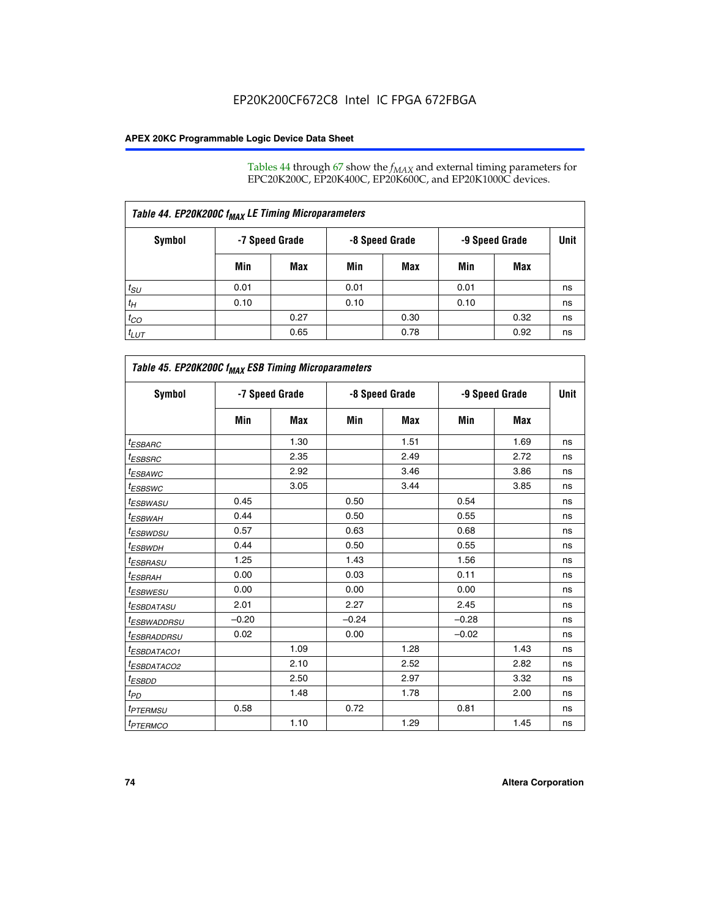Tables 44 through 67 show the $f_{MAX}$ and external timing parameters for EPC20K200C, EP20K400C, EP20K600C, and EP20K1000C devices.

| Table 44. EP20K200C $f_{MAX}$ LE Timing Microparameters | | | | | | | |
|---|---|---|---|---|---|---|---|
| Symbol | -7 Speed Grade | | -8 Speed Grade | | -9 Speed Grade | | Unit |
| | Min | Max | Min | Max | Min | Max | |
| $t_{SU}$ | 0.01 | | 0.01 | | 0.01 | | ns |
| $t_H$ | 0.10 | | 0.10 | | 0.10 | | ns |
| $t_{CO}$ | | 0.27 | | 0.30 | | 0.32 | ns |
| $t_{LUT}$ | | 0.65 | | 0.78 | | 0.92 | ns |

| Table 45. EP20K200C $f_{MAX}$ ESB Timing Microparameters | | | | | | | |
|---|---|---|---|---|---|---|---|
| Symbol | -7 Speed Grade | | -8 Speed Grade | | -9 Speed Grade | | Unit |
| | Min | Max | Min | Max | Min | Max | |
| $t_{ESBARC}$ | | 1.30 | | 1.51 | | 1.69 | ns |
| $t_{ESBSRC}$ | | 2.35 | | 2.49 | | 2.72 | ns |
| $t_{ESBAWC}$ | | 2.92 | | 3.46 | | 3.86 | ns |
| $t_{ESBSWC}$ | | 3.05 | | 3.44 | | 3.85 | ns |
| $t_{ESBWASU}$ | 0.45 | | 0.50 | | 0.54 | | ns |
| $t_{ESBWAH}$ | 0.44 | | 0.50 | | 0.55 | | ns |
| $t_{ESBWDSU}$ | 0.57 | | 0.63 | | 0.68 | | ns |
| $t_{ESBWDH}$ | 0.44 | | 0.50 | | 0.55 | | ns |
| $t_{ESBRASU}$ | 1.25 | | 1.43 | | 1.56 | | ns |
| $t_{ESBRAH}$ | 0.00 | | 0.03 | | 0.11 | | ns |
| $t_{ESBWESU}$ | 0.00 | | 0.00 | | 0.00 | | ns |
| $t_{ESBDATASU}$ | 2.01 | | 2.27 | | 2.45 | | ns |
| $t_{ESBWADDRSU}$ | –0.20 | | –0.24 | | –0.28 | | ns |
| $t_{ESBRADDRSU}$ | 0.02 | | 0.00 | | –0.02 | | ns |
| $t_{ESBDATACO1}$ | | 1.09 | | 1.28 | | 1.43 | ns |
| $t_{ESBDATACO2}$ | | 2.10 | | 2.52 | | 2.82 | ns |
| $t_{ESBDD}$ | | 2.50 | | 2.97 | | 3.32 | ns |
| $t_{PD}$ | | 1.48 | | 1.78 | | 2.00 | ns |
| $t_{PTERMSU}$ | 0.58 | | 0.72 | | 0.81 | | ns |
| $t_{PTERMCO}$ | | 1.10 | | 1.29 | | 1.45 | ns |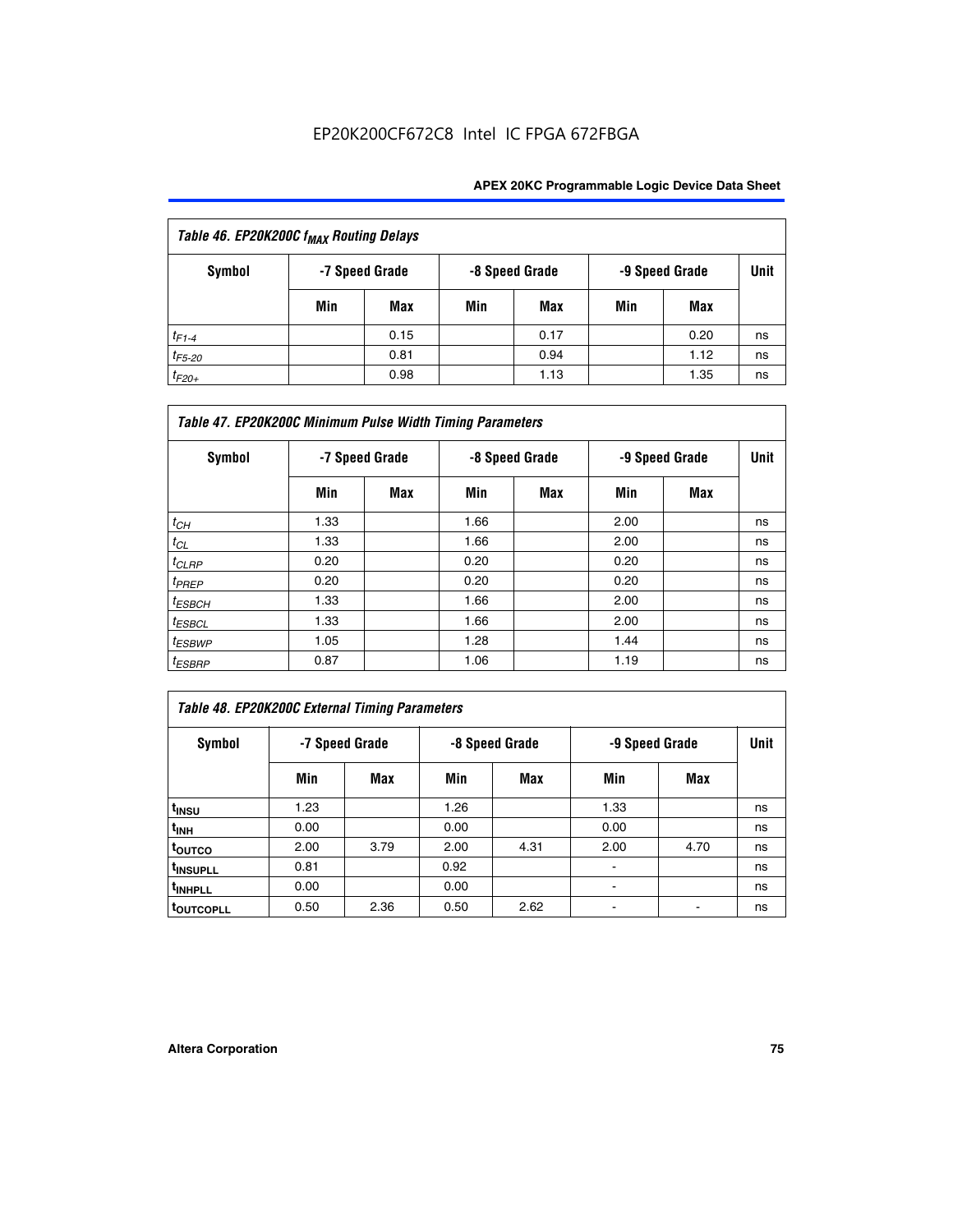| *Table 46. EP20K200C $f_{MAX}$ Routing Delays* | | | | | | | |
|---|---|---|---|---|---|---|---|
| **Symbol** | **-7 Speed Grade** | | **-8 Speed Grade** | | **-9 Speed Grade** | | **Unit** |
| | **Min** | **Max** | **Min** | **Max** | **Min** | **Max** | |
| $t_{F1-4}$ | | 0.15 | | 0.17 | | 0.20 | ns |
| $t_{F5-20}$ | | 0.81 | | 0.94 | | 1.12 | ns |
| $t_{F20+}$ | | 0.98 | | 1.13 | | 1.35 | ns |

| *Table 47. EP20K200C Minimum Pulse Width Timing Parameters* | | | | | | | |
|---|---|---|---|---|---|---|---|
| **Symbol** | **-7 Speed Grade** | | **-8 Speed Grade** | | **-9 Speed Grade** | | **Unit** |
| | **Min** | **Max** | **Min** | **Max** | **Min** | **Max** | |
| $t_{CH}$ | 1.33 | | 1.66 | | 2.00 | | ns |
| $t_{CL}$ | 1.33 | | 1.66 | | 2.00 | | ns |
| $t_{CLRP}$ | 0.20 | | 0.20 | | 0.20 | | ns |
| $t_{PREP}$ | 0.20 | | 0.20 | | 0.20 | | ns |
| $t_{ESBCH}$ | 1.33 | | 1.66 | | 2.00 | | ns |
| $t_{ESBCL}$ | 1.33 | | 1.66 | | 2.00 | | ns |
| $t_{ESBWP}$ | 1.05 | | 1.28 | | 1.44 | | ns |
| $t_{ESBRP}$ | 0.87 | | 1.06 | | 1.19 | | ns |

| *Table 48. EP20K200C External Timing Parameters* | | | | | | | |
|---|---|---|---|---|---|---|---|
| **Symbol** | **-7 Speed Grade** | | **-8 Speed Grade** | | **-9 Speed Grade** | | **Unit** |
| | **Min** | **Max** | **Min** | **Max** | **Min** | **Max** | |
| $t_{INSU}$ | 1.23 | | 1.26 | | 1.33 | | ns |
| $t_{INH}$ | 0.00 | | 0.00 | | 0.00 | | ns |
| $t_{OUTCO}$ | 2.00 | 3.79 | 2.00 | 4.31 | 2.00 | 4.70 | ns |
| $t_{INSUPLL}$ | 0.81 | | 0.92 | | - | | ns |
| $t_{INHPLL}$ | 0.00 | | 0.00 | | - | | ns |
| $t_{OUTCOPLL}$ | 0.50 | 2.36 | 0.50 | 2.62 | - | - | ns |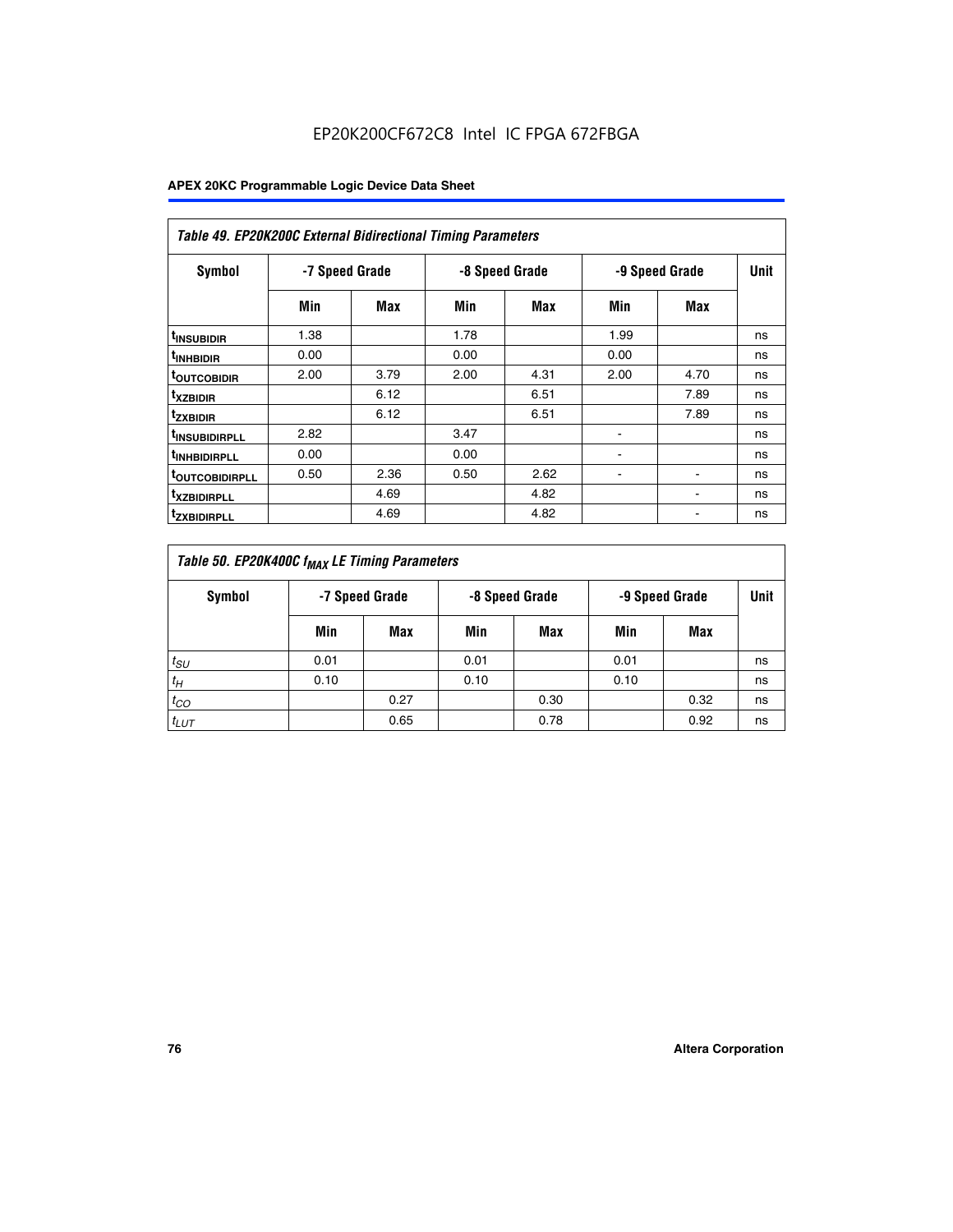**Table 49. EP20K200C External Bidirectional Timing Parameters**

| Symbol | -7 Speed Grade | | -8 Speed Grade | | -9 Speed Grade | | Unit |
|---|---|---|---|---|---|---|---|
| | Min | Max | Min | Max | Min | Max | |
| $t_{INSUBIDIR}$ | 1.38 | | 1.78 | | 1.99 | | ns |
| $t_{INHBIDIR}$ | 0.00 | | 0.00 | | 0.00 | | ns |
| $t_{OUTCOBIDIR}$ | 2.00 | 3.79 | 2.00 | 4.31 | 2.00 | 4.70 | ns |
| $t_{XZBIDIR}$ | | 6.12 | | 6.51 | | 7.89 | ns |
| $t_{ZXBIDIR}$ | | 6.12 | | 6.51 | | 7.89 | ns |
| $t_{INSUBIDIRPLL}$ | 2.82 | | 3.47 | | - | | ns |
| $t_{INHBIDIRPLL}$ | 0.00 | | 0.00 | | - | | ns |
| $t_{OUTCOBIDIRPLL}$ | 0.50 | 2.36 | 0.50 | 2.62 | - | - | ns |
| $t_{XZBIDIRPLL}$ | | 4.69 | | 4.82 | | - | ns |
| $t_{ZXBIDIRPLL}$ | | 4.69 | | 4.82 | | - | ns |

**Table 50. EP20K400C $f_{MAX}$ LE Timing Parameters**

| Symbol | -7 Speed Grade | | -8 Speed Grade | | -9 Speed Grade | | Unit |
|---|---|---|---|---|---|---|---|
| | Min | Max | Min | Max | Min | Max | |
| $t_{SU}$ | 0.01 | | 0.01 | | 0.01 | | ns |
| $t_H$ | 0.10 | | 0.10 | | 0.10 | | ns |
| $t_{CO}$ | | 0.27 | | 0.30 | | 0.32 | ns |
| $t_{LUT}$ | | 0.65 | | 0.78 | | 0.92 | ns |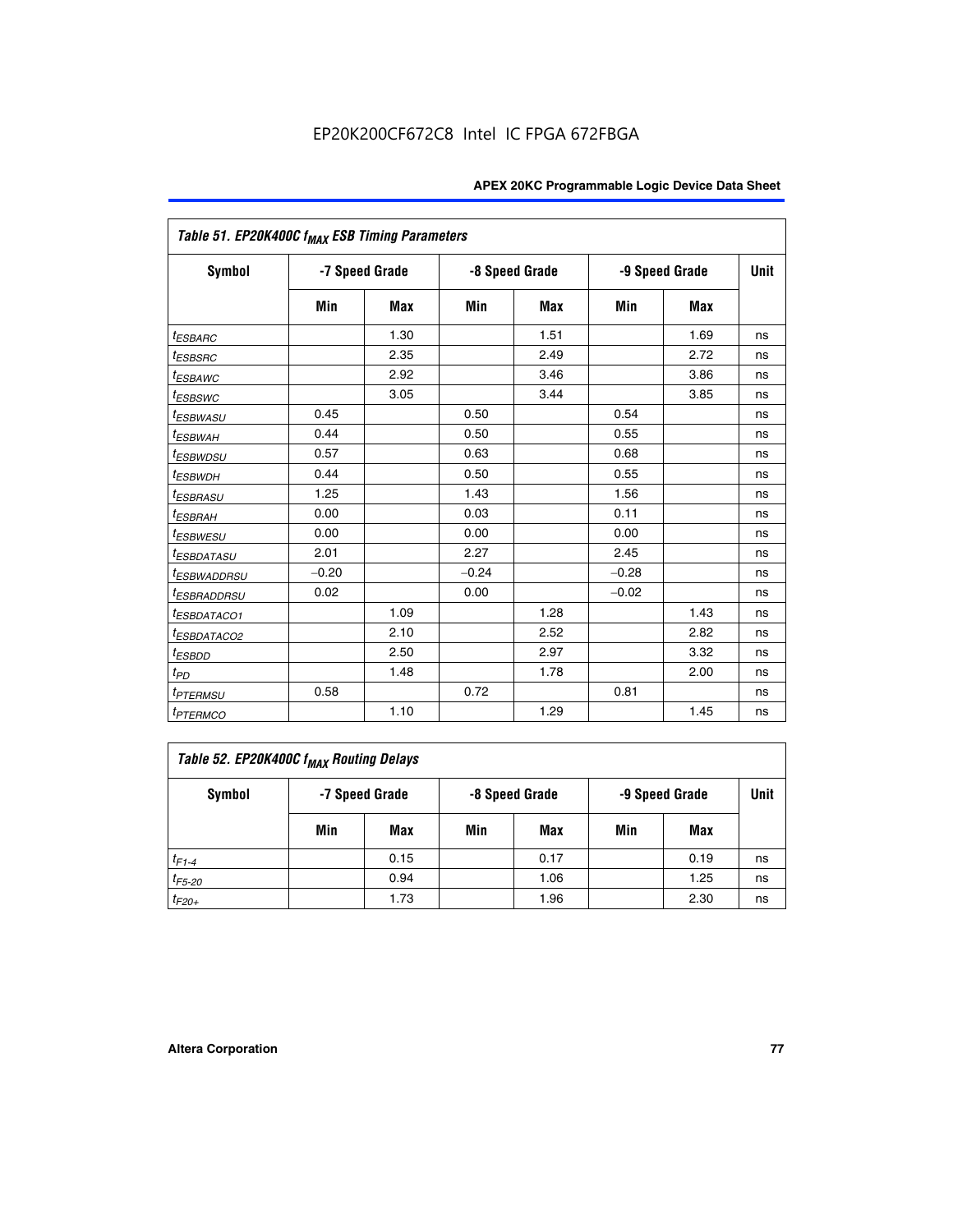EP20K200CF672C8 Intel IC FPGA 672FBGA

| Table 51. EP20K400C $f_{MAX}$ ESB Timing Parameters | | | | | | | |
|---|---|---|---|---|---|---|---|
| Symbol | -7 Speed Grade | | -8 Speed Grade | | -9 Speed Grade | | Unit |
| | Min | Max | Min | Max | Min | Max | |
| $t_{ESBARC}$ | | 1.30 | | 1.51 | | 1.69 | ns |
| $t_{ESBSRC}$ | | 2.35 | | 2.49 | | 2.72 | ns |
| $t_{ESBAWC}$ | | 2.92 | | 3.46 | | 3.86 | ns |
| $t_{ESBSWC}$ | | 3.05 | | 3.44 | | 3.85 | ns |
| $t_{ESBWASU}$ | 0.45 | | 0.50 | | 0.54 | | ns |
| $t_{ESBWAH}$ | 0.44 | | 0.50 | | 0.55 | | ns |
| $t_{ESBWDSU}$ | 0.57 | | 0.63 | | 0.68 | | ns |
| $t_{ESBWDH}$ | 0.44 | | 0.50 | | 0.55 | | ns |
| $t_{ESBRASU}$ | 1.25 | | 1.43 | | 1.56 | | ns |
| $t_{ESBRAH}$ | 0.00 | | 0.03 | | 0.11 | | ns |
| $t_{ESBWESU}$ | 0.00 | | 0.00 | | 0.00 | | ns |
| $t_{ESBDATASU}$ | 2.01 | | 2.27 | | 2.45 | | ns |
| $t_{ESBWADDRSU}$ | –0.20 | | –0.24 | | –0.28 | | ns |
| $t_{ESBRADDRSU}$ | 0.02 | | 0.00 | | –0.02 | | ns |
| $t_{ESBDATACO1}$ | | 1.09 | | 1.28 | | 1.43 | ns |
| $t_{ESBDATACO2}$ | | 2.10 | | 2.52 | | 2.82 | ns |
| $t_{ESBDD}$ | | 2.50 | | 2.97 | | 3.32 | ns |
| $t_{PD}$ | | 1.48 | | 1.78 | | 2.00 | ns |
| $t_{PTERMSU}$ | 0.58 | | 0.72 | | 0.81 | | ns |
| $t_{PTERMCO}$ | | 1.10 | | 1.29 | | 1.45 | ns |

| Table 52. EP20K400C $f_{MAX}$ Routing Delays | | | | | | | |
|---|---|---|---|---|---|---|---|
| Symbol | -7 Speed Grade | | -8 Speed Grade | | -9 Speed Grade | | Unit |
| | Min | Max | Min | Max | Min | Max | |
| $t_{F1-4}$ | | 0.15 | | 0.17 | | 0.19 | ns |
| $t_{F5-20}$ | | 0.94 | | 1.06 | | 1.25 | ns |
| $t_{F20+}$ | | 1.73 | | 1.96 | | 2.30 | ns |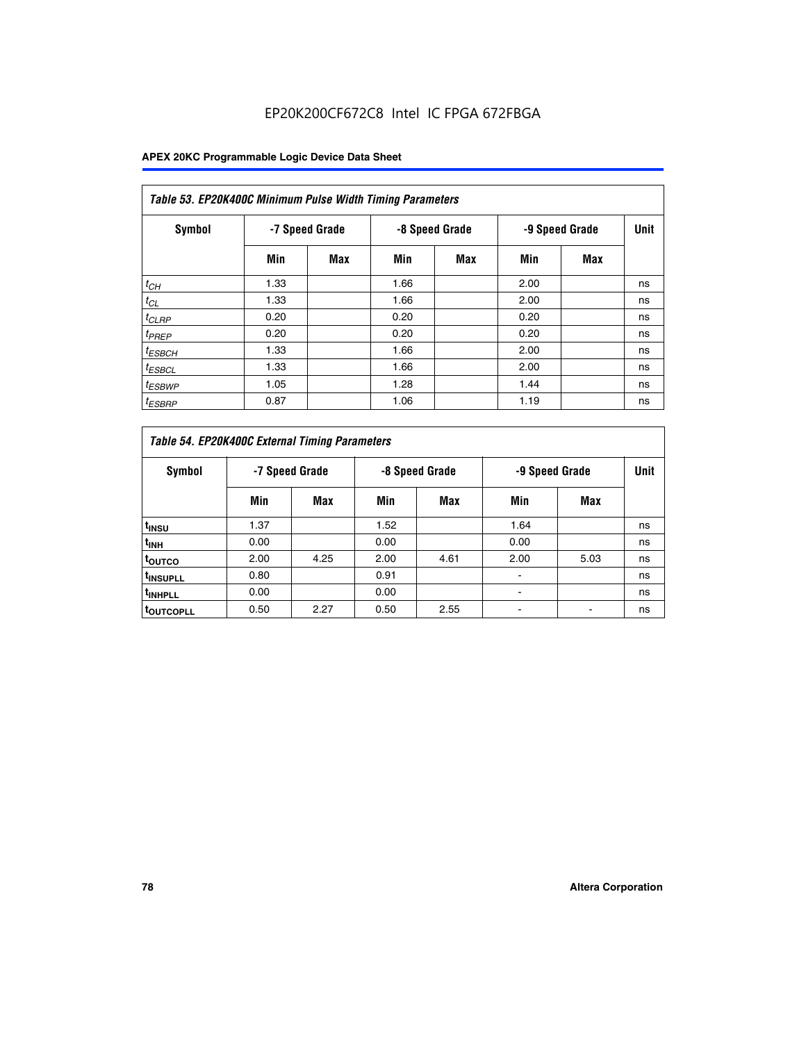EP20K200CF672C8 Intel IC FPGA 672FBGA

| *Table 53. EP20K400C Minimum Pulse Width Timing Parameters* | | | | | | | |
|---|---|---|---|---|---|---|---|
| Symbol | -7 Speed Grade | | -8 Speed Grade | | -9 Speed Grade | | Unit |
| | Min | Max | Min | Max | Min | Max | |
| $t_{CH}$ | 1.33 | | 1.66 | | 2.00 | | ns |
| $t_{CL}$ | 1.33 | | 1.66 | | 2.00 | | ns |
| $t_{CLRP}$ | 0.20 | | 0.20 | | 0.20 | | ns |
| $t_{PREP}$ | 0.20 | | 0.20 | | 0.20 | | ns |
| $t_{ESBCH}$ | 1.33 | | 1.66 | | 2.00 | | ns |
| $t_{ESBCL}$ | 1.33 | | 1.66 | | 2.00 | | ns |
| $t_{ESBWP}$ | 1.05 | | 1.28 | | 1.44 | | ns |
| $t_{ESBRP}$ | 0.87 | | 1.06 | | 1.19 | | ns |

| *Table 54. EP20K400C External Timing Parameters* | | | | | | | |
|---|---|---|---|---|---|---|---|
| Symbol | -7 Speed Grade | | -8 Speed Grade | | -9 Speed Grade | | Unit |
| | Min | Max | Min | Max | Min | Max | |
| $t_{INSU}$ | 1.37 | | 1.52 | | 1.64 | | ns |
| $t_{INH}$ | 0.00 | | 0.00 | | 0.00 | | ns |
| $t_{OUTCO}$ | 2.00 | 4.25 | 2.00 | 4.61 | 2.00 | 5.03 | ns |
| $t_{INSUPLL}$ | 0.80 | | 0.91 | | - | | ns |
| $t_{INHPLL}$ | 0.00 | | 0.00 | | - | | ns |
| $t_{OUTCOPLL}$ | 0.50 | 2.27 | 0.50 | 2.55 | - | - | ns |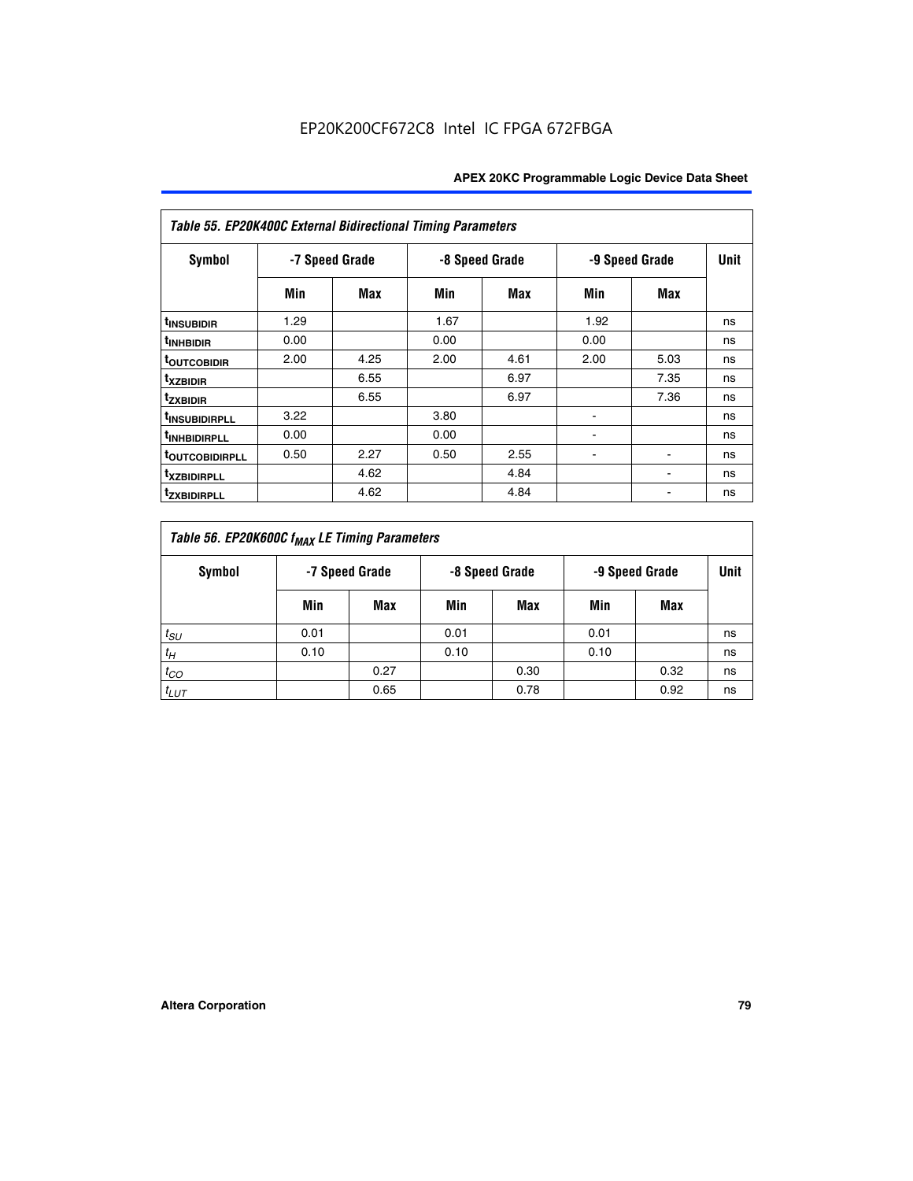| Table 55. EP20K400C External Bidirectional Timing Parameters | | | | | | | |
|---|---|---|---|---|---|---|---|
| Symbol | -7 Speed Grade | | -8 Speed Grade | | -9 Speed Grade | | Unit |
| | Min | Max | Min | Max | Min | Max | |
| $t_{INSUBIDIR}$ | 1.29 | | 1.67 | | 1.92 | | ns |
| $t_{INHBIDIR}$ | 0.00 | | 0.00 | | 0.00 | | ns |
| $t_{OUTCOBIDIR}$ | 2.00 | 4.25 | 2.00 | 4.61 | 2.00 | 5.03 | ns |
| $t_{XZBIDIR}$ | | 6.55 | | 6.97 | | 7.35 | ns |
| $t_{ZXBIDIR}$ | | 6.55 | | 6.97 | | 7.36 | ns |
| $t_{INSUBIDIRPLL}$ | 3.22 | | 3.80 | | - | | ns |
| $t_{INHBIDIRPLL}$ | 0.00 | | 0.00 | | - | | ns |
| $t_{OUTCOBIDIRPLL}$ | 0.50 | 2.27 | 0.50 | 2.55 | - | - | ns |
| $t_{XZBIDIRPLL}$ | | 4.62 | | 4.84 | | - | ns |
| $t_{ZXBIDIRPLL}$ | | 4.62 | | 4.84 | | - | ns |

| Table 56. EP20K600C $f_{MAX}$ LE Timing Parameters | | | | | | | |
|---|---|---|---|---|---|---|---|
| Symbol | -7 Speed Grade | | -8 Speed Grade | | -9 Speed Grade | | Unit |
| | Min | Max | Min | Max | Min | Max | |
| $t_{SU}$ | 0.01 | | 0.01 | | 0.01 | | ns |
| $t_H$ | 0.10 | | 0.10 | | 0.10 | | ns |
| $t_{CO}$ | | 0.27 | | 0.30 | | 0.32 | ns |
| $t_{LUT}$ | | 0.65 | | 0.78 | | 0.92 | ns |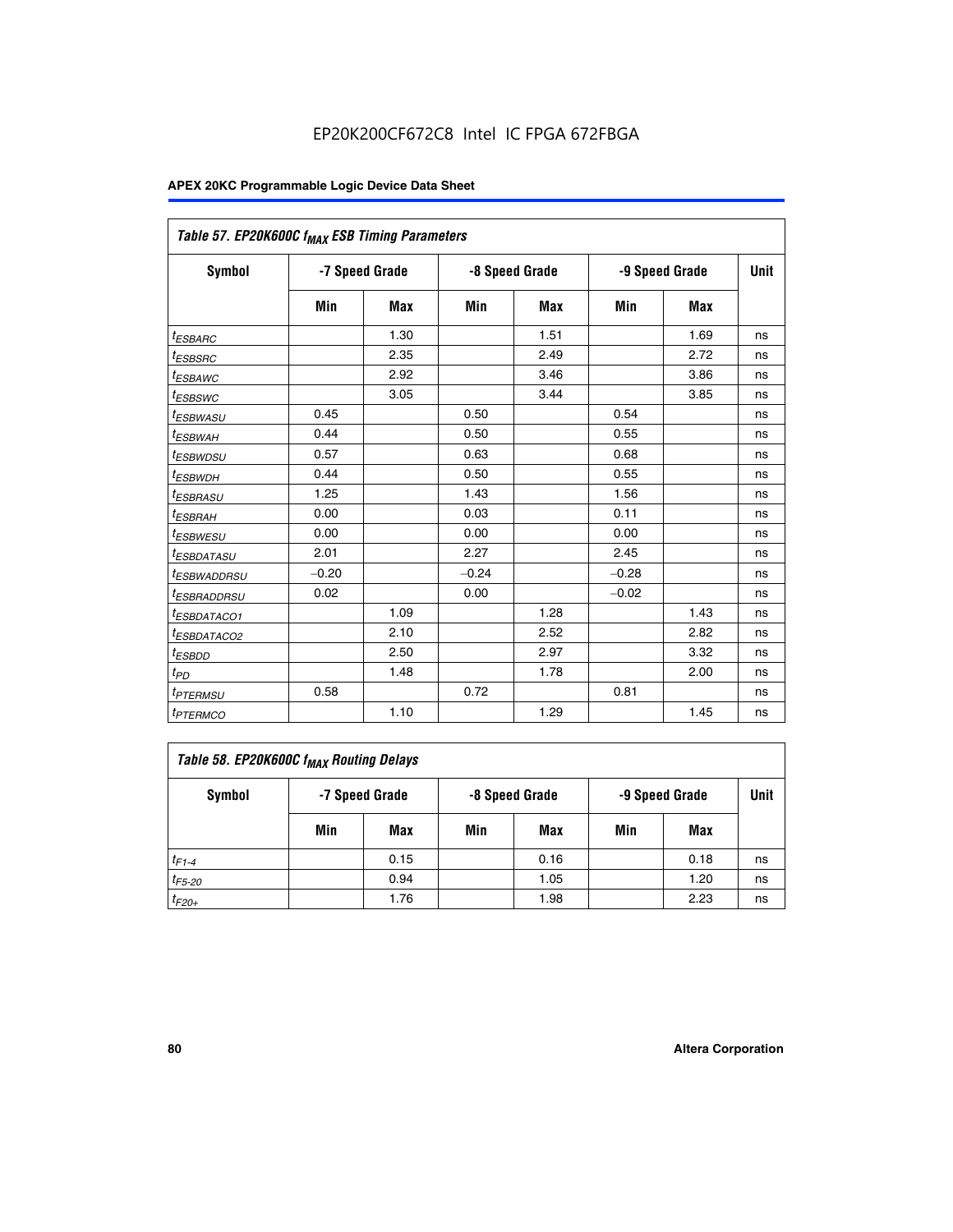EP20K200CF672C8 Intel IC FPGA 672FBGA

| Table 57. EP20K600C $f_{MAX}$ ESB Timing Parameters | | | | | | | |
|---|---|---|---|---|---|---|---|
| Symbol | -7 Speed Grade | | -8 Speed Grade | | -9 Speed Grade | | Unit |
| | Min | Max | Min | Max | Min | Max | |
| $t_{ESBARC}$ | | 1.30 | | 1.51 | | 1.69 | ns |
| $t_{ESBSRC}$ | | 2.35 | | 2.49 | | 2.72 | ns |
| $t_{ESBAWC}$ | | 2.92 | | 3.46 | | 3.86 | ns |
| $t_{ESBSWC}$ | | 3.05 | | 3.44 | | 3.85 | ns |
| $t_{ESBWASU}$ | 0.45 | | 0.50 | | 0.54 | | ns |
| $t_{ESBWAH}$ | 0.44 | | 0.50 | | 0.55 | | ns |
| $t_{ESBWDSU}$ | 0.57 | | 0.63 | | 0.68 | | ns |
| $t_{ESBWDH}$ | 0.44 | | 0.50 | | 0.55 | | ns |
| $t_{ESBRASU}$ | 1.25 | | 1.43 | | 1.56 | | ns |
| $t_{ESBRAH}$ | 0.00 | | 0.03 | | 0.11 | | ns |
| $t_{ESBWESU}$ | 0.00 | | 0.00 | | 0.00 | | ns |
| $t_{ESBDATASU}$ | 2.01 | | 2.27 | | 2.45 | | ns |
| $t_{ESBWADDRSU}$ | −0.20 | | −0.24 | | −0.28 | | ns |
| $t_{ESBRADDRSU}$ | 0.02 | | 0.00 | | −0.02 | | ns |
| $t_{ESBDATACO1}$ | | 1.09 | | 1.28 | | 1.43 | ns |
| $t_{ESBDATACO2}$ | | 2.10 | | 2.52 | | 2.82 | ns |
| $t_{ESBDD}$ | | 2.50 | | 2.97 | | 3.32 | ns |
| $t_{PD}$ | | 1.48 | | 1.78 | | 2.00 | ns |
| $t_{PTERMSU}$ | 0.58 | | 0.72 | | 0.81 | | ns |
| $t_{PTERMCO}$ | | 1.10 | | 1.29 | | 1.45 | ns |

| Table 58. EP20K600C $f_{MAX}$ Routing Delays | | | | | | | |
|---|---|---|---|---|---|---|---|
| Symbol | -7 Speed Grade | | -8 Speed Grade | | -9 Speed Grade | | Unit |
| | Min | Max | Min | Max | Min | Max | |
| $t_{F1-4}$ | | 0.15 | | 0.16 | | 0.18 | ns |
| $t_{F5-20}$ | | 0.94 | | 1.05 | | 1.20 | ns |
| $t_{F20+}$ | | 1.76 | | 1.98 | | 2.23 | ns |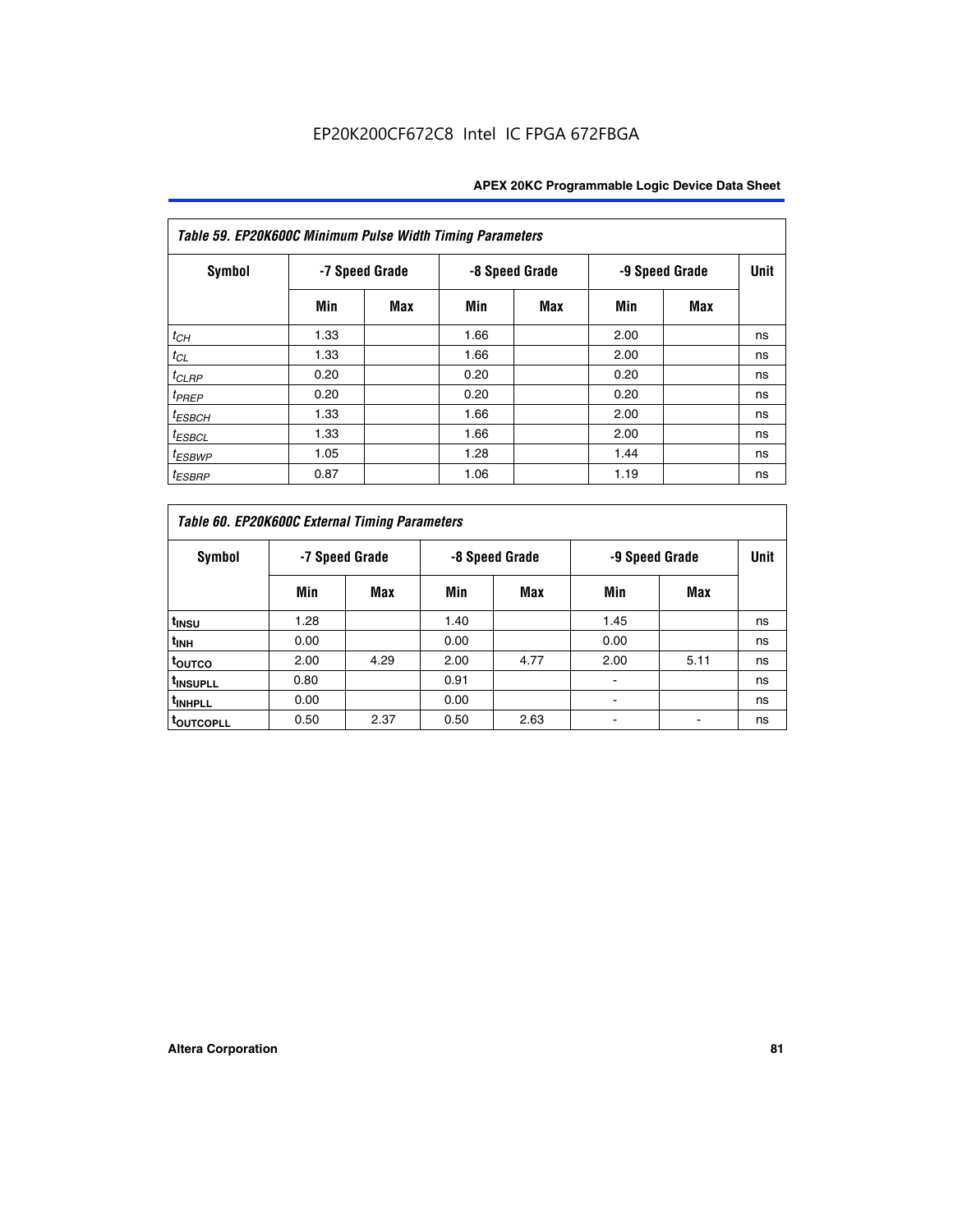EP20K200CF672C8 Intel IC FPGA 672FBGA

| *Table 59. EP20K600C Minimum Pulse Width Timing Parameters* | | | | | | | |
|---|---|---|---|---|---|---|---|
| **Symbol** | **-7 Speed Grade** | | **-8 Speed Grade** | | **-9 Speed Grade** | | **Unit** |
| | **Min** | **Max** | **Min** | **Max** | **Min** | **Max** | |
| $t_{CH}$ | 1.33 | | 1.66 | | 2.00 | | ns |
| $t_{CL}$ | 1.33 | | 1.66 | | 2.00 | | ns |
| $t_{CLRP}$ | 0.20 | | 0.20 | | 0.20 | | ns |
| $t_{PREP}$ | 0.20 | | 0.20 | | 0.20 | | ns |
| $t_{ESBCH}$ | 1.33 | | 1.66 | | 2.00 | | ns |
| $t_{ESBCL}$ | 1.33 | | 1.66 | | 2.00 | | ns |
| $t_{ESBWP}$ | 1.05 | | 1.28 | | 1.44 | | ns |
| $t_{ESBRP}$ | 0.87 | | 1.06 | | 1.19 | | ns |

| *Table 60. EP20K600C External Timing Parameters* | | | | | | | |
|---|---|---|---|---|---|---|---|
| **Symbol** | **-7 Speed Grade** | | **-8 Speed Grade** | | **-9 Speed Grade** | | **Unit** |
| | **Min** | **Max** | **Min** | **Max** | **Min** | **Max** | |
| $t_{INSU}$ | 1.28 | | 1.40 | | 1.45 | | ns |
| $t_{INH}$ | 0.00 | | 0.00 | | 0.00 | | ns |
| $t_{OUTCO}$ | 2.00 | 4.29 | 2.00 | 4.77 | 2.00 | 5.11 | ns |
| $t_{INSUPLL}$ | 0.80 | | 0.91 | | - | | ns |
| $t_{INHPLL}$ | 0.00 | | 0.00 | | - | | ns |
| $t_{OUTCOPLL}$ | 0.50 | 2.37 | 0.50 | 2.63 | - | - | ns |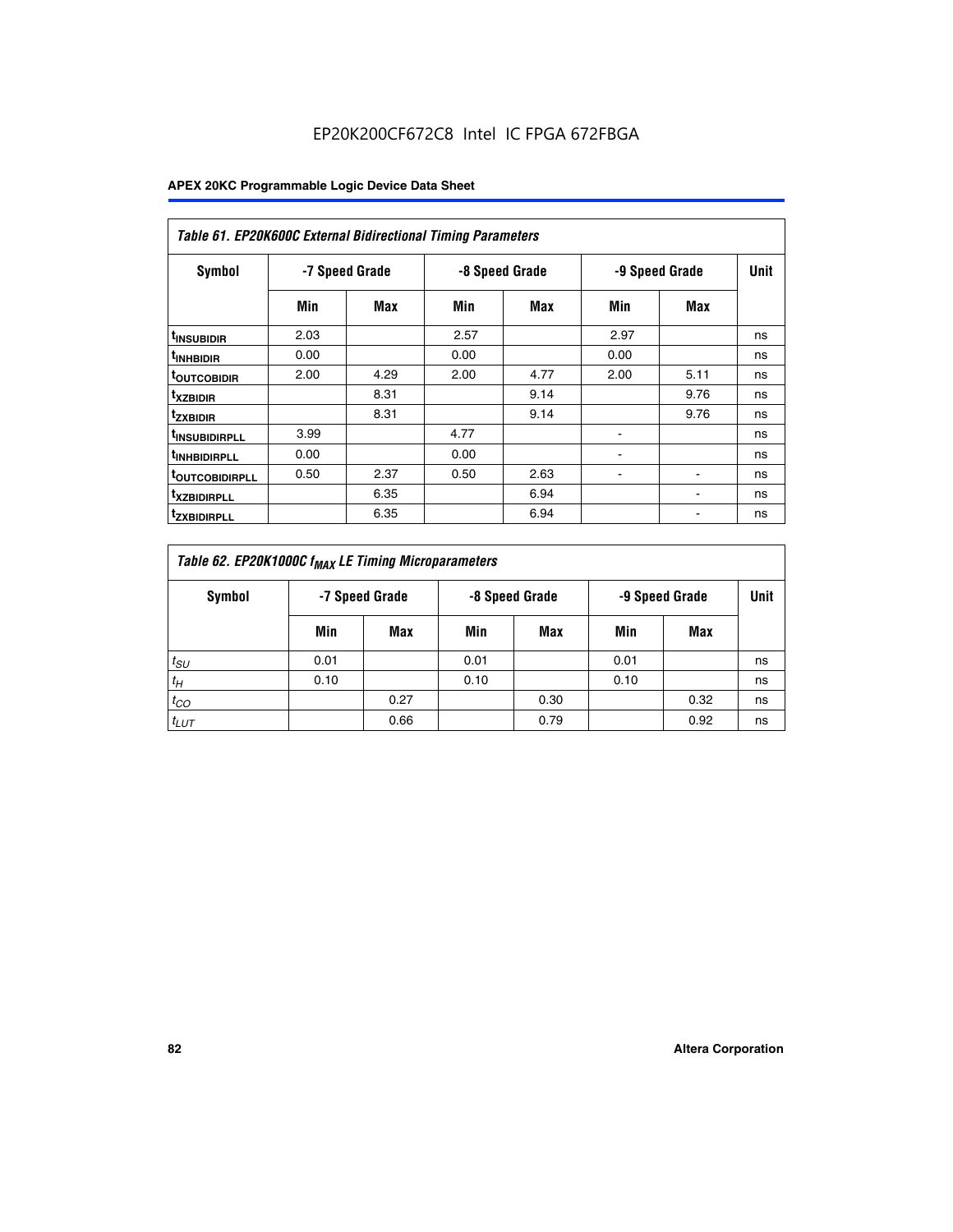EP20K200CF672C8 Intel IC FPGA 672FBGA

| Table 61. EP20K600C External Bidirectional Timing Parameters | | | | | | | |
|---|---|---|---|---|---|---|---|
| Symbol | -7 Speed Grade | | -8 Speed Grade | | -9 Speed Grade | | Unit |
| | Min | Max | Min | Max | Min | Max | |
| $t_{INSUBIDIR}$ | 2.03 | | 2.57 | | 2.97 | | ns |
| $t_{INHBIDIR}$ | 0.00 | | 0.00 | | 0.00 | | ns |
| $t_{OUTCOBIDIR}$ | 2.00 | 4.29 | 2.00 | 4.77 | 2.00 | 5.11 | ns |
| $t_{XZBIDIR}$ | | 8.31 | | 9.14 | | 9.76 | ns |
| $t_{ZXBIDIR}$ | | 8.31 | | 9.14 | | 9.76 | ns |
| $t_{INSUBIDIRPLL}$ | 3.99 | | 4.77 | | - | | ns |
| $t_{INHBIDIRPLL}$ | 0.00 | | 0.00 | | - | | ns |
| $t_{OUTCOBIDIRPLL}$ | 0.50 | 2.37 | 0.50 | 2.63 | - | - | ns |
| $t_{XZBIDIRPLL}$ | | 6.35 | | 6.94 | | - | ns |
| $t_{ZXBIDIRPLL}$ | | 6.35 | | 6.94 | | - | ns |

| Table 62. EP20K1000C $f_{MAX}$ LE Timing Microparameters | | | | | | | |
|---|---|---|---|---|---|---|---|
| Symbol | -7 Speed Grade | | -8 Speed Grade | | -9 Speed Grade | | Unit |
| | Min | Max | Min | Max | Min | Max | |
| $t_{SU}$ | 0.01 | | 0.01 | | 0.01 | | ns |
| $t_{H}$ | 0.10 | | 0.10 | | 0.10 | | ns |
| $t_{CO}$ | | 0.27 | | 0.30 | | 0.32 | ns |
| $t_{LUT}$ | | 0.66 | | 0.79 | | 0.92 | ns |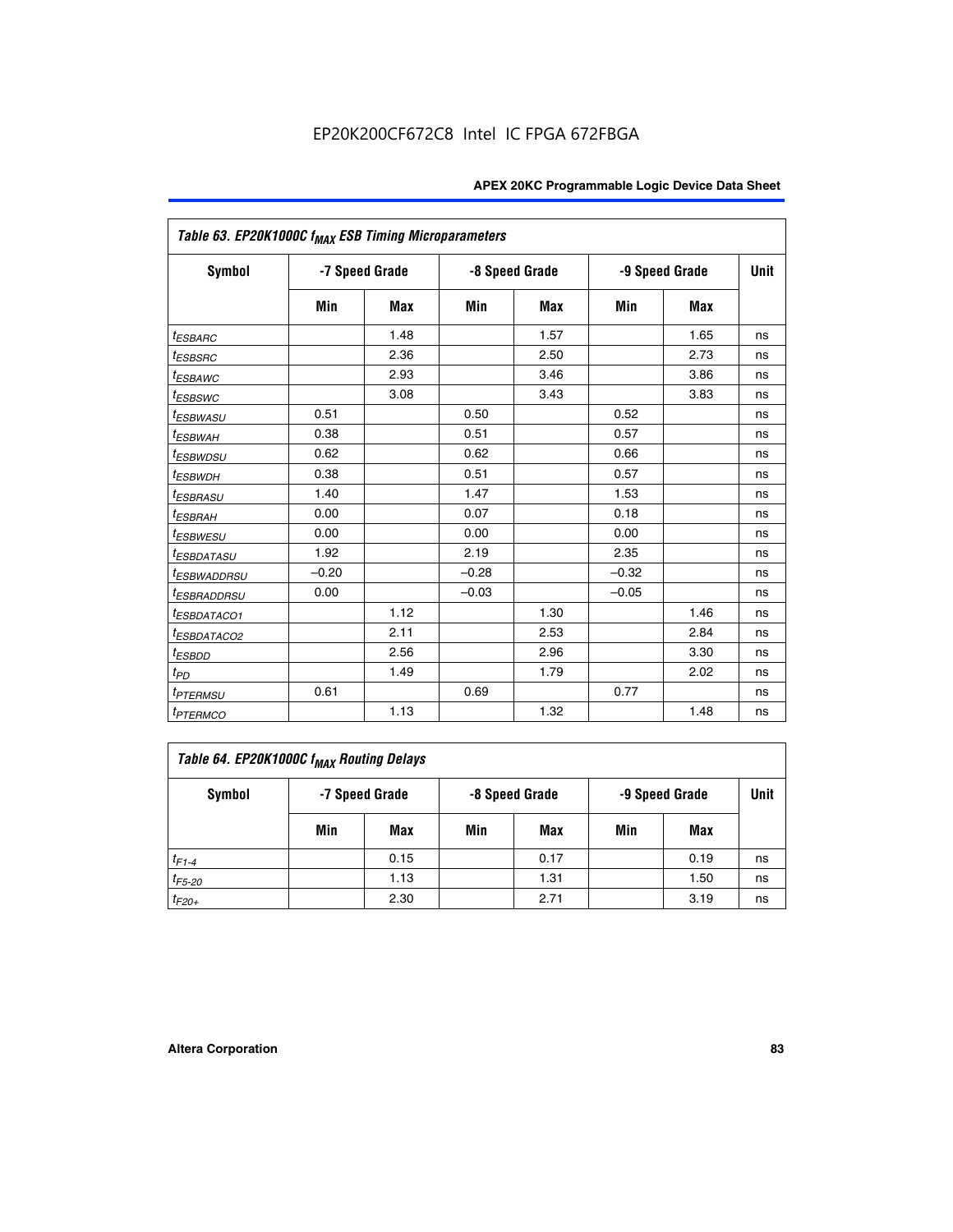| Table 63. EP20K1000C $f_{MAX}$ ESB Timing Microparameters | | | | | | | |
|---|---|---|---|---|---|---|---|
| Symbol | -7 Speed Grade | | -8 Speed Grade | | -9 Speed Grade | | Unit |
| | Min | Max | Min | Max | Min | Max | |
| $t_{ESBARC}$ | | 1.48 | | 1.57 | | 1.65 | ns |
| $t_{ESBSRC}$ | | 2.36 | | 2.50 | | 2.73 | ns |
| $t_{ESBAWC}$ | | 2.93 | | 3.46 | | 3.86 | ns |
| $t_{ESBSWC}$ | | 3.08 | | 3.43 | | 3.83 | ns |
| $t_{ESBWASU}$ | 0.51 | | 0.50 | | 0.52 | | ns |
| $t_{ESBWAH}$ | 0.38 | | 0.51 | | 0.57 | | ns |
| $t_{ESBWDSU}$ | 0.62 | | 0.62 | | 0.66 | | ns |
| $t_{ESBWDH}$ | 0.38 | | 0.51 | | 0.57 | | ns |
| $t_{ESBRASU}$ | 1.40 | | 1.47 | | 1.53 | | ns |
| $t_{ESBRAH}$ | 0.00 | | 0.07 | | 0.18 | | ns |
| $t_{ESBWESU}$ | 0.00 | | 0.00 | | 0.00 | | ns |
| $t_{ESBDATASU}$ | 1.92 | | 2.19 | | 2.35 | | ns |
| $t_{ESBWADDRSU}$ | –0.20 | | –0.28 | | –0.32 | | ns |
| $t_{ESBRADDRSU}$ | 0.00 | | –0.03 | | –0.05 | | ns |
| $t_{ESBDATACO1}$ | | 1.12 | | 1.30 | | 1.46 | ns |
| $t_{ESBDATACO2}$ | | 2.11 | | 2.53 | | 2.84 | ns |
| $t_{ESBDD}$ | | 2.56 | | 2.96 | | 3.30 | ns |
| $t_{PD}$ | | 1.49 | | 1.79 | | 2.02 | ns |
| $t_{PTERMSU}$ | 0.61 | | 0.69 | | 0.77 | | ns |
| $t_{PTERMCO}$ | | 1.13 | | 1.32 | | 1.48 | ns |

| Table 64. EP20K1000C $f_{MAX}$ Routing Delays | | | | | | | |
|---|---|---|---|---|---|---|---|
| Symbol | -7 Speed Grade | | -8 Speed Grade | | -9 Speed Grade | | Unit |
| | Min | Max | Min | Max | Min | Max | |
| $t_{F1-4}$ | | 0.15 | | 0.17 | | 0.19 | ns |
| $t_{F5-20}$ | | 1.13 | | 1.31 | | 1.50 | ns |
| $t_{F20+}$ | | 2.30 | | 2.71 | | 3.19 | ns |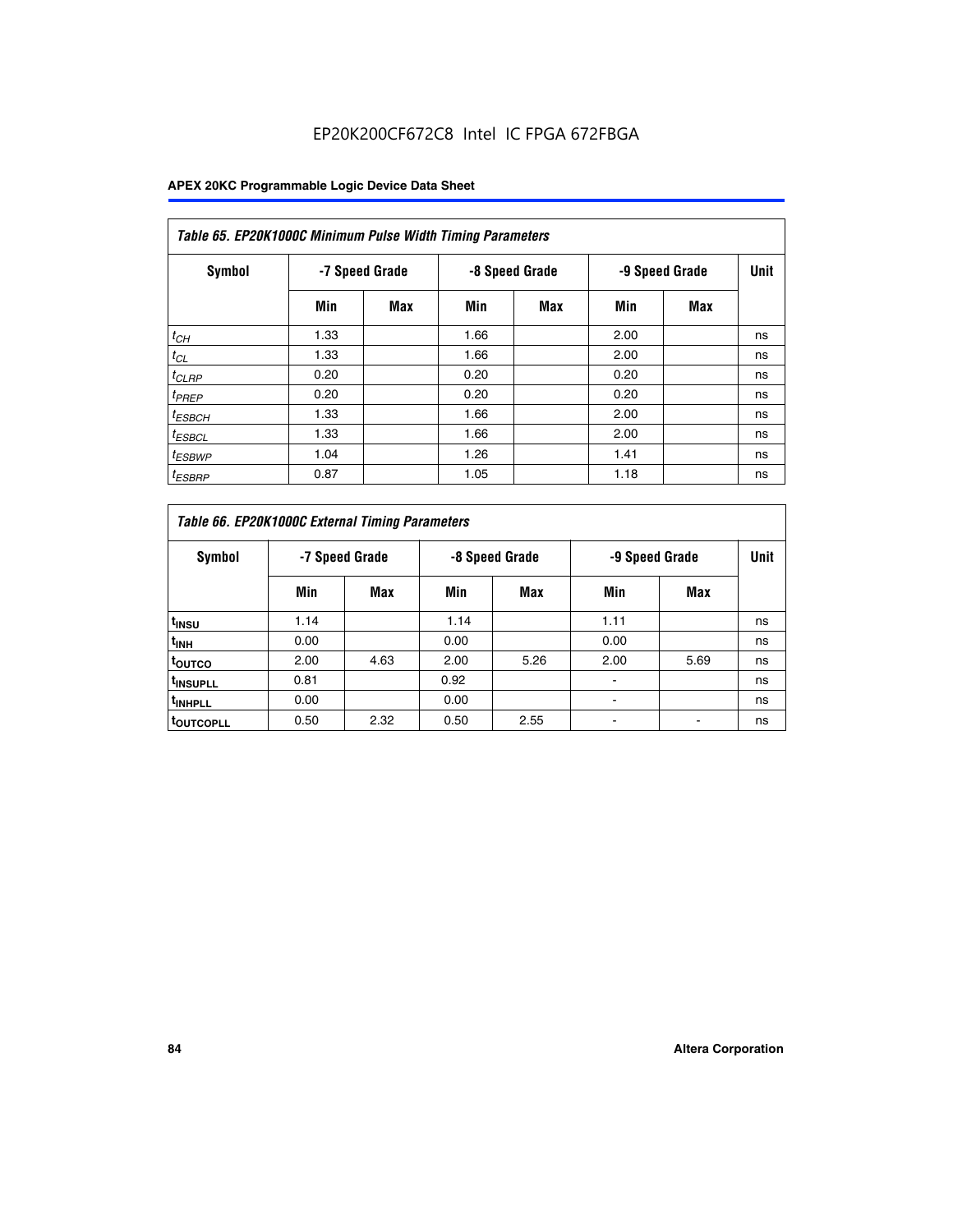EP20K200CF672C8 Intel IC FPGA 672FBGA

| Table 65. EP20K1000C Minimum Pulse Width Timing Parameters | | | | | | | |
|---|---|---|---|---|---|---|---|
| Symbol | -7 Speed Grade | | -8 Speed Grade | | -9 Speed Grade | | Unit |
| | Min | Max | Min | Max | Min | Max | |
| $t_{CH}$ | 1.33 | | 1.66 | | 2.00 | | ns |
| $t_{CL}$ | 1.33 | | 1.66 | | 2.00 | | ns |
| $t_{CLRP}$ | 0.20 | | 0.20 | | 0.20 | | ns |
| $t_{PREP}$ | 0.20 | | 0.20 | | 0.20 | | ns |
| $t_{ESBCH}$ | 1.33 | | 1.66 | | 2.00 | | ns |
| $t_{ESBCL}$ | 1.33 | | 1.66 | | 2.00 | | ns |
| $t_{ESBWP}$ | 1.04 | | 1.26 | | 1.41 | | ns |
| $t_{ESBRP}$ | 0.87 | | 1.05 | | 1.18 | | ns |

| Table 66. EP20K1000C External Timing Parameters | | | | | | | |
|---|---|---|---|---|---|---|---|
| Symbol | -7 Speed Grade | | -8 Speed Grade | | -9 Speed Grade | | Unit |
| | Min | Max | Min | Max | Min | Max | |
| $t_{INSU}$ | 1.14 | | 1.14 | | 1.11 | | ns |
| $t_{INH}$ | 0.00 | | 0.00 | | 0.00 | | ns |
| $t_{OUTCO}$ | 2.00 | 4.63 | 2.00 | 5.26 | 2.00 | 5.69 | ns |
| $t_{INSUPLL}$ | 0.81 | | 0.92 | | - | | ns |
| $t_{INHPLL}$ | 0.00 | | 0.00 | | - | | ns |
| $t_{OUTCOPLL}$ | 0.50 | 2.32 | 0.50 | 2.55 | - | - | ns |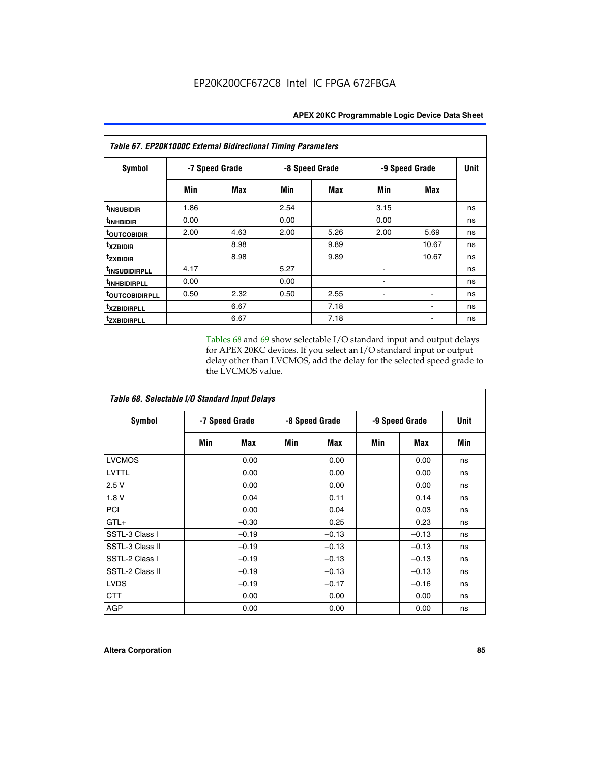**Table 67. EP20K1000C External Bidirectional Timing Parameters**

| Symbol | -7 Speed Grade | | -8 Speed Grade | | -9 Speed Grade | | Unit |
|---|---|---|---|---|---|---|---|
| | Min | Max | Min | Max | Min | Max | |
| $t_{INSUBIDIR}$ | 1.86 | | 2.54 | | 3.15 | | ns |
| $t_{INHBIDIR}$ | 0.00 | | 0.00 | | 0.00 | | ns |
| $t_{OUTCOBIDIR}$ | 2.00 | 4.63 | 2.00 | 5.26 | 2.00 | 5.69 | ns |
| $t_{XZBIDIR}$ | | 8.98 | | 9.89 | | 10.67 | ns |
| $t_{ZXBIDIR}$ | | 8.98 | | 9.89 | | 10.67 | ns |
| $t_{INSUBIDIRPLL}$ | 4.17 | | 5.27 | | - | | ns |
| $t_{INHBIDIRPLL}$ | 0.00 | | 0.00 | | - | | ns |
| $t_{OUTCOBIDIRPLL}$ | 0.50 | 2.32 | 0.50 | 2.55 | - | - | ns |
| $t_{XZBIDIRPLL}$ | | 6.67 | | 7.18 | | - | ns |
| $t_{ZXBIDIRPLL}$ | | 6.67 | | 7.18 | | - | ns |

Tables 68 and 69 show selectable I/O standard input and output delays for APEX 20KC devices. If you select an I/O standard input or output delay other than LVCMOS, add the delay for the selected speed grade to the LVCMOS value.

**Table 68. Selectable I/O Standard Input Delays**

| Symbol | -7 Speed Grade | | -8 Speed Grade | | -9 Speed Grade | | Unit |
|---|---|---|---|---|---|---|---|
| | Min | Max | Min | Max | Min | Max | Min |
| LVCMOS | | 0.00 | | 0.00 | | 0.00 | ns |
| LVTTL | | 0.00 | | 0.00 | | 0.00 | ns |
| 2.5 V | | 0.00 | | 0.00 | | 0.00 | ns |
| 1.8 V | | 0.04 | | 0.11 | | 0.14 | ns |
| PCI | | 0.00 | | 0.04 | | 0.03 | ns |
| GTL+ | | –0.30 | | 0.25 | | 0.23 | ns |
| SSTL-3 Class I | | –0.19 | | –0.13 | | –0.13 | ns |
| SSTL-3 Class II | | –0.19 | | –0.13 | | –0.13 | ns |
| SSTL-2 Class I | | –0.19 | | –0.13 | | –0.13 | ns |
| SSTL-2 Class II | | –0.19 | | –0.13 | | –0.13 | ns |
| LVDS | | –0.19 | | –0.17 | | –0.16 | ns |
| CTT | | 0.00 | | 0.00 | | 0.00 | ns |
| AGP | | 0.00 | | 0.00 | | 0.00 | ns |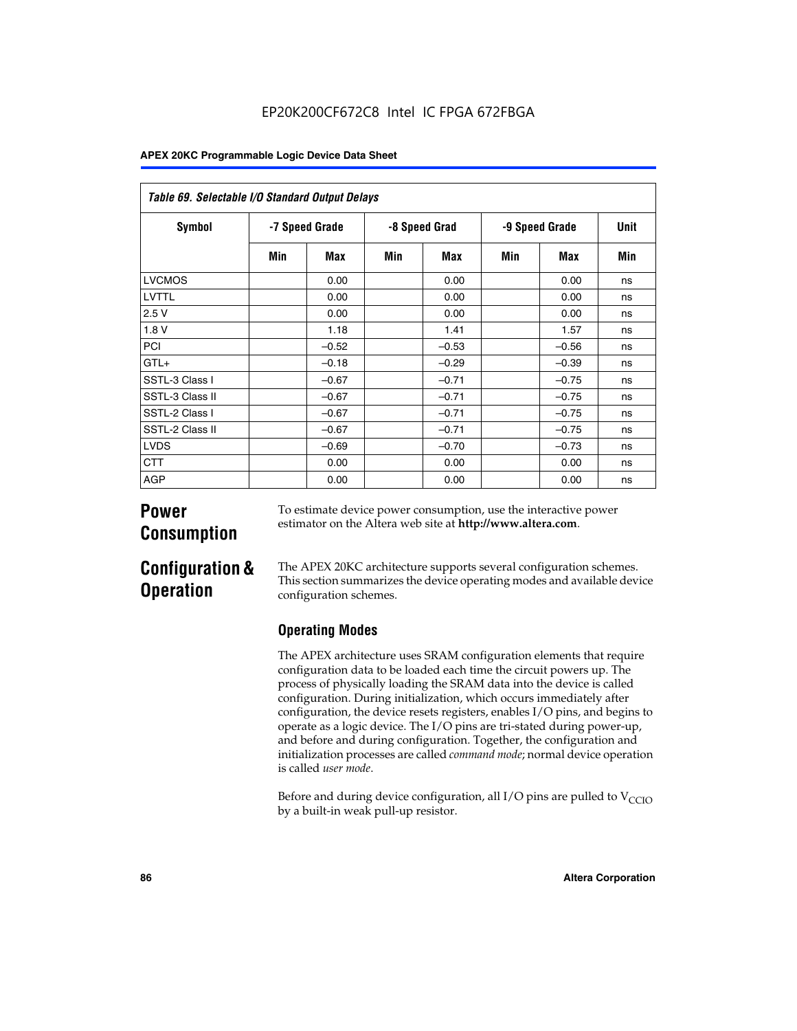| Table 69. Selectable I/O Standard Output Delays | | | | | | | |
|---|---|---|---|---|---|---|---|
| Symbol | -7 Speed Grade | | -8 Speed Grad | | -9 Speed Grade | | Unit |
| | Min | Max | Min | Max | Min | Max | Min |
| LVCMOS | | 0.00 | | 0.00 | | 0.00 | ns |
| LVTTL | | 0.00 | | 0.00 | | 0.00 | ns |
| 2.5 V | | 0.00 | | 0.00 | | 0.00 | ns |
| 1.8 V | | 1.18 | | 1.41 | | 1.57 | ns |
| PCI | | –0.52 | | –0.53 | | –0.56 | ns |
| GTL+ | | –0.18 | | –0.29 | | –0.39 | ns |
| SSTL-3 Class I | | –0.67 | | –0.71 | | –0.75 | ns |
| SSTL-3 Class II | | –0.67 | | –0.71 | | –0.75 | ns |
| SSTL-2 Class I | | –0.67 | | –0.71 | | –0.75 | ns |
| SSTL-2 Class II | | –0.67 | | –0.71 | | –0.75 | ns |
| LVDS | | –0.69 | | –0.70 | | –0.73 | ns |
| CTT | | 0.00 | | 0.00 | | 0.00 | ns |
| AGP | | 0.00 | | 0.00 | | 0.00 | ns |

# Power Consumption

To estimate device power consumption, use the interactive power estimator on the Altera web site at **http://www.altera.com**.

# Configuration & Operation

The APEX 20KC architecture supports several configuration schemes. This section summarizes the device operating modes and available device configuration schemes.

## Operating Modes

The APEX architecture uses SRAM configuration elements that require configuration data to be loaded each time the circuit powers up. The process of physically loading the SRAM data into the device is called configuration. During initialization, which occurs immediately after configuration, the device resets registers, enables I/O pins, and begins to operate as a logic device. The I/O pins are tri-stated during power-up, and before and during configuration. Together, the configuration and initialization processes are called *command mode*; normal device operation is called *user mode*.

Before and during device configuration, all I/O pins are pulled to $V_{CCIO}$ by a built-in weak pull-up resistor.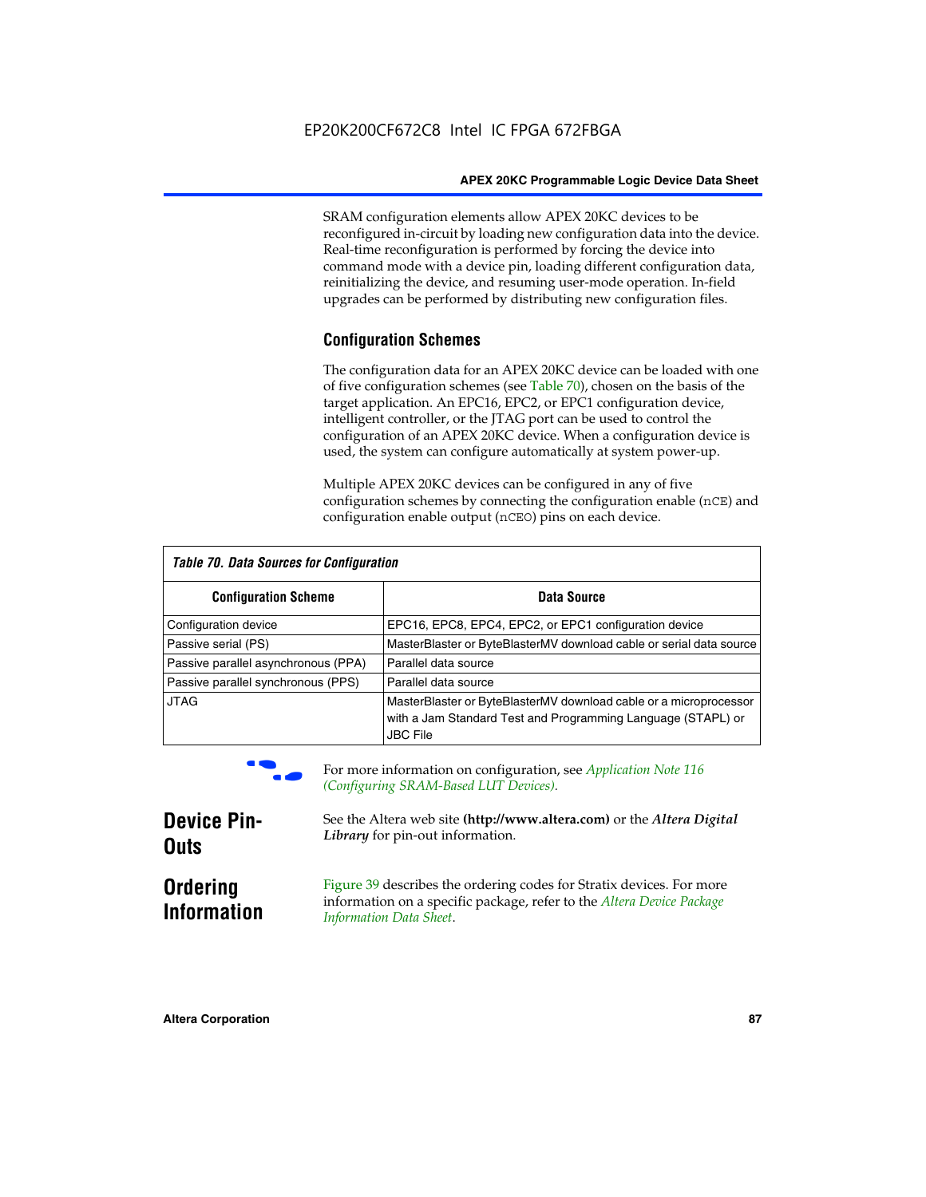SRAM configuration elements allow APEX 20KC devices to be reconfigured in-circuit by loading new configuration data into the device. Real-time reconfiguration is performed by forcing the device into command mode with a device pin, loading different configuration data, reinitializing the device, and resuming user-mode operation. In-field upgrades can be performed by distributing new configuration files.

### Configuration Schemes

The configuration data for an APEX 20KC device can be loaded with one of five configuration schemes (see Table 70), chosen on the basis of the target application. An EPC16, EPC2, or EPC1 configuration device, intelligent controller, or the JTAG port can be used to control the configuration of an APEX 20KC device. When a configuration device is used, the system can configure automatically at system power-up.

Multiple APEX 20KC devices can be configured in any of five configuration schemes by connecting the configuration enable (`nCE`) and configuration enable output (`nCEO`) pins on each device.

**Table 70. Data Sources for Configuration**

| Configuration Scheme | Data Source |
|---|---|
| Configuration device | EPC16, EPC8, EPC4, EPC2, or EPC1 configuration device |
| Passive serial (PS) | MasterBlaster or ByteBlasterMV download cable or serial data source |
| Passive parallel asynchronous (PPA) | Parallel data source |
| Passive parallel synchronous (PPS) | Parallel data source |
| JTAG | MasterBlaster or ByteBlasterMV download cable or a microprocessor with a Jam Standard Test and Programming Language (STAPL) or JBC File |

For more information on configuration, see *Application Note 116 (Configuring SRAM-Based LUT Devices)*.

## Device Pin-Outs

See the Altera web site **(http://www.altera.com)** or the ***Altera Digital Library*** for pin-out information.

## Ordering Information

Figure 39 describes the ordering codes for Stratix devices. For more information on a specific package, refer to the *Altera Device Package Information Data Sheet*.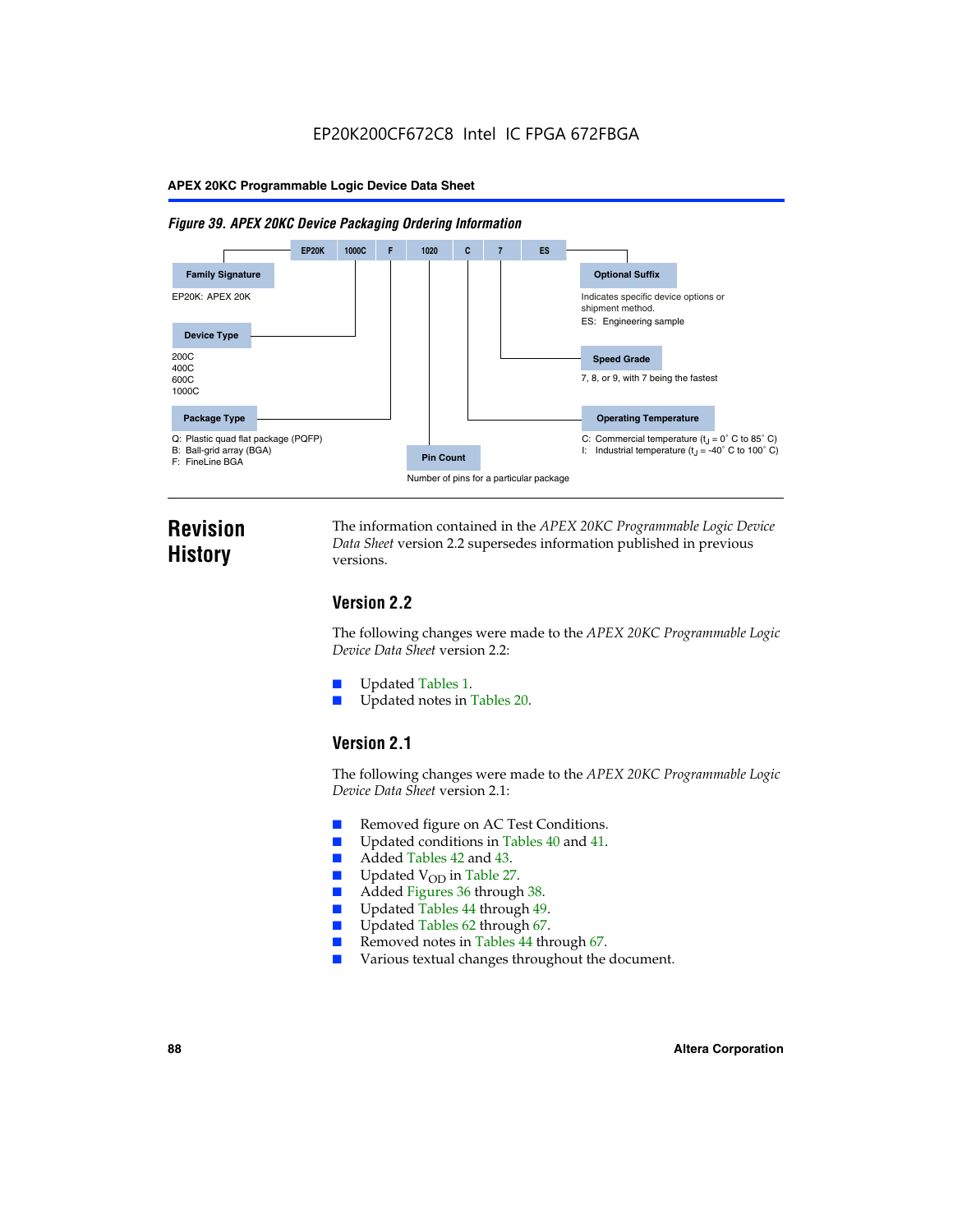**Figure 39. APEX 20KC Device Packaging Ordering Information**

| EP20K | 1000C | F | 1020 | C | 7 | ES |
|---|---|---|---|---|---|---|

**Family Signature**

EP20K: APEX 20K

**Device Type**

200C
400C
600C
1000C

**Package Type**

Q: Plastic quad flat package (PQFP)
B: Ball-grid array (BGA)
F: FineLine BGA

**Pin Count**

Number of pins for a particular package

**Operating Temperature**

C: Commercial temperature ($t_J$ = 0° C to 85° C)
I: Industrial temperature ($t_J$ = -40° C to 100° C)

**Speed Grade**

7, 8, or 9, with 7 being the fastest

**Optional Suffix**

Indicates specific device options or shipment method.
ES: Engineering sample

# Revision History

The information contained in the *APEX 20KC Programmable Logic Device Data Sheet* version 2.2 supersedes information published in previous versions.

## Version 2.2

The following changes were made to the *APEX 20KC Programmable Logic Device Data Sheet* version 2.2:

- Updated Tables 1.
- Updated notes in Tables 20.

## Version 2.1

The following changes were made to the *APEX 20KC Programmable Logic Device Data Sheet* version 2.1:

- Removed figure on AC Test Conditions.
- Updated conditions in Tables 40 and 41.
- Added Tables 42 and 43.
- Updated $V_{OD}$ in Table 27.
- Added Figures 36 through 38.
- Updated Tables 44 through 49.
- Updated Tables 62 through 67.
- Removed notes in Tables 44 through 67.
- Various textual changes throughout the document.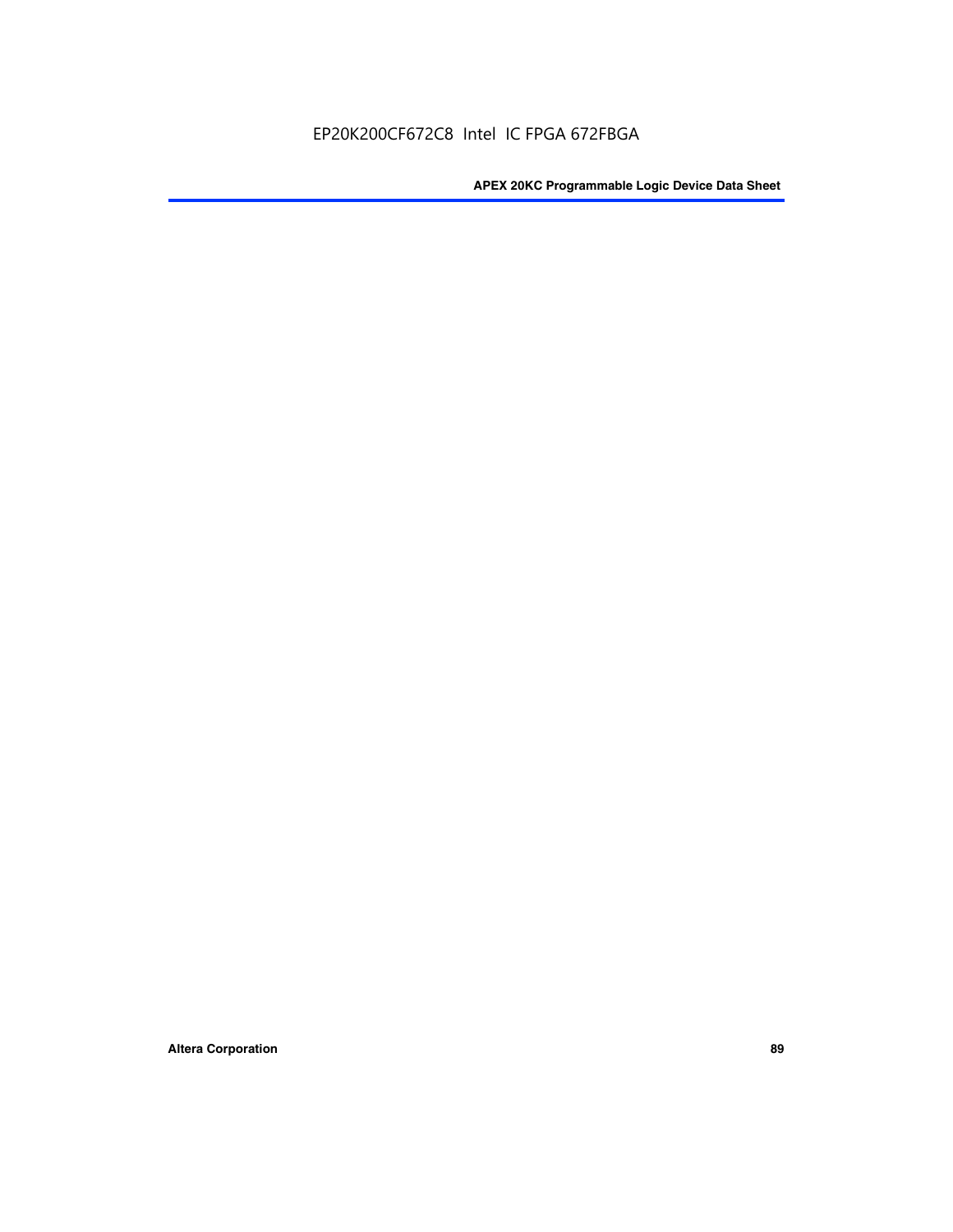EP20K200CF672C8 Intel IC FPGA 672FBGA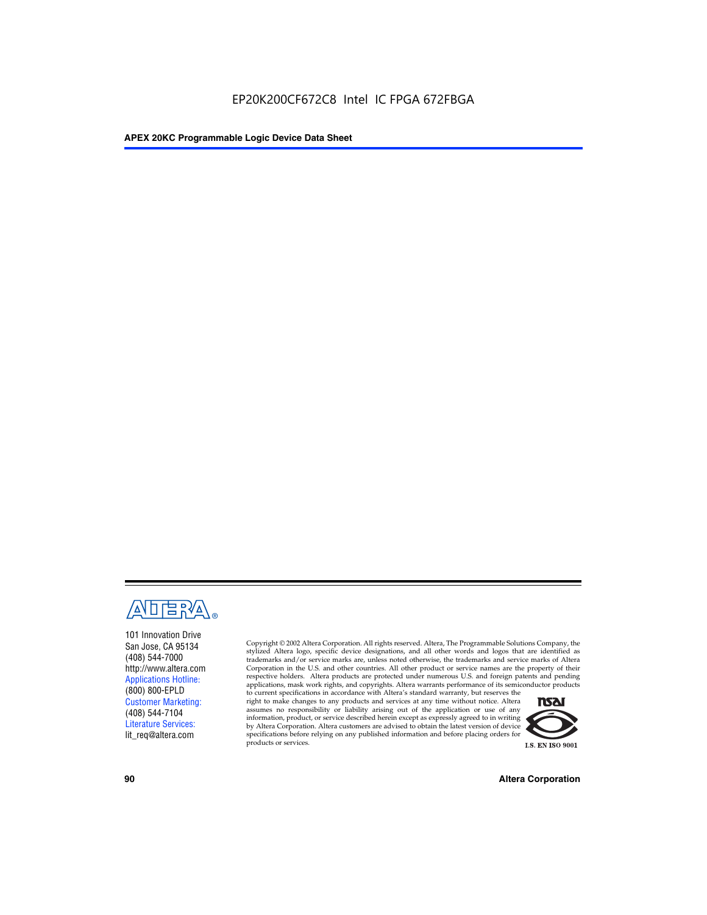101 Innovation Drive
San Jose, CA 95134
(408) 544-7000
http://www.altera.com
Applications Hotline:
(800) 800-EPLD
Customer Marketing:
(408) 544-7104
Literature Services:
lit_req@altera.com

Copyright © 2002 Altera Corporation. All rights reserved. Altera, The Programmable Solutions Company, the stylized Altera logo, specific device designations, and all other words and logos that are identified as trademarks and/or service marks are, unless noted otherwise, the trademarks and service marks of Altera Corporation in the U.S. and other countries. All other product or service names are the property of their respective holders. Altera products are protected under numerous U.S. and foreign patents and pending applications, mask work rights, and copyrights. Altera warrants performance of its semiconductor products to current specifications in accordance with Altera's standard warranty, but reserves the right to make changes to any products and services at any time without notice. Altera assumes no responsibility or liability arising out of the application or use of any information, product, or service described herein except as expressly agreed to in writing by Altera Corporation. Altera customers are advised to obtain the latest version of device specifications before relying on any published information and before placing orders for products or services.

I.S. EN ISO 9001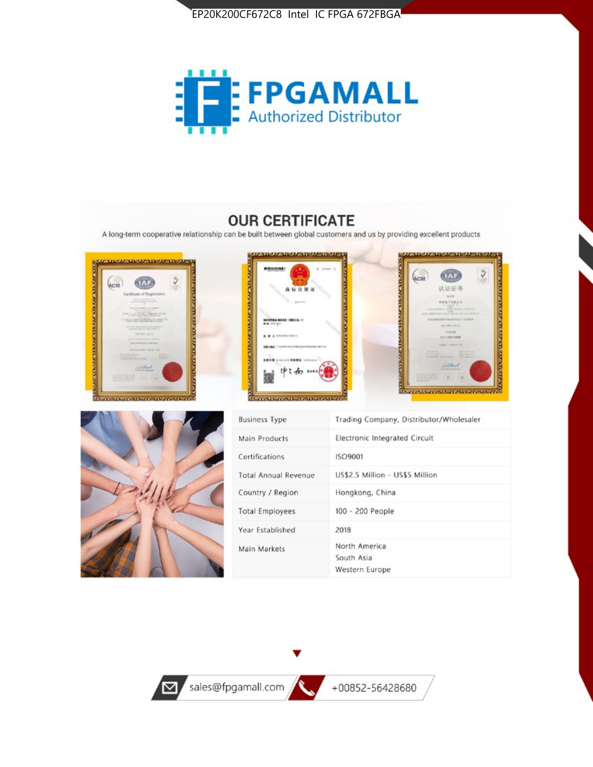FPGAMALL
Authorized Distributor

## OUR CERTIFICATE

A long-term cooperative relationship can be built between global customers and us by providing excellent products

| | |
|---|---|
| Business Type | Trading Company, Distributor/Wholesaler |
| Main Products | Electronic Integrated Circuit |
| Certifications | ISO9001 |
| Total Annual Revenue | US$2.5 Million - US$5 Million |
| Country / Region | Hongkong, China |
| Total Employees | 100 - 200 People |
| Year Established | 2018 |
| Main Markets | North America<br>South Asia<br>Western Europe |

sales@fpgamall.com

+00852-56428680